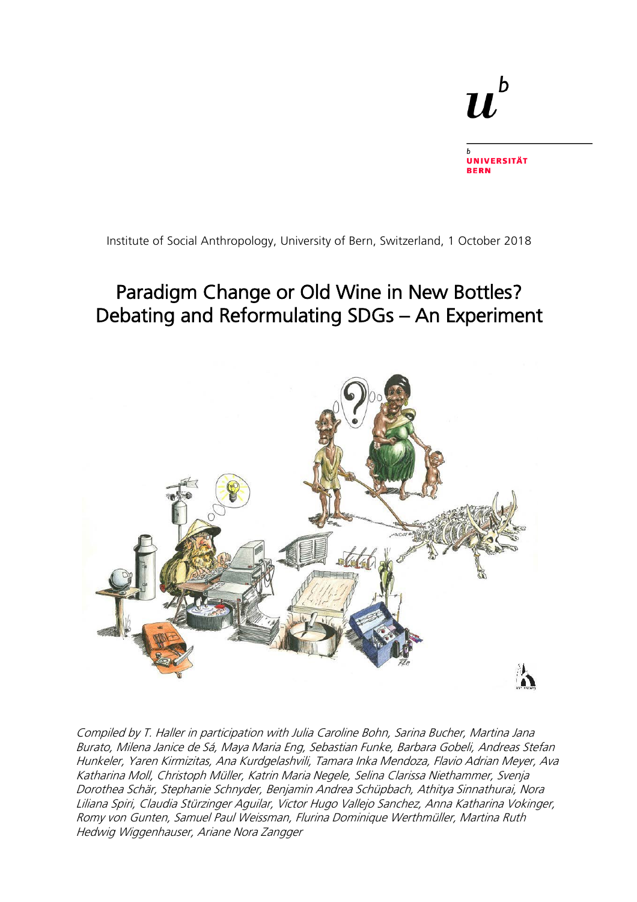Institute of Social Anthropology, University of Bern, Switzerland, 1 October 2018

# Paradigm Change or Old Wine in New Bottles? Debating and Reformulating SDGs – An Experiment

*Compiled by T. Haller in participation with Julia Caroline Bohn, Sarina Bucher, Martina Jana Burato, Milena Janice de Sá, Maya Maria Eng, Sebastian Funke, Barbara Gobeli, Andreas Stefan Hunkeler, Yaren Kirmizitas, Ana Kurdgelashvili, Tamara Inka Mendoza, Flavio Adrian Meyer, Ava Katharina Moll, Christoph Müller, Katrin Maria Negele, Selina Clarissa Niethammer, Svenja Dorothea Schär, Stephanie Schnyder, Benjamin Andrea Schüpbach, Athitya Sinnathurai, Nora Liliana Spiri, Claudia Stürzinger Aguilar, Victor Hugo Vallejo Sanchez, Anna Katharina Vokinger, Romy von Gunten, Samuel Paul Weissman, Flurina Dominique Werthmüller, Martina Ruth Hedwig Wiggenhauser, Ariane Nora Zangger*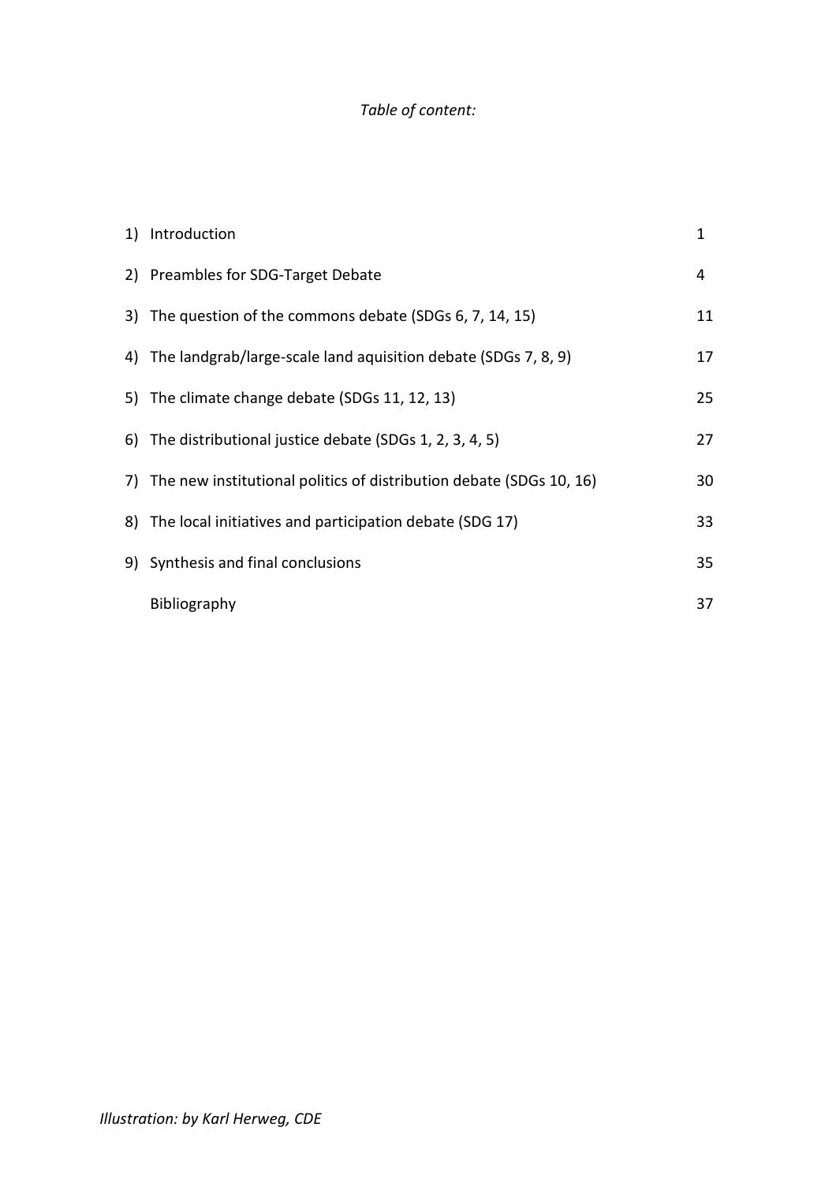*Table of content:*

| | | |
|---|---|---|
| 1) | Introduction | 1 |
| 2) | Preambles for SDG-Target Debate | 4 |
| 3) | The question of the commons debate (SDGs 6, 7, 14, 15) | 11 |
| 4) | The landgrab/large-scale land aquisition debate (SDGs 7, 8, 9) | 17 |
| 5) | The climate change debate (SDGs 11, 12, 13) | 25 |
| 6) | The distributional justice debate (SDGs 1, 2, 3, 4, 5) | 27 |
| 7) | The new institutional politics of distribution debate (SDGs 10, 16) | 30 |
| 8) | The local initiatives and participation debate (SDG 17) | 33 |
| 9) | Synthesis and final conclusions | 35 |
| | Bibliography | 37 |

*Illustration: by Karl Herweg, CDE*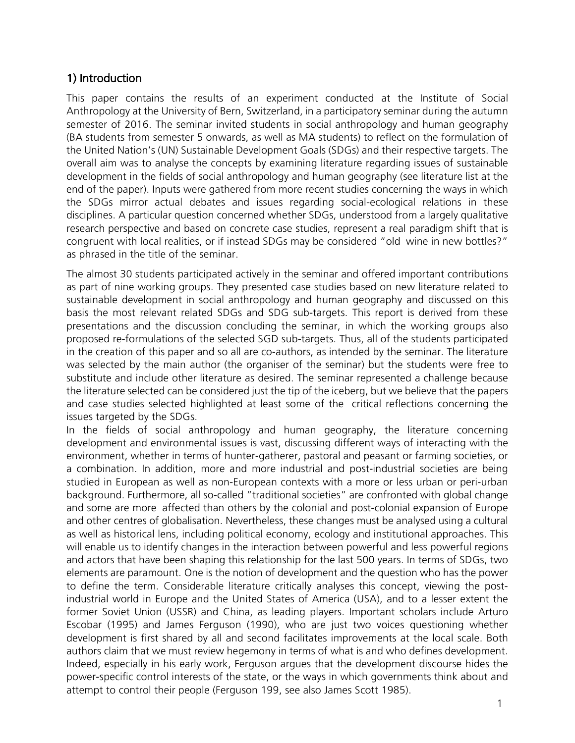## 1) Introduction

This paper contains the results of an experiment conducted at the Institute of Social Anthropology at the University of Bern, Switzerland, in a participatory seminar during the autumn semester of 2016. The seminar invited students in social anthropology and human geography (BA students from semester 5 onwards, as well as MA students) to reflect on the formulation of the United Nation's (UN) Sustainable Development Goals (SDGs) and their respective targets. The overall aim was to analyse the concepts by examining literature regarding issues of sustainable development in the fields of social anthropology and human geography (see literature list at the end of the paper). Inputs were gathered from more recent studies concerning the ways in which the SDGs mirror actual debates and issues regarding social-ecological relations in these disciplines. A particular question concerned whether SDGs, understood from a largely qualitative research perspective and based on concrete case studies, represent a real paradigm shift that is congruent with local realities, or if instead SDGs may be considered "old wine in new bottles?" as phrased in the title of the seminar.

The almost 30 students participated actively in the seminar and offered important contributions as part of nine working groups. They presented case studies based on new literature related to sustainable development in social anthropology and human geography and discussed on this basis the most relevant related SDGs and SDG sub-targets. This report is derived from these presentations and the discussion concluding the seminar, in which the working groups also proposed re-formulations of the selected SGD sub-targets. Thus, all of the students participated in the creation of this paper and so all are co-authors, as intended by the seminar. The literature was selected by the main author (the organiser of the seminar) but the students were free to substitute and include other literature as desired. The seminar represented a challenge because the literature selected can be considered just the tip of the iceberg, but we believe that the papers and case studies selected highlighted at least some of the critical reflections concerning the issues targeted by the SDGs.

In the fields of social anthropology and human geography, the literature concerning development and environmental issues is vast, discussing different ways of interacting with the environment, whether in terms of hunter-gatherer, pastoral and peasant or farming societies, or a combination. In addition, more and more industrial and post-industrial societies are being studied in European as well as non-European contexts with a more or less urban or peri-urban background. Furthermore, all so-called "traditional societies" are confronted with global change and some are more affected than others by the colonial and post-colonial expansion of Europe and other centres of globalisation. Nevertheless, these changes must be analysed using a cultural as well as historical lens, including political economy, ecology and institutional approaches. This will enable us to identify changes in the interaction between powerful and less powerful regions and actors that have been shaping this relationship for the last 500 years. In terms of SDGs, two elements are paramount. One is the notion of development and the question who has the power to define the term. Considerable literature critically analyses this concept, viewing the post-industrial world in Europe and the United States of America (USA), and to a lesser extent the former Soviet Union (USSR) and China, as leading players. Important scholars include Arturo Escobar (1995) and James Ferguson (1990), who are just two voices questioning whether development is first shared by all and second facilitates improvements at the local scale. Both authors claim that we must review hegemony in terms of what is and who defines development. Indeed, especially in his early work, Ferguson argues that the development discourse hides the power-specific control interests of the state, or the ways in which governments think about and attempt to control their people (Ferguson 199, see also James Scott 1985).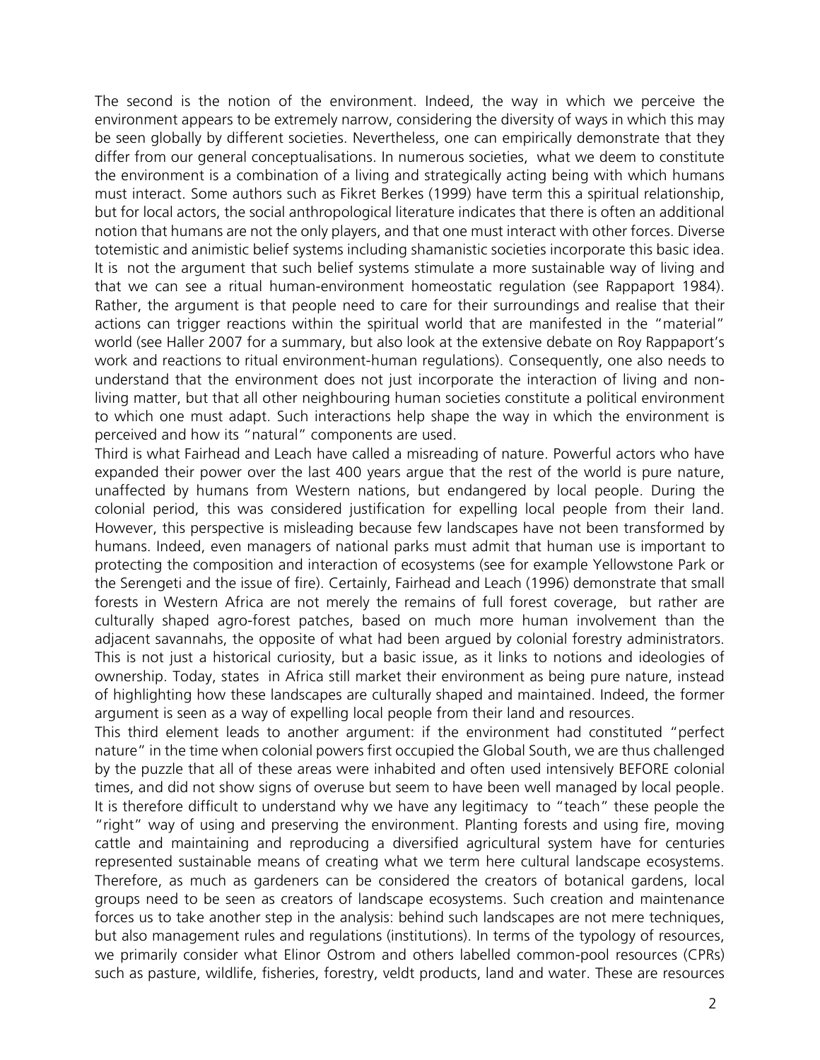The second is the notion of the environment. Indeed, the way in which we perceive the environment appears to be extremely narrow, considering the diversity of ways in which this may be seen globally by different societies. Nevertheless, one can empirically demonstrate that they differ from our general conceptualisations. In numerous societies, what we deem to constitute the environment is a combination of a living and strategically acting being with which humans must interact. Some authors such as Fikret Berkes (1999) have term this a spiritual relationship, but for local actors, the social anthropological literature indicates that there is often an additional notion that humans are not the only players, and that one must interact with other forces. Diverse totemistic and animistic belief systems including shamanistic societies incorporate this basic idea. It is not the argument that such belief systems stimulate a more sustainable way of living and that we can see a ritual human-environment homeostatic regulation (see Rappaport 1984). Rather, the argument is that people need to care for their surroundings and realise that their actions can trigger reactions within the spiritual world that are manifested in the "material" world (see Haller 2007 for a summary, but also look at the extensive debate on Roy Rappaport's work and reactions to ritual environment-human regulations). Consequently, one also needs to understand that the environment does not just incorporate the interaction of living and non-living matter, but that all other neighbouring human societies constitute a political environment to which one must adapt. Such interactions help shape the way in which the environment is perceived and how its "natural" components are used.

Third is what Fairhead and Leach have called a misreading of nature. Powerful actors who have expanded their power over the last 400 years argue that the rest of the world is pure nature, unaffected by humans from Western nations, but endangered by local people. During the colonial period, this was considered justification for expelling local people from their land. However, this perspective is misleading because few landscapes have not been transformed by humans. Indeed, even managers of national parks must admit that human use is important to protecting the composition and interaction of ecosystems (see for example Yellowstone Park or the Serengeti and the issue of fire). Certainly, Fairhead and Leach (1996) demonstrate that small forests in Western Africa are not merely the remains of full forest coverage, but rather are culturally shaped agro-forest patches, based on much more human involvement than the adjacent savannahs, the opposite of what had been argued by colonial forestry administrators. This is not just a historical curiosity, but a basic issue, as it links to notions and ideologies of ownership. Today, states in Africa still market their environment as being pure nature, instead of highlighting how these landscapes are culturally shaped and maintained. Indeed, the former argument is seen as a way of expelling local people from their land and resources.

This third element leads to another argument: if the environment had constituted "perfect nature" in the time when colonial powers first occupied the Global South, we are thus challenged by the puzzle that all of these areas were inhabited and often used intensively BEFORE colonial times, and did not show signs of overuse but seem to have been well managed by local people. It is therefore difficult to understand why we have any legitimacy to "teach" these people the "right" way of using and preserving the environment. Planting forests and using fire, moving cattle and maintaining and reproducing a diversified agricultural system have for centuries represented sustainable means of creating what we term here cultural landscape ecosystems. Therefore, as much as gardeners can be considered the creators of botanical gardens, local groups need to be seen as creators of landscape ecosystems. Such creation and maintenance forces us to take another step in the analysis: behind such landscapes are not mere techniques, but also management rules and regulations (institutions). In terms of the typology of resources, we primarily consider what Elinor Ostrom and others labelled common-pool resources (CPRs) such as pasture, wildlife, fisheries, forestry, veldt products, land and water. These are resources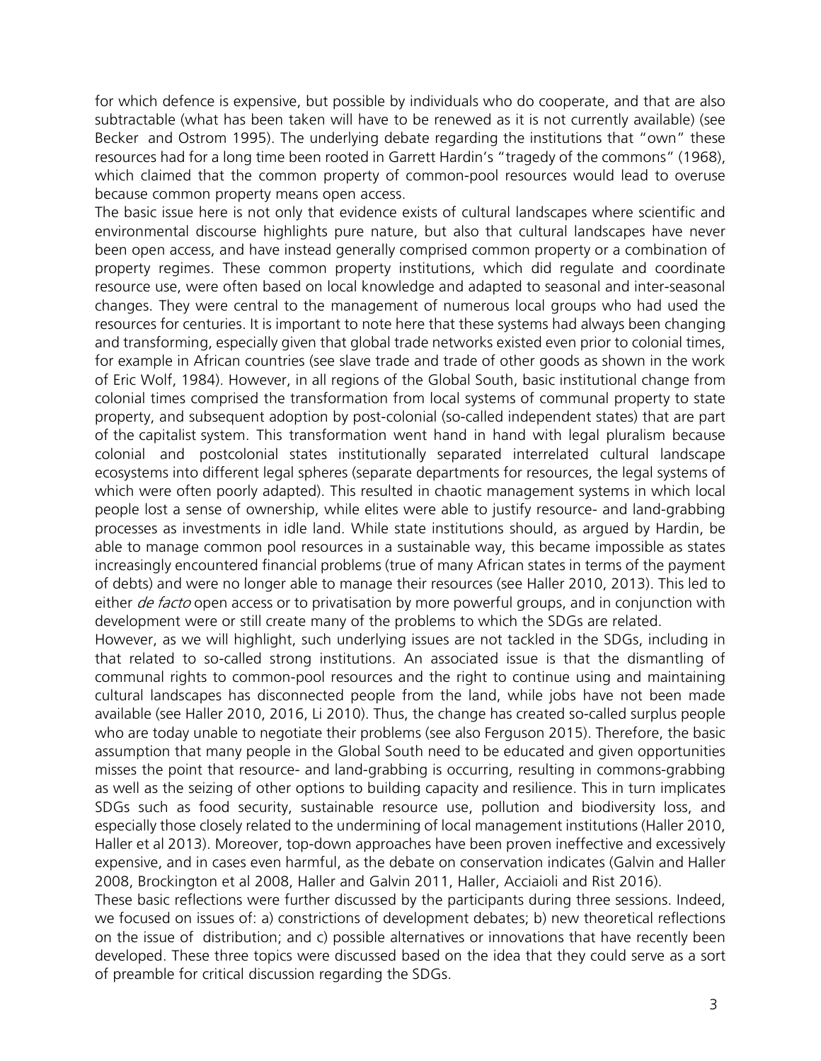for which defence is expensive, but possible by individuals who do cooperate, and that are also subtractable (what has been taken will have to be renewed as it is not currently available) (see Becker and Ostrom 1995). The underlying debate regarding the institutions that "own" these resources had for a long time been rooted in Garrett Hardin's "tragedy of the commons" (1968), which claimed that the common property of common-pool resources would lead to overuse because common property means open access.

The basic issue here is not only that evidence exists of cultural landscapes where scientific and environmental discourse highlights pure nature, but also that cultural landscapes have never been open access, and have instead generally comprised common property or a combination of property regimes. These common property institutions, which did regulate and coordinate resource use, were often based on local knowledge and adapted to seasonal and inter-seasonal changes. They were central to the management of numerous local groups who had used the resources for centuries. It is important to note here that these systems had always been changing and transforming, especially given that global trade networks existed even prior to colonial times, for example in African countries (see slave trade and trade of other goods as shown in the work of Eric Wolf, 1984). However, in all regions of the Global South, basic institutional change from colonial times comprised the transformation from local systems of communal property to state property, and subsequent adoption by post-colonial (so-called independent states) that are part of the capitalist system. This transformation went hand in hand with legal pluralism because colonial and postcolonial states institutionally separated interrelated cultural landscape ecosystems into different legal spheres (separate departments for resources, the legal systems of which were often poorly adapted). This resulted in chaotic management systems in which local people lost a sense of ownership, while elites were able to justify resource- and land-grabbing processes as investments in idle land. While state institutions should, as argued by Hardin, be able to manage common pool resources in a sustainable way, this became impossible as states increasingly encountered financial problems (true of many African states in terms of the payment of debts) and were no longer able to manage their resources (see Haller 2010, 2013). This led to either *de facto* open access or to privatisation by more powerful groups, and in conjunction with development were or still create many of the problems to which the SDGs are related.

However, as we will highlight, such underlying issues are not tackled in the SDGs, including in that related to so-called strong institutions. An associated issue is that the dismantling of communal rights to common-pool resources and the right to continue using and maintaining cultural landscapes has disconnected people from the land, while jobs have not been made available (see Haller 2010, 2016, Li 2010). Thus, the change has created so-called surplus people who are today unable to negotiate their problems (see also Ferguson 2015). Therefore, the basic assumption that many people in the Global South need to be educated and given opportunities misses the point that resource- and land-grabbing is occurring, resulting in commons-grabbing as well as the seizing of other options to building capacity and resilience. This in turn implicates SDGs such as food security, sustainable resource use, pollution and biodiversity loss, and especially those closely related to the undermining of local management institutions (Haller 2010, Haller et al 2013). Moreover, top-down approaches have been proven ineffective and excessively expensive, and in cases even harmful, as the debate on conservation indicates (Galvin and Haller 2008, Brockington et al 2008, Haller and Galvin 2011, Haller, Acciaioli and Rist 2016).

These basic reflections were further discussed by the participants during three sessions. Indeed, we focused on issues of: a) constrictions of development debates; b) new theoretical reflections on the issue of distribution; and c) possible alternatives or innovations that have recently been developed. These three topics were discussed based on the idea that they could serve as a sort of preamble for critical discussion regarding the SDGs.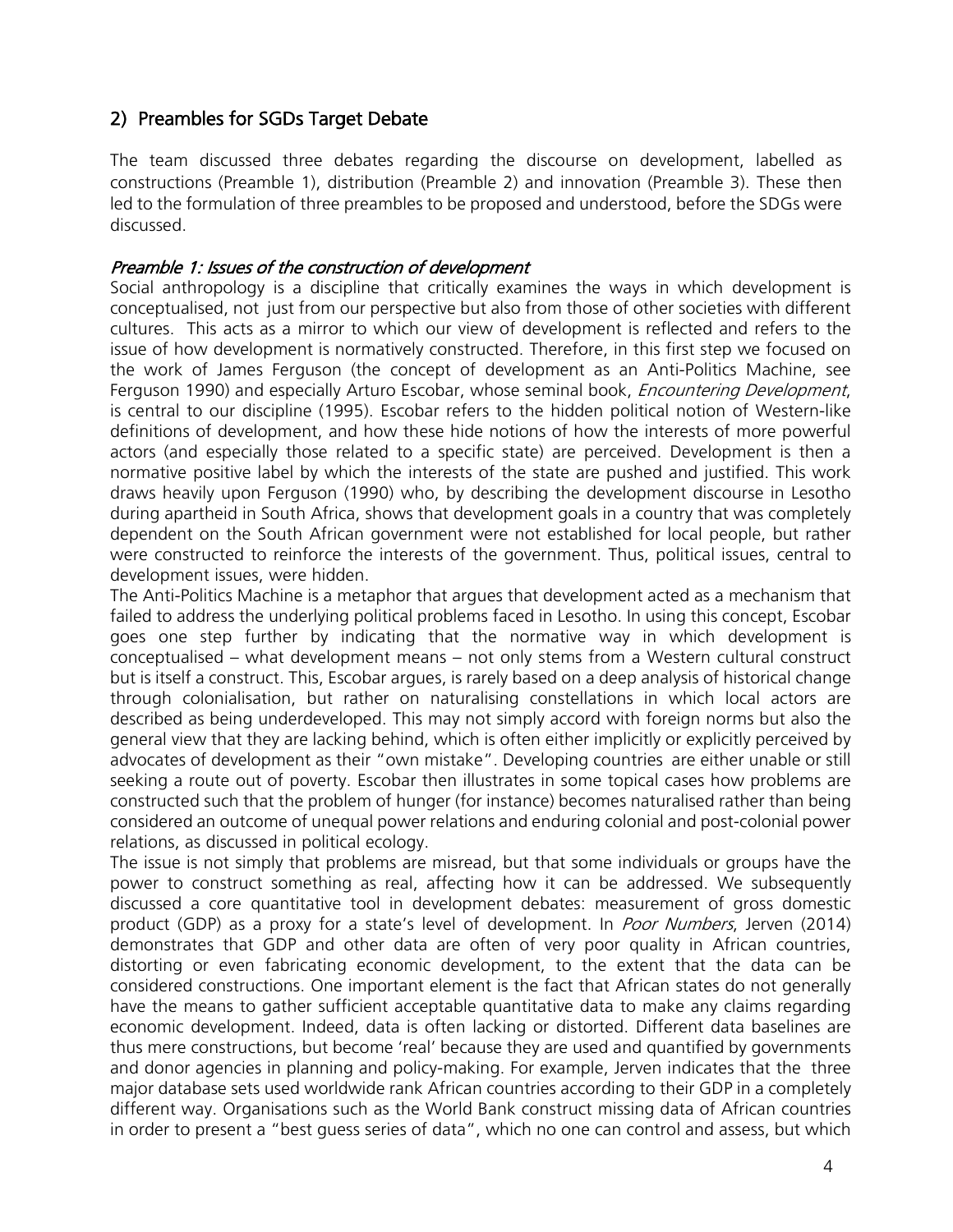## 2) Preambles for SGDs Target Debate

The team discussed three debates regarding the discourse on development, labelled as constructions (Preamble 1), distribution (Preamble 2) and innovation (Preamble 3). These then led to the formulation of three preambles to be proposed and understood, before the SDGs were discussed.

### *Preamble 1: Issues of the construction of development*

Social anthropology is a discipline that critically examines the ways in which development is conceptualised, not just from our perspective but also from those of other societies with different cultures. This acts as a mirror to which our view of development is reflected and refers to the issue of how development is normatively constructed. Therefore, in this first step we focused on the work of James Ferguson (the concept of development as an Anti-Politics Machine, see Ferguson 1990) and especially Arturo Escobar, whose seminal book, *Encountering Development*, is central to our discipline (1995). Escobar refers to the hidden political notion of Western-like definitions of development, and how these hide notions of how the interests of more powerful actors (and especially those related to a specific state) are perceived. Development is then a normative positive label by which the interests of the state are pushed and justified. This work draws heavily upon Ferguson (1990) who, by describing the development discourse in Lesotho during apartheid in South Africa, shows that development goals in a country that was completely dependent on the South African government were not established for local people, but rather were constructed to reinforce the interests of the government. Thus, political issues, central to development issues, were hidden.

The Anti-Politics Machine is a metaphor that argues that development acted as a mechanism that failed to address the underlying political problems faced in Lesotho. In using this concept, Escobar goes one step further by indicating that the normative way in which development is conceptualised – what development means – not only stems from a Western cultural construct but is itself a construct. This, Escobar argues, is rarely based on a deep analysis of historical change through colonialisation, but rather on naturalising constellations in which local actors are described as being underdeveloped. This may not simply accord with foreign norms but also the general view that they are lacking behind, which is often either implicitly or explicitly perceived by advocates of development as their "own mistake". Developing countries are either unable or still seeking a route out of poverty. Escobar then illustrates in some topical cases how problems are constructed such that the problem of hunger (for instance) becomes naturalised rather than being considered an outcome of unequal power relations and enduring colonial and post-colonial power relations, as discussed in political ecology.

The issue is not simply that problems are misread, but that some individuals or groups have the power to construct something as real, affecting how it can be addressed. We subsequently discussed a core quantitative tool in development debates: measurement of gross domestic product (GDP) as a proxy for a state's level of development. In *Poor Numbers*, Jerven (2014) demonstrates that GDP and other data are often of very poor quality in African countries, distorting or even fabricating economic development, to the extent that the data can be considered constructions. One important element is the fact that African states do not generally have the means to gather sufficient acceptable quantitative data to make any claims regarding economic development. Indeed, data is often lacking or distorted. Different data baselines are thus mere constructions, but become 'real' because they are used and quantified by governments and donor agencies in planning and policy-making. For example, Jerven indicates that the three major database sets used worldwide rank African countries according to their GDP in a completely different way. Organisations such as the World Bank construct missing data of African countries in order to present a "best guess series of data", which no one can control and assess, but which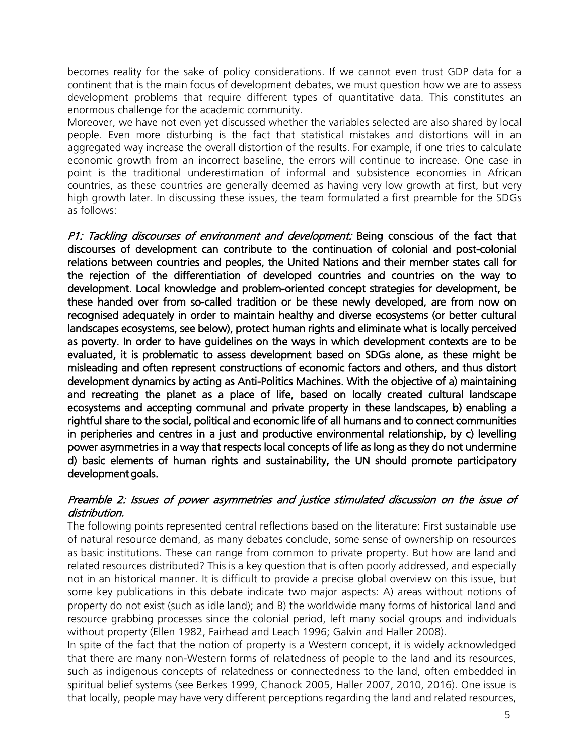becomes reality for the sake of policy considerations. If we cannot even trust GDP data for a continent that is the main focus of development debates, we must question how we are to assess development problems that require different types of quantitative data. This constitutes an enormous challenge for the academic community.

Moreover, we have not even yet discussed whether the variables selected are also shared by local people. Even more disturbing is the fact that statistical mistakes and distortions will in an aggregated way increase the overall distortion of the results. For example, if one tries to calculate economic growth from an incorrect baseline, the errors will continue to increase. One case in point is the traditional underestimation of informal and subsistence economies in African countries, as these countries are generally deemed as having very low growth at first, but very high growth later. In discussing these issues, the team formulated a first preamble for the SDGs as follows:

*P1: Tackling discourses of environment and development:* **Being conscious of the fact that discourses of development can contribute to the continuation of colonial and post-colonial relations between countries and peoples, the United Nations and their member states call for the rejection of the differentiation of developed countries and countries on the way to development. Local knowledge and problem-oriented concept strategies for development, be these handed over from so-called tradition or be these newly developed, are from now on recognised adequately in order to maintain healthy and diverse ecosystems (or better cultural landscapes ecosystems, see below), protect human rights and eliminate what is locally perceived as poverty. In order to have guidelines on the ways in which development contexts are to be evaluated, it is problematic to assess development based on SDGs alone, as these might be misleading and often represent constructions of economic factors and others, and thus distort development dynamics by acting as Anti-Politics Machines. With the objective of a) maintaining and recreating the planet as a place of life, based on locally created cultural landscape ecosystems and accepting communal and private property in these landscapes, b) enabling a rightful share to the social, political and economic life of all humans and to connect communities in peripheries and centres in a just and productive environmental relationship, by c) levelling power asymmetries in a way that respects local concepts of life as long as they do not undermine d) basic elements of human rights and sustainability, the UN should promote participatory development goals.**

### *Preamble 2: Issues of power asymmetries and justice stimulated discussion on the issue of distribution.*

The following points represented central reflections based on the literature: First sustainable use of natural resource demand, as many debates conclude, some sense of ownership on resources as basic institutions. These can range from common to private property. But how are land and related resources distributed? This is a key question that is often poorly addressed, and especially not in an historical manner. It is difficult to provide a precise global overview on this issue, but some key publications in this debate indicate two major aspects: A) areas without notions of property do not exist (such as idle land); and B) the worldwide many forms of historical land and resource grabbing processes since the colonial period, left many social groups and individuals without property (Ellen 1982, Fairhead and Leach 1996; Galvin and Haller 2008).

In spite of the fact that the notion of property is a Western concept, it is widely acknowledged that there are many non-Western forms of relatedness of people to the land and its resources, such as indigenous concepts of relatedness or connectedness to the land, often embedded in spiritual belief systems (see Berkes 1999, Chanock 2005, Haller 2007, 2010, 2016). One issue is that locally, people may have very different perceptions regarding the land and related resources,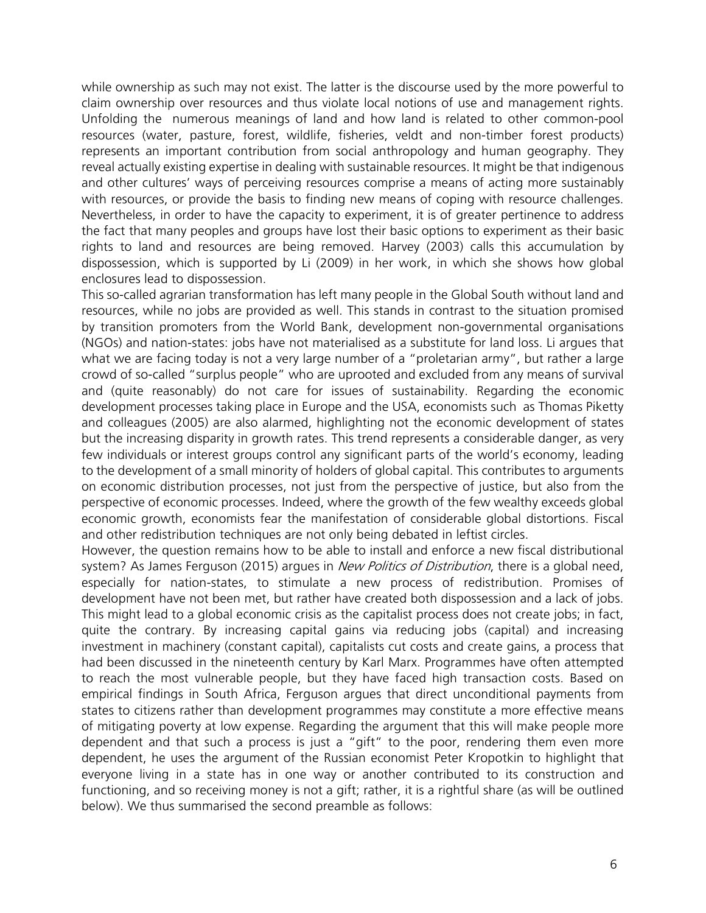while ownership as such may not exist. The latter is the discourse used by the more powerful to claim ownership over resources and thus violate local notions of use and management rights. Unfolding the numerous meanings of land and how land is related to other common-pool resources (water, pasture, forest, wildlife, fisheries, veldt and non-timber forest products) represents an important contribution from social anthropology and human geography. They reveal actually existing expertise in dealing with sustainable resources. It might be that indigenous and other cultures' ways of perceiving resources comprise a means of acting more sustainably with resources, or provide the basis to finding new means of coping with resource challenges. Nevertheless, in order to have the capacity to experiment, it is of greater pertinence to address the fact that many peoples and groups have lost their basic options to experiment as their basic rights to land and resources are being removed. Harvey (2003) calls this accumulation by dispossession, which is supported by Li (2009) in her work, in which she shows how global enclosures lead to dispossession.

This so-called agrarian transformation has left many people in the Global South without land and resources, while no jobs are provided as well. This stands in contrast to the situation promised by transition promoters from the World Bank, development non-governmental organisations (NGOs) and nation-states: jobs have not materialised as a substitute for land loss. Li argues that what we are facing today is not a very large number of a "proletarian army", but rather a large crowd of so-called "surplus people" who are uprooted and excluded from any means of survival and (quite reasonably) do not care for issues of sustainability. Regarding the economic development processes taking place in Europe and the USA, economists such as Thomas Piketty and colleagues (2005) are also alarmed, highlighting not the economic development of states but the increasing disparity in growth rates. This trend represents a considerable danger, as very few individuals or interest groups control any significant parts of the world's economy, leading to the development of a small minority of holders of global capital. This contributes to arguments on economic distribution processes, not just from the perspective of justice, but also from the perspective of economic processes. Indeed, where the growth of the few wealthy exceeds global economic growth, economists fear the manifestation of considerable global distortions. Fiscal and other redistribution techniques are not only being debated in leftist circles.

However, the question remains how to be able to install and enforce a new fiscal distributional system? As James Ferguson (2015) argues in *New Politics of Distribution*, there is a global need, especially for nation-states, to stimulate a new process of redistribution. Promises of development have not been met, but rather have created both dispossession and a lack of jobs. This might lead to a global economic crisis as the capitalist process does not create jobs; in fact, quite the contrary. By increasing capital gains via reducing jobs (capital) and increasing investment in machinery (constant capital), capitalists cut costs and create gains, a process that had been discussed in the nineteenth century by Karl Marx. Programmes have often attempted to reach the most vulnerable people, but they have faced high transaction costs. Based on empirical findings in South Africa, Ferguson argues that direct unconditional payments from states to citizens rather than development programmes may constitute a more effective means of mitigating poverty at low expense. Regarding the argument that this will make people more dependent and that such a process is just a "gift" to the poor, rendering them even more dependent, he uses the argument of the Russian economist Peter Kropotkin to highlight that everyone living in a state has in one way or another contributed to its construction and functioning, and so receiving money is not a gift; rather, it is a rightful share (as will be outlined below). We thus summarised the second preamble as follows: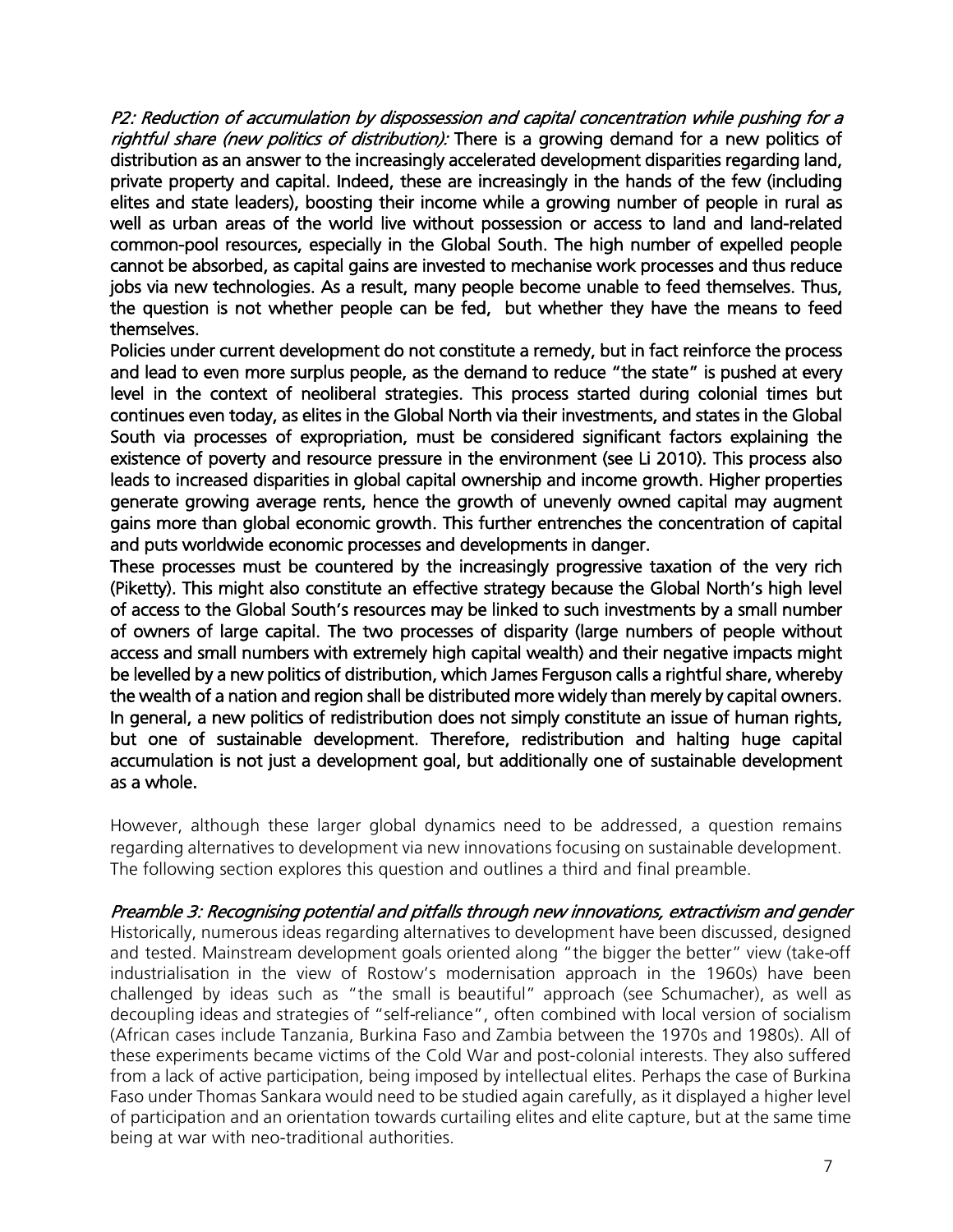*P2: Reduction of accumulation by dispossession and capital concentration while pushing for a rightful share (new politics of distribution):* There is a growing demand for a new politics of distribution as an answer to the increasingly accelerated development disparities regarding land, private property and capital. Indeed, these are increasingly in the hands of the few (including elites and state leaders), boosting their income while a growing number of people in rural as well as urban areas of the world live without possession or access to land and land-related common-pool resources, especially in the Global South. The high number of expelled people cannot be absorbed, as capital gains are invested to mechanise work processes and thus reduce jobs via new technologies. As a result, many people become unable to feed themselves. Thus, the question is not whether people can be fed, but whether they have the means to feed themselves.

Policies under current development do not constitute a remedy, but in fact reinforce the process and lead to even more surplus people, as the demand to reduce "the state" is pushed at every level in the context of neoliberal strategies. This process started during colonial times but continues even today, as elites in the Global North via their investments, and states in the Global South via processes of expropriation, must be considered significant factors explaining the existence of poverty and resource pressure in the environment (see Li 2010). This process also leads to increased disparities in global capital ownership and income growth. Higher properties generate growing average rents, hence the growth of unevenly owned capital may augment gains more than global economic growth. This further entrenches the concentration of capital and puts worldwide economic processes and developments in danger.

These processes must be countered by the increasingly progressive taxation of the very rich (Piketty). This might also constitute an effective strategy because the Global North's high level of access to the Global South's resources may be linked to such investments by a small number of owners of large capital. The two processes of disparity (large numbers of people without access and small numbers with extremely high capital wealth) and their negative impacts might be levelled by a new politics of distribution, which James Ferguson calls a rightful share, whereby the wealth of a nation and region shall be distributed more widely than merely by capital owners. In general, a new politics of redistribution does not simply constitute an issue of human rights, but one of sustainable development. Therefore, redistribution and halting huge capital accumulation is not just a development goal, but additionally one of sustainable development as a whole.

However, although these larger global dynamics need to be addressed, a question remains regarding alternatives to development via new innovations focusing on sustainable development. The following section explores this question and outlines a third and final preamble.

*Preamble 3: Recognising potential and pitfalls through new innovations, extractivism and gender*

Historically, numerous ideas regarding alternatives to development have been discussed, designed and tested. Mainstream development goals oriented along "the bigger the better" view (take-off industrialisation in the view of Rostow's modernisation approach in the 1960s) have been challenged by ideas such as "the small is beautiful" approach (see Schumacher), as well as decoupling ideas and strategies of "self-reliance", often combined with local version of socialism (African cases include Tanzania, Burkina Faso and Zambia between the 1970s and 1980s). All of these experiments became victims of the Cold War and post-colonial interests. They also suffered from a lack of active participation, being imposed by intellectual elites. Perhaps the case of Burkina Faso under Thomas Sankara would need to be studied again carefully, as it displayed a higher level of participation and an orientation towards curtailing elites and elite capture, but at the same time being at war with neo-traditional authorities.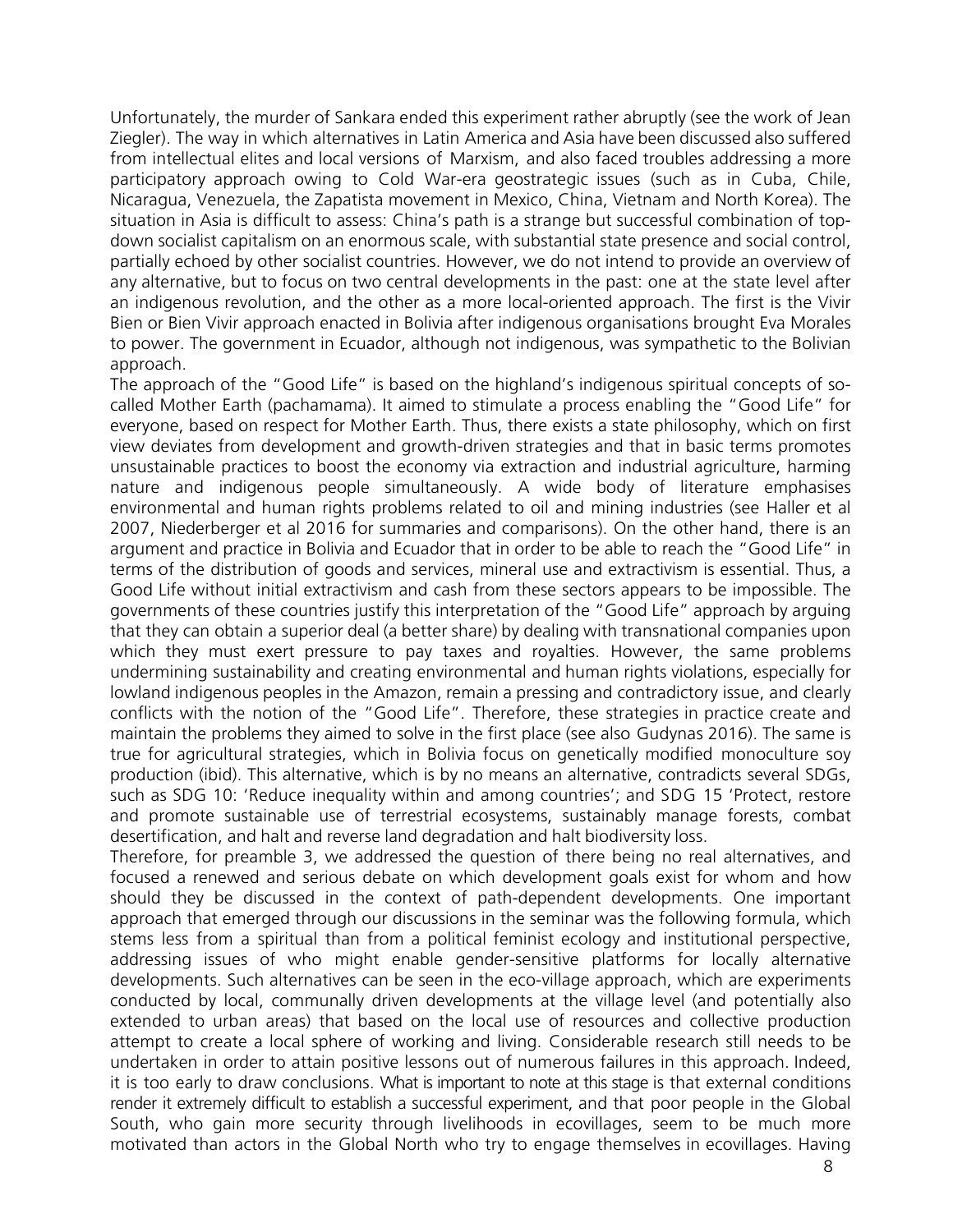Unfortunately, the murder of Sankara ended this experiment rather abruptly (see the work of Jean Ziegler). The way in which alternatives in Latin America and Asia have been discussed also suffered from intellectual elites and local versions of Marxism, and also faced troubles addressing a more participatory approach owing to Cold War-era geostrategic issues (such as in Cuba, Chile, Nicaragua, Venezuela, the Zapatista movement in Mexico, China, Vietnam and North Korea). The situation in Asia is difficult to assess: China's path is a strange but successful combination of top-down socialist capitalism on an enormous scale, with substantial state presence and social control, partially echoed by other socialist countries. However, we do not intend to provide an overview of any alternative, but to focus on two central developments in the past: one at the state level after an indigenous revolution, and the other as a more local-oriented approach. The first is the Vivir Bien or Bien Vivir approach enacted in Bolivia after indigenous organisations brought Eva Morales to power. The government in Ecuador, although not indigenous, was sympathetic to the Bolivian approach.

The approach of the "Good Life" is based on the highland's indigenous spiritual concepts of so-called Mother Earth (pachamama). It aimed to stimulate a process enabling the "Good Life" for everyone, based on respect for Mother Earth. Thus, there exists a state philosophy, which on first view deviates from development and growth-driven strategies and that in basic terms promotes unsustainable practices to boost the economy via extraction and industrial agriculture, harming nature and indigenous people simultaneously. A wide body of literature emphasises environmental and human rights problems related to oil and mining industries (see Haller et al 2007, Niederberger et al 2016 for summaries and comparisons). On the other hand, there is an argument and practice in Bolivia and Ecuador that in order to be able to reach the "Good Life" in terms of the distribution of goods and services, mineral use and extractivism is essential. Thus, a Good Life without initial extractivism and cash from these sectors appears to be impossible. The governments of these countries justify this interpretation of the "Good Life" approach by arguing that they can obtain a superior deal (a better share) by dealing with transnational companies upon which they must exert pressure to pay taxes and royalties. However, the same problems undermining sustainability and creating environmental and human rights violations, especially for lowland indigenous peoples in the Amazon, remain a pressing and contradictory issue, and clearly conflicts with the notion of the "Good Life". Therefore, these strategies in practice create and maintain the problems they aimed to solve in the first place (see also Gudynas 2016). The same is true for agricultural strategies, which in Bolivia focus on genetically modified monoculture soy production (ibid). This alternative, which is by no means an alternative, contradicts several SDGs, such as SDG 10: 'Reduce inequality within and among countries'; and SDG 15 'Protect, restore and promote sustainable use of terrestrial ecosystems, sustainably manage forests, combat desertification, and halt and reverse land degradation and halt biodiversity loss.

Therefore, for preamble 3, we addressed the question of there being no real alternatives, and focused a renewed and serious debate on which development goals exist for whom and how should they be discussed in the context of path-dependent developments. One important approach that emerged through our discussions in the seminar was the following formula, which stems less from a spiritual than from a political feminist ecology and institutional perspective, addressing issues of who might enable gender-sensitive platforms for locally alternative developments. Such alternatives can be seen in the eco-village approach, which are experiments conducted by local, communally driven developments at the village level (and potentially also extended to urban areas) that based on the local use of resources and collective production attempt to create a local sphere of working and living. Considerable research still needs to be undertaken in order to attain positive lessons out of numerous failures in this approach. Indeed, it is too early to draw conclusions. What is important to note at this stage is that external conditions render it extremely difficult to establish a successful experiment, and that poor people in the Global South, who gain more security through livelihoods in ecovillages, seem to be much more motivated than actors in the Global North who try to engage themselves in ecovillages. Having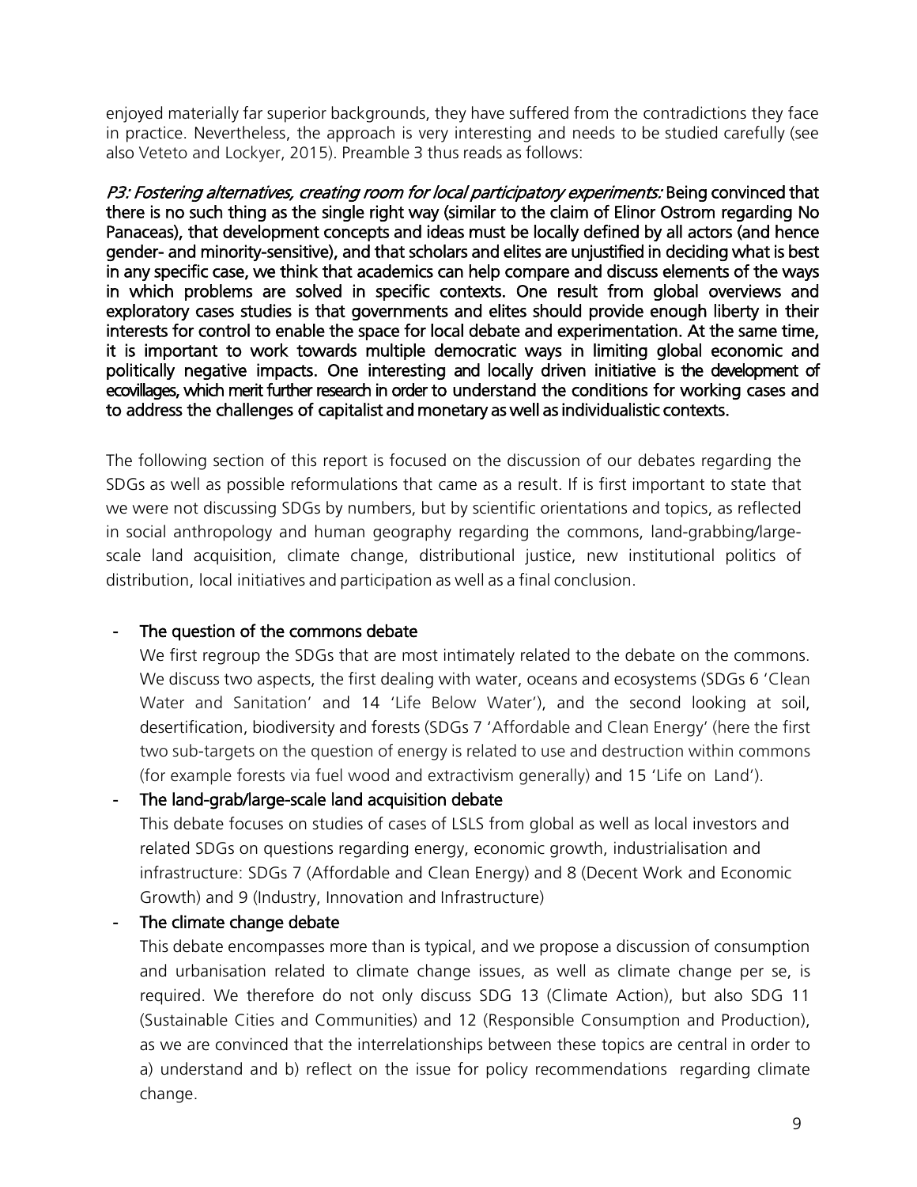enjoyed materially far superior backgrounds, they have suffered from the contradictions they face in practice. Nevertheless, the approach is very interesting and needs to be studied carefully (see also Veteto and Lockyer, 2015). Preamble 3 thus reads as follows:

***P3: Fostering alternatives, creating room for local participatory experiments:*** **Being convinced that there is no such thing as the single right way (similar to the claim of Elinor Ostrom regarding No Panaceas), that development concepts and ideas must be locally defined by all actors (and hence gender- and minority-sensitive), and that scholars and elites are unjustified in deciding what is best in any specific case, we think that academics can help compare and discuss elements of the ways in which problems are solved in specific contexts. One result from global overviews and exploratory cases studies is that governments and elites should provide enough liberty in their interests for control to enable the space for local debate and experimentation. At the same time, it is important to work towards multiple democratic ways in limiting global economic and politically negative impacts. One interesting and locally driven initiative is the development of ecovillages, which merit further research in order to understand the conditions for working cases and to address the challenges of capitalist and monetary as well as individualistic contexts.**

The following section of this report is focused on the discussion of our debates regarding the SDGs as well as possible reformulations that came as a result. If is first important to state that we were not discussing SDGs by numbers, but by scientific orientations and topics, as reflected in social anthropology and human geography regarding the commons, land-grabbing/large-scale land acquisition, climate change, distributional justice, new institutional politics of distribution, local initiatives and participation as well as a final conclusion.

- **The question of the commons debate**

  We first regroup the SDGs that are most intimately related to the debate on the commons. We discuss two aspects, the first dealing with water, oceans and ecosystems (SDGs 6 'Clean Water and Sanitation' and 14 'Life Below Water'), and the second looking at soil, desertification, biodiversity and forests (SDGs 7 'Affordable and Clean Energy' (here the first two sub-targets on the question of energy is related to use and destruction within commons (for example forests via fuel wood and extractivism generally) and 15 'Life on Land').

- **The land-grab/large-scale land acquisition debate**

  This debate focuses on studies of cases of LSLS from global as well as local investors and related SDGs on questions regarding energy, economic growth, industrialisation and infrastructure: SDGs 7 (Affordable and Clean Energy) and 8 (Decent Work and Economic Growth) and 9 (Industry, Innovation and Infrastructure)

- **The climate change debate**

  This debate encompasses more than is typical, and we propose a discussion of consumption and urbanisation related to climate change issues, as well as climate change per se, is required. We therefore do not only discuss SDG 13 (Climate Action), but also SDG 11 (Sustainable Cities and Communities) and 12 (Responsible Consumption and Production), as we are convinced that the interrelationships between these topics are central in order to a) understand and b) reflect on the issue for policy recommendations regarding climate change.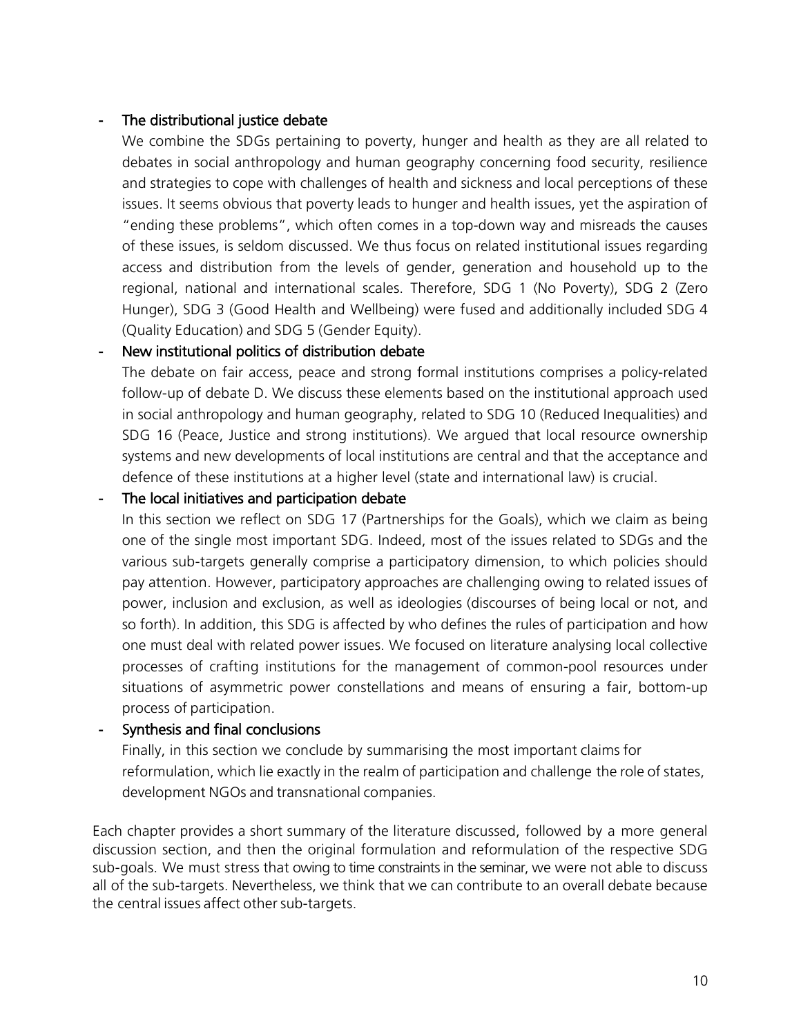- **The distributional justice debate**

  We combine the SDGs pertaining to poverty, hunger and health as they are all related to debates in social anthropology and human geography concerning food security, resilience and strategies to cope with challenges of health and sickness and local perceptions of these issues. It seems obvious that poverty leads to hunger and health issues, yet the aspiration of "ending these problems", which often comes in a top-down way and misreads the causes of these issues, is seldom discussed. We thus focus on related institutional issues regarding access and distribution from the levels of gender, generation and household up to the regional, national and international scales. Therefore, SDG 1 (No Poverty), SDG 2 (Zero Hunger), SDG 3 (Good Health and Wellbeing) were fused and additionally included SDG 4 (Quality Education) and SDG 5 (Gender Equity).

- **New institutional politics of distribution debate**

  The debate on fair access, peace and strong formal institutions comprises a policy-related follow-up of debate D. We discuss these elements based on the institutional approach used in social anthropology and human geography, related to SDG 10 (Reduced Inequalities) and SDG 16 (Peace, Justice and strong institutions). We argued that local resource ownership systems and new developments of local institutions are central and that the acceptance and defence of these institutions at a higher level (state and international law) is crucial.

- **The local initiatives and participation debate**

  In this section we reflect on SDG 17 (Partnerships for the Goals), which we claim as being one of the single most important SDG. Indeed, most of the issues related to SDGs and the various sub-targets generally comprise a participatory dimension, to which policies should pay attention. However, participatory approaches are challenging owing to related issues of power, inclusion and exclusion, as well as ideologies (discourses of being local or not, and so forth). In addition, this SDG is affected by who defines the rules of participation and how one must deal with related power issues. We focused on literature analysing local collective processes of crafting institutions for the management of common-pool resources under situations of asymmetric power constellations and means of ensuring a fair, bottom-up process of participation.

- **Synthesis and final conclusions**

  Finally, in this section we conclude by summarising the most important claims for reformulation, which lie exactly in the realm of participation and challenge the role of states, development NGOs and transnational companies.

Each chapter provides a short summary of the literature discussed, followed by a more general discussion section, and then the original formulation and reformulation of the respective SDG sub-goals. We must stress that owing to time constraints in the seminar, we were not able to discuss all of the sub-targets. Nevertheless, we think that we can contribute to an overall debate because the central issues affect other sub-targets.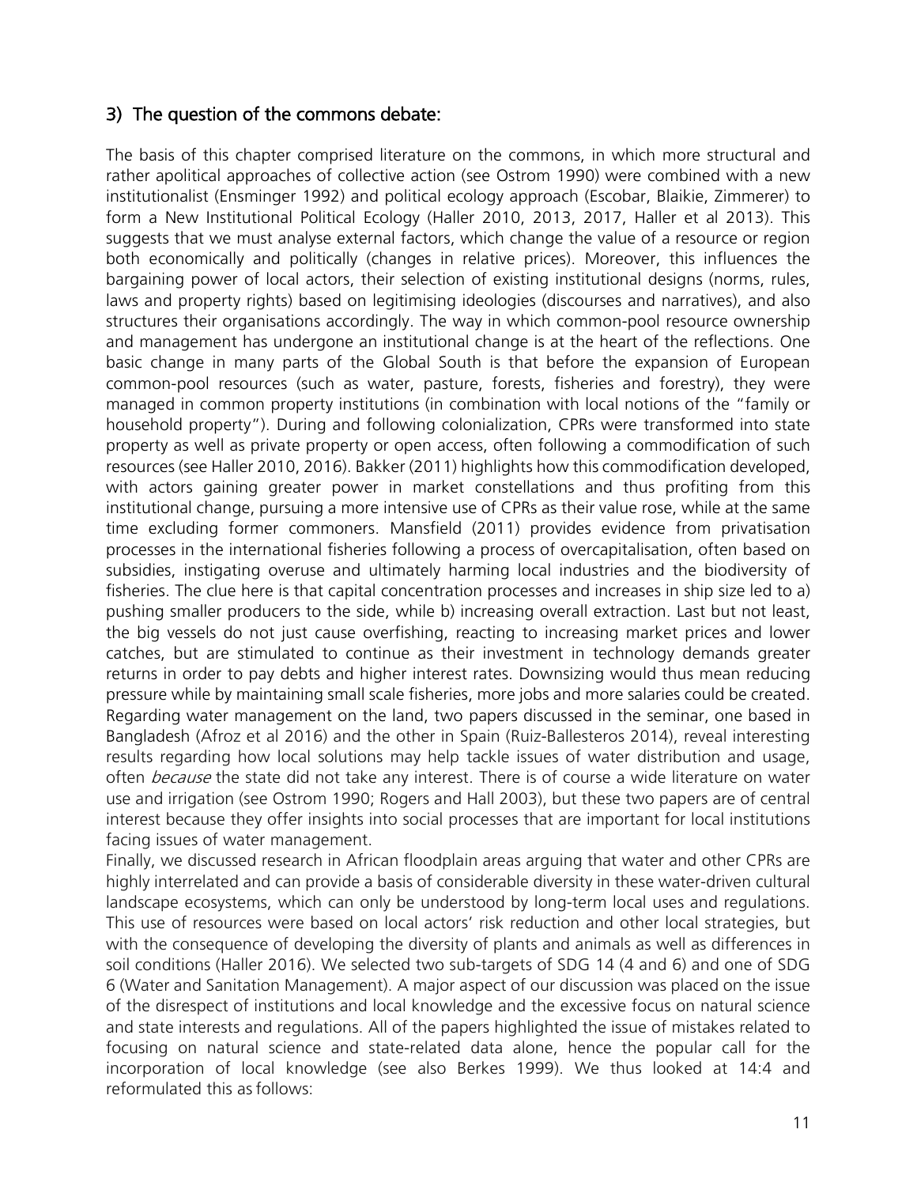## 3) The question of the commons debate:

The basis of this chapter comprised literature on the commons, in which more structural and rather apolitical approaches of collective action (see Ostrom 1990) were combined with a new institutionalist (Ensminger 1992) and political ecology approach (Escobar, Blaikie, Zimmerer) to form a New Institutional Political Ecology (Haller 2010, 2013, 2017, Haller et al 2013). This suggests that we must analyse external factors, which change the value of a resource or region both economically and politically (changes in relative prices). Moreover, this influences the bargaining power of local actors, their selection of existing institutional designs (norms, rules, laws and property rights) based on legitimising ideologies (discourses and narratives), and also structures their organisations accordingly. The way in which common-pool resource ownership and management has undergone an institutional change is at the heart of the reflections. One basic change in many parts of the Global South is that before the expansion of European common-pool resources (such as water, pasture, forests, fisheries and forestry), they were managed in common property institutions (in combination with local notions of the "family or household property"). During and following colonialization, CPRs were transformed into state property as well as private property or open access, often following a commodification of such resources (see Haller 2010, 2016). Bakker (2011) highlights how this commodification developed, with actors gaining greater power in market constellations and thus profiting from this institutional change, pursuing a more intensive use of CPRs as their value rose, while at the same time excluding former commoners. Mansfield (2011) provides evidence from privatisation processes in the international fisheries following a process of overcapitalisation, often based on subsidies, instigating overuse and ultimately harming local industries and the biodiversity of fisheries. The clue here is that capital concentration processes and increases in ship size led to a) pushing smaller producers to the side, while b) increasing overall extraction. Last but not least, the big vessels do not just cause overfishing, reacting to increasing market prices and lower catches, but are stimulated to continue as their investment in technology demands greater returns in order to pay debts and higher interest rates. Downsizing would thus mean reducing pressure while by maintaining small scale fisheries, more jobs and more salaries could be created. Regarding water management on the land, two papers discussed in the seminar, one based in Bangladesh (Afroz et al 2016) and the other in Spain (Ruiz-Ballesteros 2014), reveal interesting results regarding how local solutions may help tackle issues of water distribution and usage, often *because* the state did not take any interest. There is of course a wide literature on water use and irrigation (see Ostrom 1990; Rogers and Hall 2003), but these two papers are of central interest because they offer insights into social processes that are important for local institutions facing issues of water management.

Finally, we discussed research in African floodplain areas arguing that water and other CPRs are highly interrelated and can provide a basis of considerable diversity in these water-driven cultural landscape ecosystems, which can only be understood by long-term local uses and regulations. This use of resources were based on local actors' risk reduction and other local strategies, but with the consequence of developing the diversity of plants and animals as well as differences in soil conditions (Haller 2016). We selected two sub-targets of SDG 14 (4 and 6) and one of SDG 6 (Water and Sanitation Management). A major aspect of our discussion was placed on the issue of the disrespect of institutions and local knowledge and the excessive focus on natural science and state interests and regulations. All of the papers highlighted the issue of mistakes related to focusing on natural science and state-related data alone, hence the popular call for the incorporation of local knowledge (see also Berkes 1999). We thus looked at 14:4 and reformulated this as follows: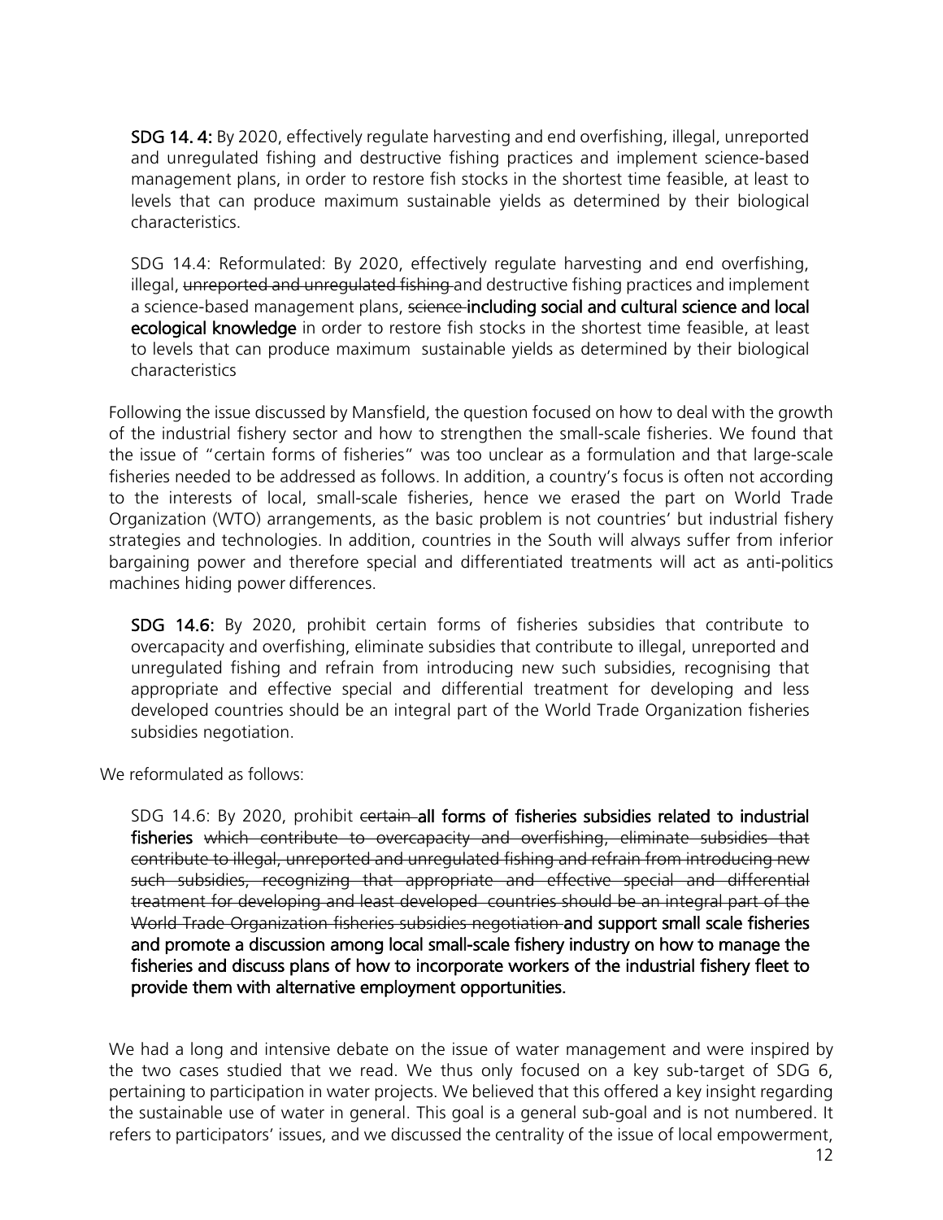**SDG 14. 4:** By 2020, effectively regulate harvesting and end overfishing, illegal, unreported and unregulated fishing and destructive fishing practices and implement science-based management plans, in order to restore fish stocks in the shortest time feasible, at least to levels that can produce maximum sustainable yields as determined by their biological characteristics.

SDG 14.4: Reformulated: By 2020, effectively regulate harvesting and end overfishing, illegal, ~~unreported and unregulated fishing~~ and destructive fishing practices and implement a science-based management plans, ~~science~~ **including social and cultural science and local ecological knowledge** in order to restore fish stocks in the shortest time feasible, at least to levels that can produce maximum sustainable yields as determined by their biological characteristics

Following the issue discussed by Mansfield, the question focused on how to deal with the growth of the industrial fishery sector and how to strengthen the small-scale fisheries. We found that the issue of "certain forms of fisheries" was too unclear as a formulation and that large-scale fisheries needed to be addressed as follows. In addition, a country's focus is often not according to the interests of local, small-scale fisheries, hence we erased the part on World Trade Organization (WTO) arrangements, as the basic problem is not countries' but industrial fishery strategies and technologies. In addition, countries in the South will always suffer from inferior bargaining power and therefore special and differentiated treatments will act as anti-politics machines hiding power differences.

**SDG 14.6:** By 2020, prohibit certain forms of fisheries subsidies that contribute to overcapacity and overfishing, eliminate subsidies that contribute to illegal, unreported and unregulated fishing and refrain from introducing new such subsidies, recognising that appropriate and effective special and differential treatment for developing and less developed countries should be an integral part of the World Trade Organization fisheries subsidies negotiation.

We reformulated as follows:

SDG 14.6: By 2020, prohibit ~~certain~~ **all forms of fisheries subsidies related to industrial fisheries** ~~which contribute to overcapacity and overfishing, eliminate subsidies that contribute to illegal, unreported and unregulated fishing and refrain from introducing new such subsidies, recognizing that appropriate and effective special and differential treatment for developing and least developed countries should be an integral part of the World Trade Organization fisheries subsidies negotiation~~ **and support small scale fisheries and promote a discussion among local small-scale fishery industry on how to manage the fisheries and discuss plans of how to incorporate workers of the industrial fishery fleet to provide them with alternative employment opportunities.**

We had a long and intensive debate on the issue of water management and were inspired by the two cases studied that we read. We thus only focused on a key sub-target of SDG 6, pertaining to participation in water projects. We believed that this offered a key insight regarding the sustainable use of water in general. This goal is a general sub-goal and is not numbered. It refers to participators' issues, and we discussed the centrality of the issue of local empowerment,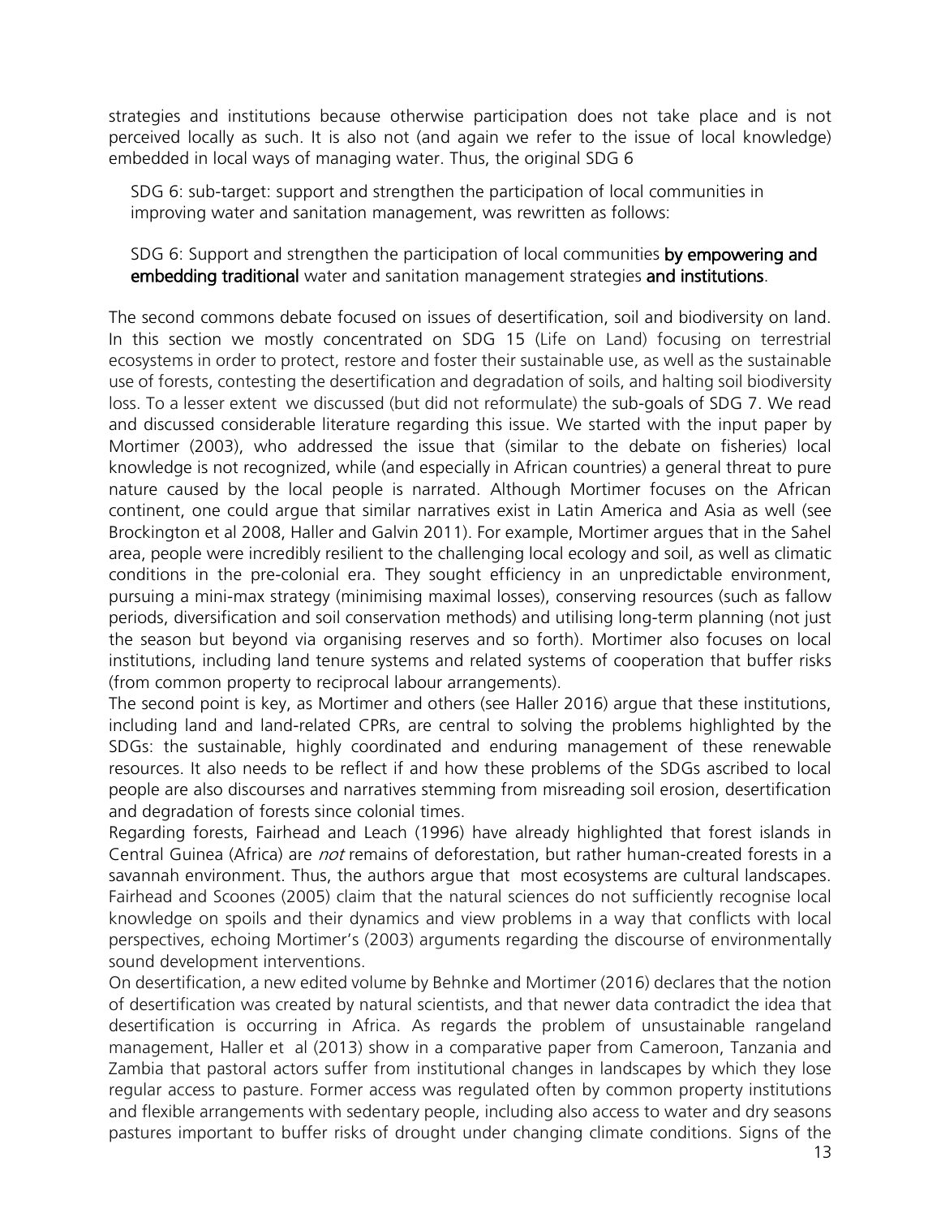strategies and institutions because otherwise participation does not take place and is not perceived locally as such. It is also not (and again we refer to the issue of local knowledge) embedded in local ways of managing water. Thus, the original SDG 6

> SDG 6: sub-target: support and strengthen the participation of local communities in improving water and sanitation management, was rewritten as follows:
>
> SDG 6: Support and strengthen the participation of local communities **by empowering and embedding traditional** water and sanitation management strategies **and institutions**.

The second commons debate focused on issues of desertification, soil and biodiversity on land. In this section we mostly concentrated on SDG 15 (Life on Land) focusing on terrestrial ecosystems in order to protect, restore and foster their sustainable use, as well as the sustainable use of forests, contesting the desertification and degradation of soils, and halting soil biodiversity loss. To a lesser extent we discussed (but did not reformulate) the sub-goals of SDG 7. We read and discussed considerable literature regarding this issue. We started with the input paper by Mortimer (2003), who addressed the issue that (similar to the debate on fisheries) local knowledge is not recognized, while (and especially in African countries) a general threat to pure nature caused by the local people is narrated. Although Mortimer focuses on the African continent, one could argue that similar narratives exist in Latin America and Asia as well (see Brockington et al 2008, Haller and Galvin 2011). For example, Mortimer argues that in the Sahel area, people were incredibly resilient to the challenging local ecology and soil, as well as climatic conditions in the pre-colonial era. They sought efficiency in an unpredictable environment, pursuing a mini-max strategy (minimising maximal losses), conserving resources (such as fallow periods, diversification and soil conservation methods) and utilising long-term planning (not just the season but beyond via organising reserves and so forth). Mortimer also focuses on local institutions, including land tenure systems and related systems of cooperation that buffer risks (from common property to reciprocal labour arrangements).

The second point is key, as Mortimer and others (see Haller 2016) argue that these institutions, including land and land-related CPRs, are central to solving the problems highlighted by the SDGs: the sustainable, highly coordinated and enduring management of these renewable resources. It also needs to be reflect if and how these problems of the SDGs ascribed to local people are also discourses and narratives stemming from misreading soil erosion, desertification and degradation of forests since colonial times.

Regarding forests, Fairhead and Leach (1996) have already highlighted that forest islands in Central Guinea (Africa) are *not* remains of deforestation, but rather human-created forests in a savannah environment. Thus, the authors argue that most ecosystems are cultural landscapes. Fairhead and Scoones (2005) claim that the natural sciences do not sufficiently recognise local knowledge on spoils and their dynamics and view problems in a way that conflicts with local perspectives, echoing Mortimer's (2003) arguments regarding the discourse of environmentally sound development interventions.

On desertification, a new edited volume by Behnke and Mortimer (2016) declares that the notion of desertification was created by natural scientists, and that newer data contradict the idea that desertification is occurring in Africa. As regards the problem of unsustainable rangeland management, Haller et al (2013) show in a comparative paper from Cameroon, Tanzania and Zambia that pastoral actors suffer from institutional changes in landscapes by which they lose regular access to pasture. Former access was regulated often by common property institutions and flexible arrangements with sedentary people, including also access to water and dry seasons pastures important to buffer risks of drought under changing climate conditions. Signs of the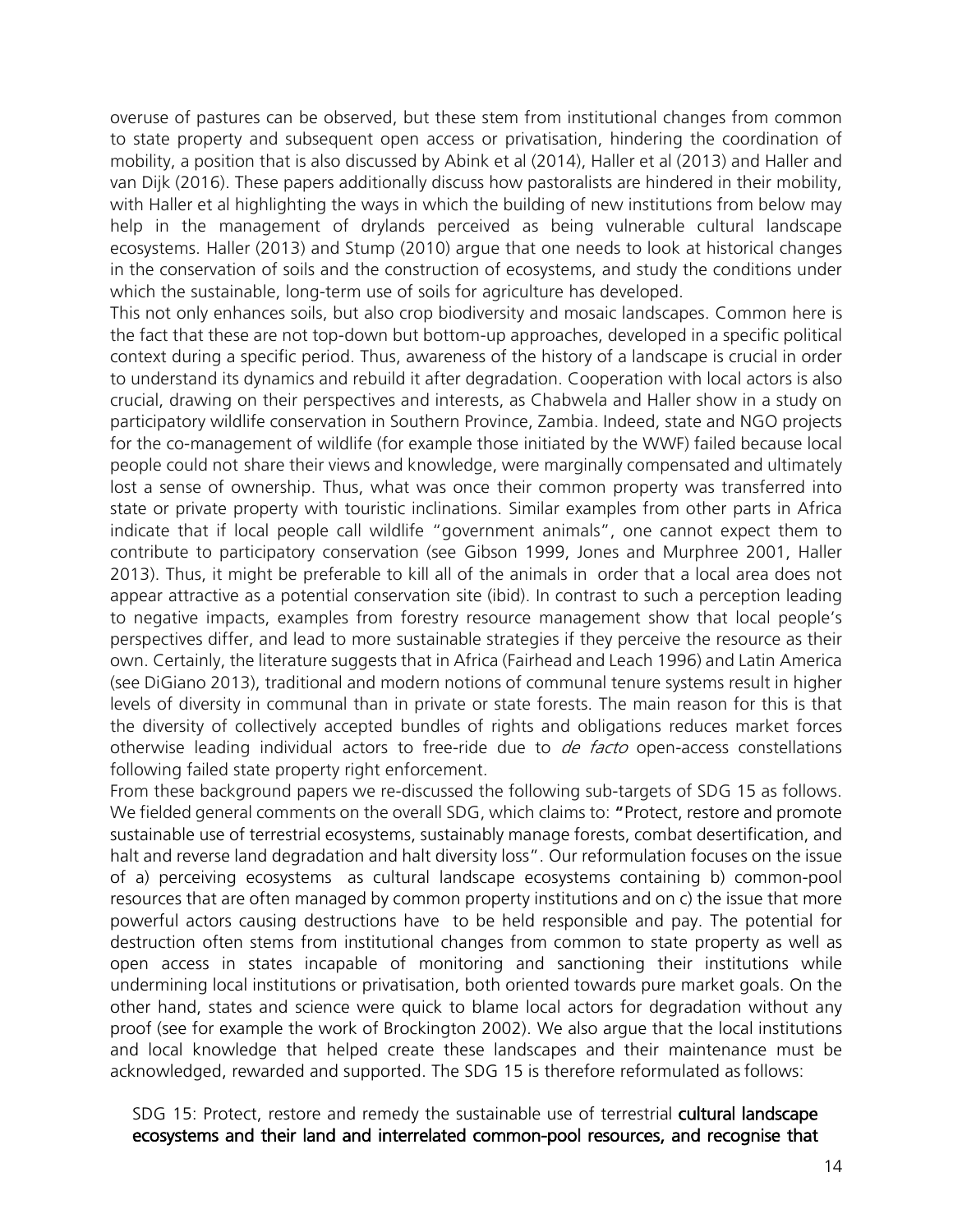overuse of pastures can be observed, but these stem from institutional changes from common to state property and subsequent open access or privatisation, hindering the coordination of mobility, a position that is also discussed by Abink et al (2014), Haller et al (2013) and Haller and van Dijk (2016). These papers additionally discuss how pastoralists are hindered in their mobility, with Haller et al highlighting the ways in which the building of new institutions from below may help in the management of drylands perceived as being vulnerable cultural landscape ecosystems. Haller (2013) and Stump (2010) argue that one needs to look at historical changes in the conservation of soils and the construction of ecosystems, and study the conditions under which the sustainable, long-term use of soils for agriculture has developed.

This not only enhances soils, but also crop biodiversity and mosaic landscapes. Common here is the fact that these are not top-down but bottom-up approaches, developed in a specific political context during a specific period. Thus, awareness of the history of a landscape is crucial in order to understand its dynamics and rebuild it after degradation. Cooperation with local actors is also crucial, drawing on their perspectives and interests, as Chabwela and Haller show in a study on participatory wildlife conservation in Southern Province, Zambia. Indeed, state and NGO projects for the co-management of wildlife (for example those initiated by the WWF) failed because local people could not share their views and knowledge, were marginally compensated and ultimately lost a sense of ownership. Thus, what was once their common property was transferred into state or private property with touristic inclinations. Similar examples from other parts in Africa indicate that if local people call wildlife "government animals", one cannot expect them to contribute to participatory conservation (see Gibson 1999, Jones and Murphree 2001, Haller 2013). Thus, it might be preferable to kill all of the animals in order that a local area does not appear attractive as a potential conservation site (ibid). In contrast to such a perception leading to negative impacts, examples from forestry resource management show that local people's perspectives differ, and lead to more sustainable strategies if they perceive the resource as their own. Certainly, the literature suggests that in Africa (Fairhead and Leach 1996) and Latin America (see DiGiano 2013), traditional and modern notions of communal tenure systems result in higher levels of diversity in communal than in private or state forests. The main reason for this is that the diversity of collectively accepted bundles of rights and obligations reduces market forces otherwise leading individual actors to free-ride due to *de facto* open-access constellations following failed state property right enforcement.

From these background papers we re-discussed the following sub-targets of SDG 15 as follows. We fielded general comments on the overall SDG, which claims to: "Protect, restore and promote sustainable use of terrestrial ecosystems, sustainably manage forests, combat desertification, and halt and reverse land degradation and halt diversity loss". Our reformulation focuses on the issue of a) perceiving ecosystems as cultural landscape ecosystems containing b) common-pool resources that are often managed by common property institutions and on c) the issue that more powerful actors causing destructions have to be held responsible and pay. The potential for destruction often stems from institutional changes from common to state property as well as open access in states incapable of monitoring and sanctioning their institutions while undermining local institutions or privatisation, both oriented towards pure market goals. On the other hand, states and science were quick to blame local actors for degradation without any proof (see for example the work of Brockington 2002). We also argue that the local institutions and local knowledge that helped create these landscapes and their maintenance must be acknowledged, rewarded and supported. The SDG 15 is therefore reformulated as follows:

SDG 15: Protect, restore and remedy the sustainable use of terrestrial **cultural landscape ecosystems and their land and interrelated common-pool resources, and recognise that**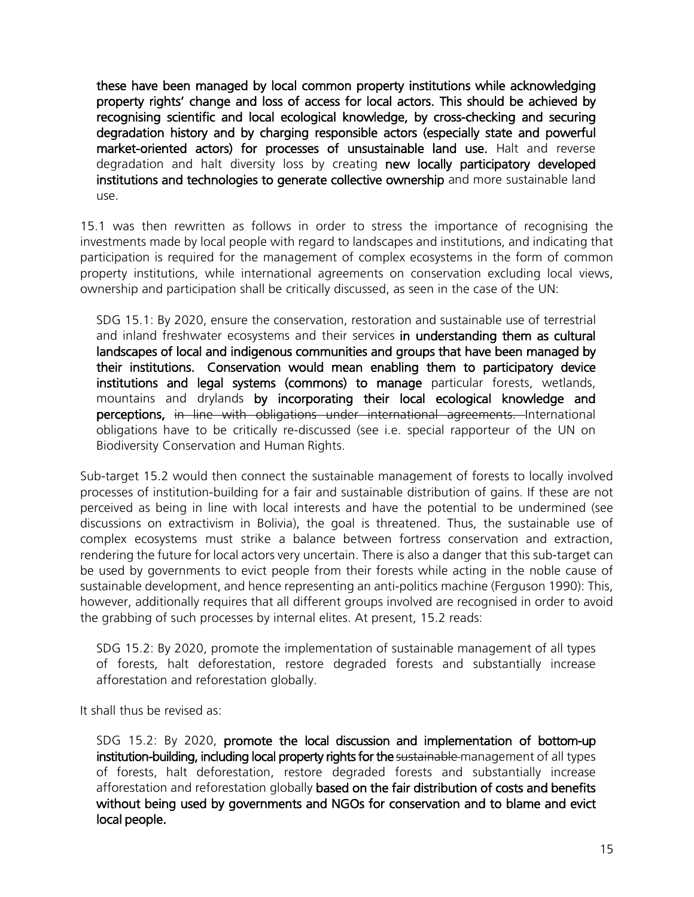> **these have been managed by local common property institutions while acknowledging property rights' change and loss of access for local actors. This should be achieved by recognising scientific and local ecological knowledge, by cross-checking and securing degradation history and by charging responsible actors (especially state and powerful market-oriented actors) for processes of unsustainable land use.** Halt and reverse degradation and halt diversity loss by creating **new locally participatory developed institutions and technologies to generate collective ownership** and more sustainable land use.

15.1 was then rewritten as follows in order to stress the importance of recognising the investments made by local people with regard to landscapes and institutions, and indicating that participation is required for the management of complex ecosystems in the form of common property institutions, while international agreements on conservation excluding local views, ownership and participation shall be critically discussed, as seen in the case of the UN:

> SDG 15.1: By 2020, ensure the conservation, restoration and sustainable use of terrestrial and inland freshwater ecosystems and their services **in understanding them as cultural landscapes of local and indigenous communities and groups that have been managed by their institutions. Conservation would mean enabling them to participatory device institutions and legal systems (commons) to manage** particular forests, wetlands, mountains and drylands **by incorporating their local ecological knowledge and perceptions,** ~~in line with obligations under international agreements.~~ International obligations have to be critically re-discussed (see i.e. special rapporteur of the UN on Biodiversity Conservation and Human Rights.

Sub-target 15.2 would then connect the sustainable management of forests to locally involved processes of institution-building for a fair and sustainable distribution of gains. If these are not perceived as being in line with local interests and have the potential to be undermined (see discussions on extractivism in Bolivia), the goal is threatened. Thus, the sustainable use of complex ecosystems must strike a balance between fortress conservation and extraction, rendering the future for local actors very uncertain. There is also a danger that this sub-target can be used by governments to evict people from their forests while acting in the noble cause of sustainable development, and hence representing an anti-politics machine (Ferguson 1990): This, however, additionally requires that all different groups involved are recognised in order to avoid the grabbing of such processes by internal elites. At present, 15.2 reads:

> SDG 15.2: By 2020, promote the implementation of sustainable management of all types of forests, halt deforestation, restore degraded forests and substantially increase afforestation and reforestation globally.

It shall thus be revised as:

> SDG 15.2: By 2020, **promote the local discussion and implementation of bottom-up institution-building, including local property rights for the** ~~sustainable~~ management of all types of forests, halt deforestation, restore degraded forests and substantially increase afforestation and reforestation globally **based on the fair distribution of costs and benefits without being used by governments and NGOs for conservation and to blame and evict local people.**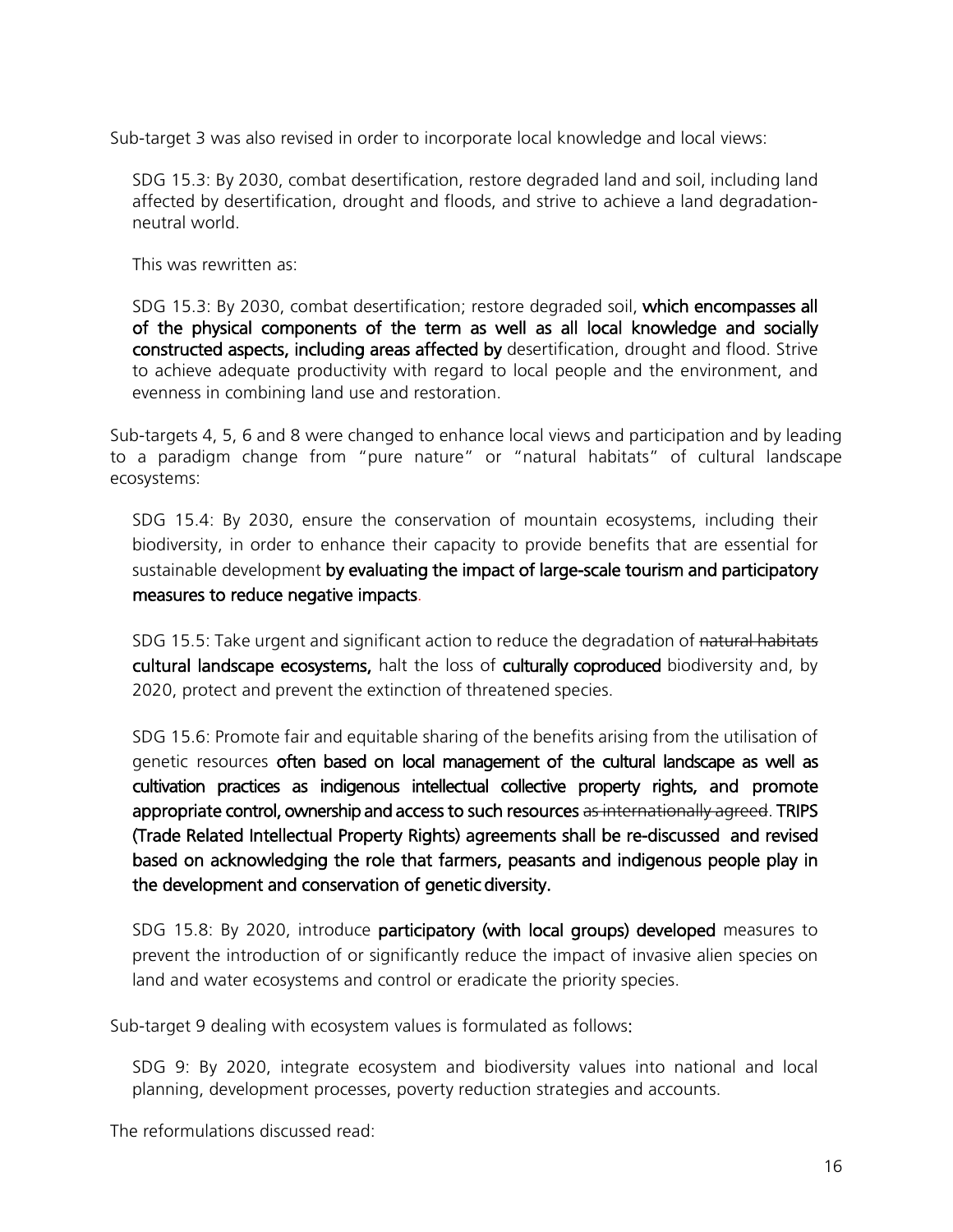Sub-target 3 was also revised in order to incorporate local knowledge and local views:

> SDG 15.3: By 2030, combat desertification, restore degraded land and soil, including land affected by desertification, drought and floods, and strive to achieve a land degradation-neutral world.
>
> This was rewritten as:
>
> SDG 15.3: By 2030, combat desertification; restore degraded soil, **which encompasses all of the physical components of the term as well as all local knowledge and socially constructed aspects, including areas affected by** desertification, drought and flood. Strive to achieve adequate productivity with regard to local people and the environment, and evenness in combining land use and restoration.

Sub-targets 4, 5, 6 and 8 were changed to enhance local views and participation and by leading to a paradigm change from "pure nature" or "natural habitats" of cultural landscape ecosystems:

> SDG 15.4: By 2030, ensure the conservation of mountain ecosystems, including their biodiversity, in order to enhance their capacity to provide benefits that are essential for sustainable development **by evaluating the impact of large-scale tourism and participatory measures to reduce negative impacts**.
>
> SDG 15.5: Take urgent and significant action to reduce the degradation of ~~natural habitats~~ **cultural landscape ecosystems,** halt the loss of **culturally coproduced** biodiversity and, by 2020, protect and prevent the extinction of threatened species.
>
> SDG 15.6: Promote fair and equitable sharing of the benefits arising from the utilisation of genetic resources **often based on local management of the cultural landscape as well as cultivation practices as indigenous intellectual collective property rights, and promote appropriate control, ownership and access to such resources** ~~as internationally agreed~~. **TRIPS (Trade Related Intellectual Property Rights) agreements shall be re-discussed and revised based on acknowledging the role that farmers, peasants and indigenous people play in the development and conservation of genetic diversity.**
>
> SDG 15.8: By 2020, introduce **participatory (with local groups) developed** measures to prevent the introduction of or significantly reduce the impact of invasive alien species on land and water ecosystems and control or eradicate the priority species.

Sub-target 9 dealing with ecosystem values is formulated as follows:

> SDG 9: By 2020, integrate ecosystem and biodiversity values into national and local planning, development processes, poverty reduction strategies and accounts.

The reformulations discussed read: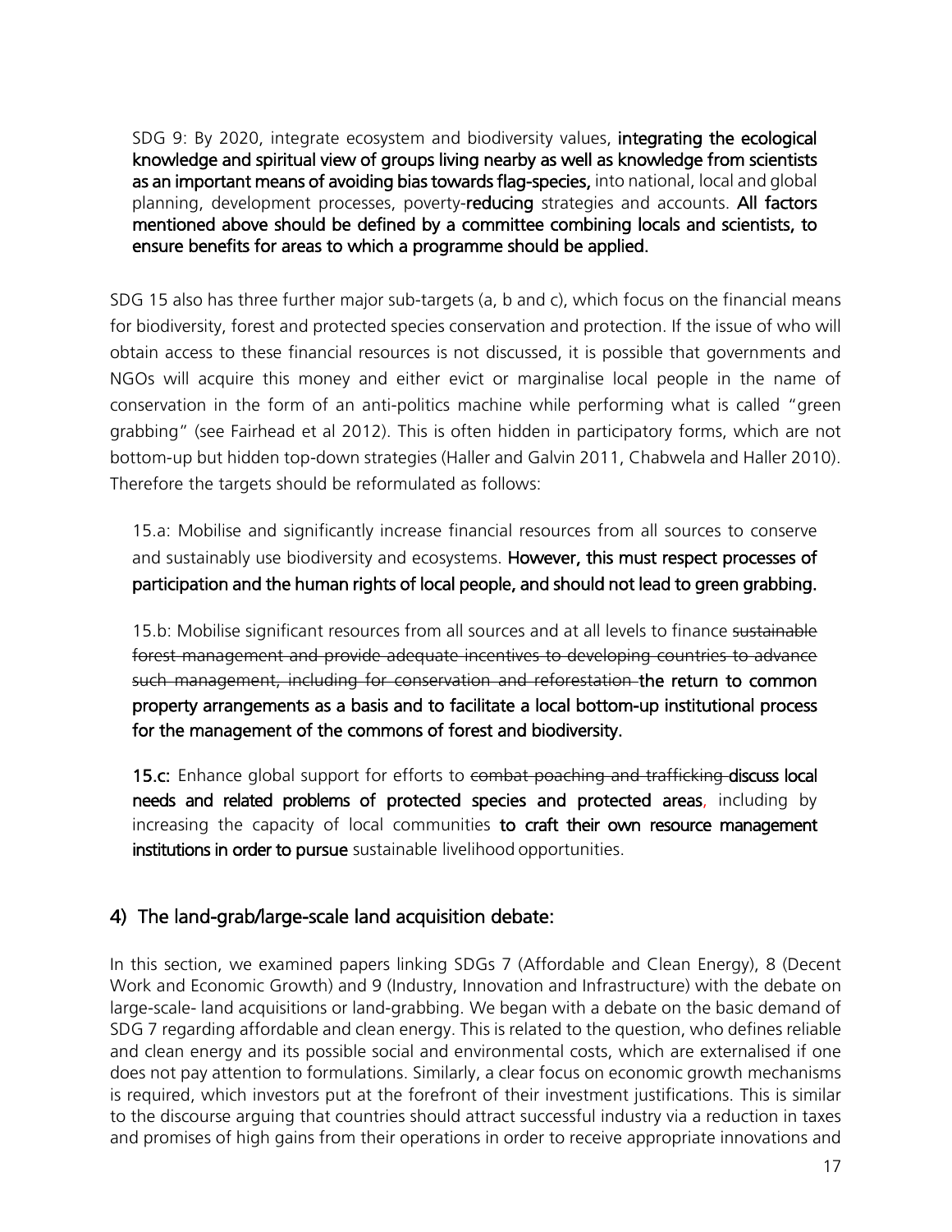SDG 9: By 2020, integrate ecosystem and biodiversity values, **integrating the ecological knowledge and spiritual view of groups living nearby as well as knowledge from scientists as an important means of avoiding bias towards flag-species,** into national, local and global planning, development processes, poverty-**reducing** strategies and accounts. **All factors mentioned above should be defined by a committee combining locals and scientists, to ensure benefits for areas to which a programme should be applied.**

SDG 15 also has three further major sub-targets (a, b and c), which focus on the financial means for biodiversity, forest and protected species conservation and protection. If the issue of who will obtain access to these financial resources is not discussed, it is possible that governments and NGOs will acquire this money and either evict or marginalise local people in the name of conservation in the form of an anti-politics machine while performing what is called "green grabbing" (see Fairhead et al 2012). This is often hidden in participatory forms, which are not bottom-up but hidden top-down strategies (Haller and Galvin 2011, Chabwela and Haller 2010). Therefore the targets should be reformulated as follows:

15.a: Mobilise and significantly increase financial resources from all sources to conserve and sustainably use biodiversity and ecosystems. **However, this must respect processes of participation and the human rights of local people, and should not lead to green grabbing.**

15.b: Mobilise significant resources from all sources and at all levels to finance ~~sustainable forest management and provide adequate incentives to developing countries to advance such management, including for conservation and reforestation~~ **the return to common property arrangements as a basis and to facilitate a local bottom-up institutional process for the management of the commons of forest and biodiversity.**

**15.c:** Enhance global support for efforts to ~~combat poaching and trafficking~~ **discuss local needs and related problems of protected species and protected areas**, including by increasing the capacity of local communities **to craft their own resource management institutions in order to pursue** sustainable livelihood opportunities.

## 4) The land-grab/large-scale land acquisition debate:

In this section, we examined papers linking SDGs 7 (Affordable and Clean Energy), 8 (Decent Work and Economic Growth) and 9 (Industry, Innovation and Infrastructure) with the debate on large-scale- land acquisitions or land-grabbing. We began with a debate on the basic demand of SDG 7 regarding affordable and clean energy. This is related to the question, who defines reliable and clean energy and its possible social and environmental costs, which are externalised if one does not pay attention to formulations. Similarly, a clear focus on economic growth mechanisms is required, which investors put at the forefront of their investment justifications. This is similar to the discourse arguing that countries should attract successful industry via a reduction in taxes and promises of high gains from their operations in order to receive appropriate innovations and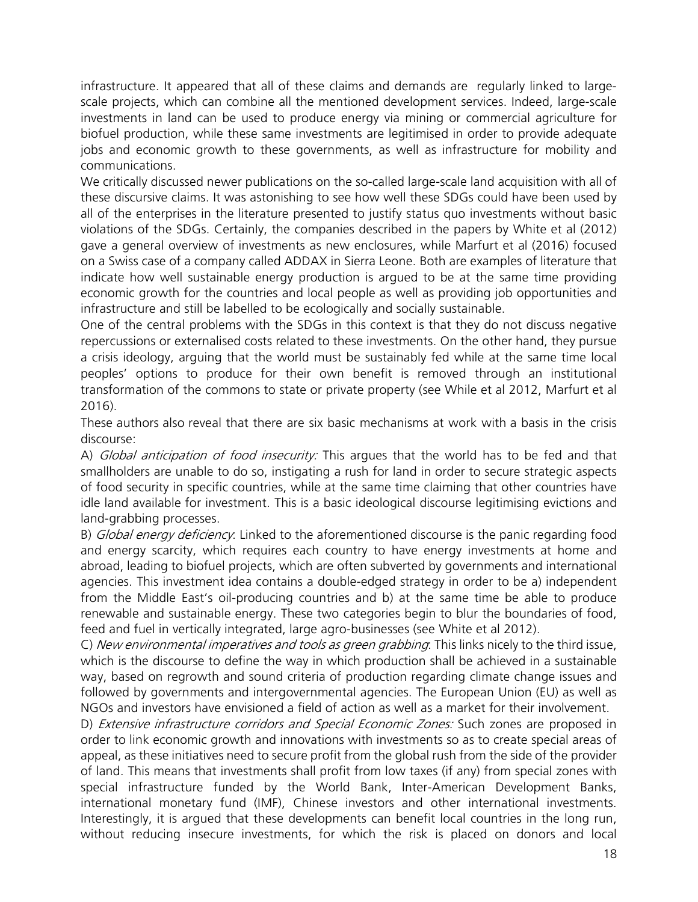infrastructure. It appeared that all of these claims and demands are regularly linked to large-scale projects, which can combine all the mentioned development services. Indeed, large-scale investments in land can be used to produce energy via mining or commercial agriculture for biofuel production, while these same investments are legitimised in order to provide adequate jobs and economic growth to these governments, as well as infrastructure for mobility and communications.

We critically discussed newer publications on the so-called large-scale land acquisition with all of these discursive claims. It was astonishing to see how well these SDGs could have been used by all of the enterprises in the literature presented to justify status quo investments without basic violations of the SDGs. Certainly, the companies described in the papers by White et al (2012) gave a general overview of investments as new enclosures, while Marfurt et al (2016) focused on a Swiss case of a company called ADDAX in Sierra Leone. Both are examples of literature that indicate how well sustainable energy production is argued to be at the same time providing economic growth for the countries and local people as well as providing job opportunities and infrastructure and still be labelled to be ecologically and socially sustainable.

One of the central problems with the SDGs in this context is that they do not discuss negative repercussions or externalised costs related to these investments. On the other hand, they pursue a crisis ideology, arguing that the world must be sustainably fed while at the same time local peoples' options to produce for their own benefit is removed through an institutional transformation of the commons to state or private property (see While et al 2012, Marfurt et al 2016).

These authors also reveal that there are six basic mechanisms at work with a basis in the crisis discourse:

A) *Global anticipation of food insecurity:* This argues that the world has to be fed and that smallholders are unable to do so, instigating a rush for land in order to secure strategic aspects of food security in specific countries, while at the same time claiming that other countries have idle land available for investment. This is a basic ideological discourse legitimising evictions and land-grabbing processes.

B) *Global energy deficiency*: Linked to the aforementioned discourse is the panic regarding food and energy scarcity, which requires each country to have energy investments at home and abroad, leading to biofuel projects, which are often subverted by governments and international agencies. This investment idea contains a double-edged strategy in order to be a) independent from the Middle East's oil-producing countries and b) at the same time be able to produce renewable and sustainable energy. These two categories begin to blur the boundaries of food, feed and fuel in vertically integrated, large agro-businesses (see White et al 2012).

C) *New environmental imperatives and tools as green grabbing*: This links nicely to the third issue, which is the discourse to define the way in which production shall be achieved in a sustainable way, based on regrowth and sound criteria of production regarding climate change issues and followed by governments and intergovernmental agencies. The European Union (EU) as well as NGOs and investors have envisioned a field of action as well as a market for their involvement.

D) *Extensive infrastructure corridors and Special Economic Zones:* Such zones are proposed in order to link economic growth and innovations with investments so as to create special areas of appeal, as these initiatives need to secure profit from the global rush from the side of the provider of land. This means that investments shall profit from low taxes (if any) from special zones with special infrastructure funded by the World Bank, Inter-American Development Banks, international monetary fund (IMF), Chinese investors and other international investments. Interestingly, it is argued that these developments can benefit local countries in the long run, without reducing insecure investments, for which the risk is placed on donors and local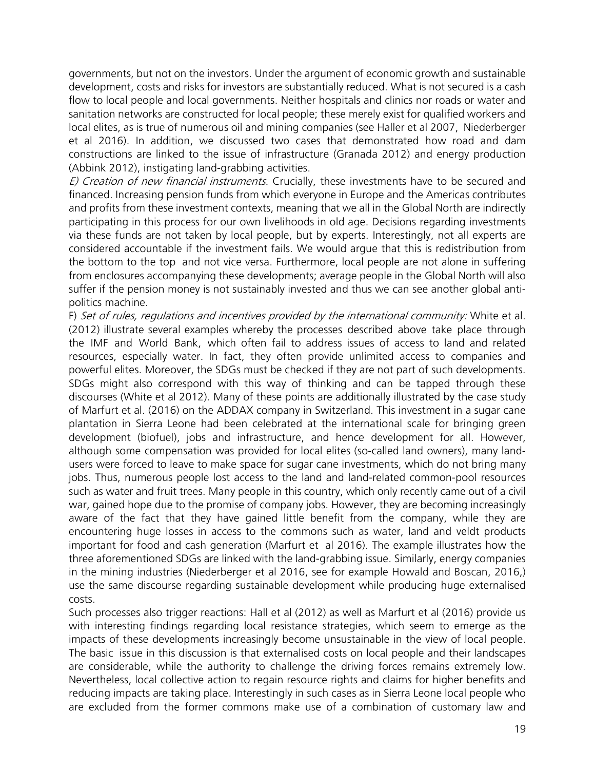governments, but not on the investors. Under the argument of economic growth and sustainable development, costs and risks for investors are substantially reduced. What is not secured is a cash flow to local people and local governments. Neither hospitals and clinics nor roads or water and sanitation networks are constructed for local people; these merely exist for qualified workers and local elites, as is true of numerous oil and mining companies (see Haller et al 2007, Niederberger et al 2016). In addition, we discussed two cases that demonstrated how road and dam constructions are linked to the issue of infrastructure (Granada 2012) and energy production (Abbink 2012), instigating land-grabbing activities.

*E) Creation of new financial instruments.* Crucially, these investments have to be secured and financed. Increasing pension funds from which everyone in Europe and the Americas contributes and profits from these investment contexts, meaning that we all in the Global North are indirectly participating in this process for our own livelihoods in old age. Decisions regarding investments via these funds are not taken by local people, but by experts. Interestingly, not all experts are considered accountable if the investment fails. We would argue that this is redistribution from the bottom to the top and not vice versa. Furthermore, local people are not alone in suffering from enclosures accompanying these developments; average people in the Global North will also suffer if the pension money is not sustainably invested and thus we can see another global anti-politics machine.

F) *Set of rules, regulations and incentives provided by the international community:* White et al. (2012) illustrate several examples whereby the processes described above take place through the IMF and World Bank, which often fail to address issues of access to land and related resources, especially water. In fact, they often provide unlimited access to companies and powerful elites. Moreover, the SDGs must be checked if they are not part of such developments. SDGs might also correspond with this way of thinking and can be tapped through these discourses (White et al 2012). Many of these points are additionally illustrated by the case study of Marfurt et al. (2016) on the ADDAX company in Switzerland. This investment in a sugar cane plantation in Sierra Leone had been celebrated at the international scale for bringing green development (biofuel), jobs and infrastructure, and hence development for all. However, although some compensation was provided for local elites (so-called land owners), many land-users were forced to leave to make space for sugar cane investments, which do not bring many jobs. Thus, numerous people lost access to the land and land-related common-pool resources such as water and fruit trees. Many people in this country, which only recently came out of a civil war, gained hope due to the promise of company jobs. However, they are becoming increasingly aware of the fact that they have gained little benefit from the company, while they are encountering huge losses in access to the commons such as water, land and veldt products important for food and cash generation (Marfurt et al 2016). The example illustrates how the three aforementioned SDGs are linked with the land-grabbing issue. Similarly, energy companies in the mining industries (Niederberger et al 2016, see for example Howald and Boscan, 2016,) use the same discourse regarding sustainable development while producing huge externalised costs.

Such processes also trigger reactions: Hall et al (2012) as well as Marfurt et al (2016) provide us with interesting findings regarding local resistance strategies, which seem to emerge as the impacts of these developments increasingly become unsustainable in the view of local people. The basic issue in this discussion is that externalised costs on local people and their landscapes are considerable, while the authority to challenge the driving forces remains extremely low. Nevertheless, local collective action to regain resource rights and claims for higher benefits and reducing impacts are taking place. Interestingly in such cases as in Sierra Leone local people who are excluded from the former commons make use of a combination of customary law and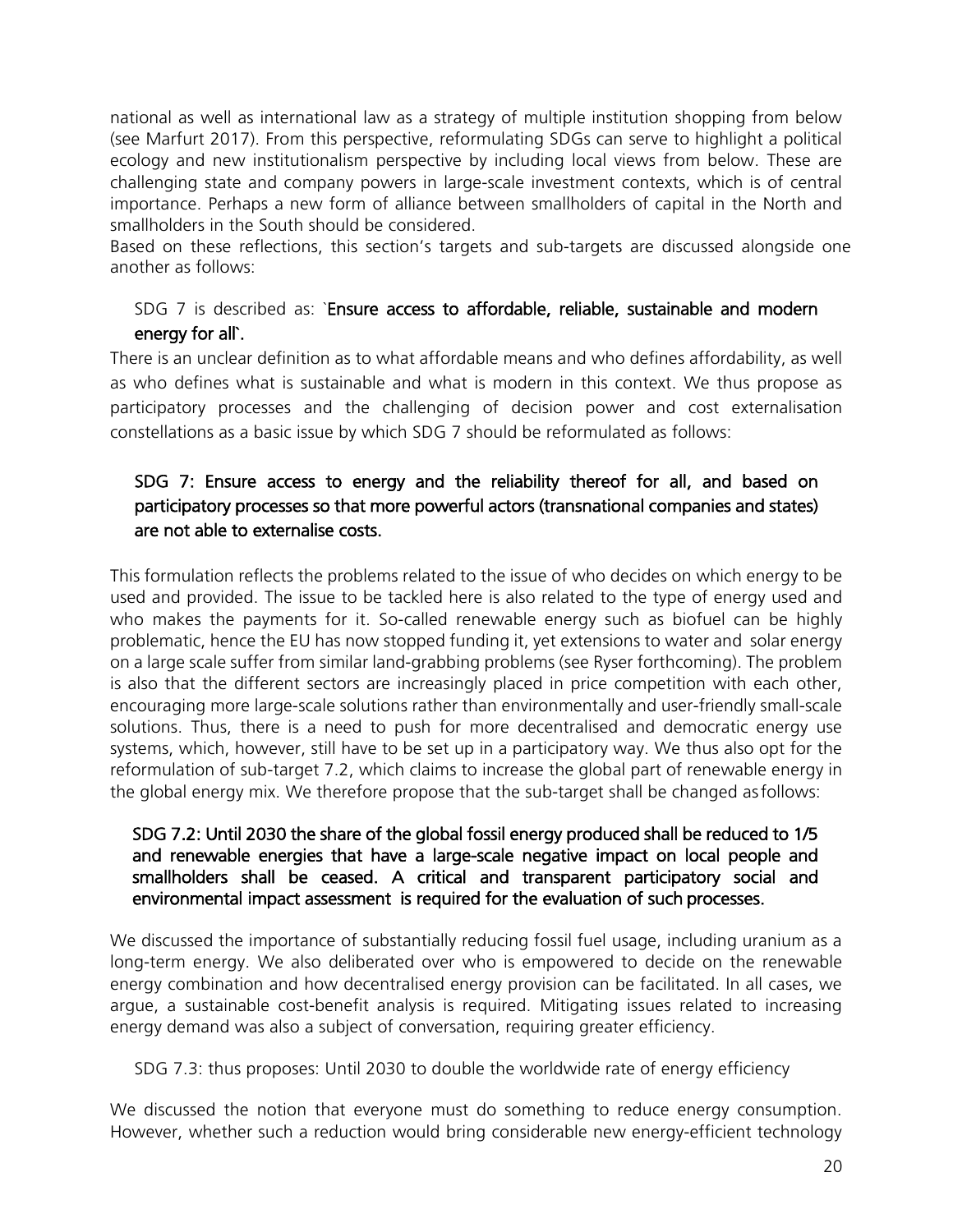national as well as international law as a strategy of multiple institution shopping from below (see Marfurt 2017). From this perspective, reformulating SDGs can serve to highlight a political ecology and new institutionalism perspective by including local views from below. These are challenging state and company powers in large-scale investment contexts, which is of central importance. Perhaps a new form of alliance between smallholders of capital in the North and smallholders in the South should be considered.
Based on these reflections, this section's targets and sub-targets are discussed alongside one another as follows:

SDG 7 is described as: `**Ensure access to affordable, reliable, sustainable and modern energy for all**`.

There is an unclear definition as to what affordable means and who defines affordability, as well as who defines what is sustainable and what is modern in this context. We thus propose as participatory processes and the challenging of decision power and cost externalisation constellations as a basic issue by which SDG 7 should be reformulated as follows:

**SDG 7: Ensure access to energy and the reliability thereof for all, and based on participatory processes so that more powerful actors (transnational companies and states) are not able to externalise costs.**

This formulation reflects the problems related to the issue of who decides on which energy to be used and provided. The issue to be tackled here is also related to the type of energy used and who makes the payments for it. So-called renewable energy such as biofuel can be highly problematic, hence the EU has now stopped funding it, yet extensions to water and solar energy on a large scale suffer from similar land-grabbing problems (see Ryser forthcoming). The problem is also that the different sectors are increasingly placed in price competition with each other, encouraging more large-scale solutions rather than environmentally and user-friendly small-scale solutions. Thus, there is a need to push for more decentralised and democratic energy use systems, which, however, still have to be set up in a participatory way. We thus also opt for the reformulation of sub-target 7.2, which claims to increase the global part of renewable energy in the global energy mix. We therefore propose that the sub-target shall be changed as follows:

**SDG 7.2: Until 2030 the share of the global fossil energy produced shall be reduced to 1/5 and renewable energies that have a large-scale negative impact on local people and smallholders shall be ceased. A critical and transparent participatory social and environmental impact assessment is required for the evaluation of such processes.**

We discussed the importance of substantially reducing fossil fuel usage, including uranium as a long-term energy. We also deliberated over who is empowered to decide on the renewable energy combination and how decentralised energy provision can be facilitated. In all cases, we argue, a sustainable cost-benefit analysis is required. Mitigating issues related to increasing energy demand was also a subject of conversation, requiring greater efficiency.

SDG 7.3: thus proposes: Until 2030 to double the worldwide rate of energy efficiency

We discussed the notion that everyone must do something to reduce energy consumption. However, whether such a reduction would bring considerable new energy-efficient technology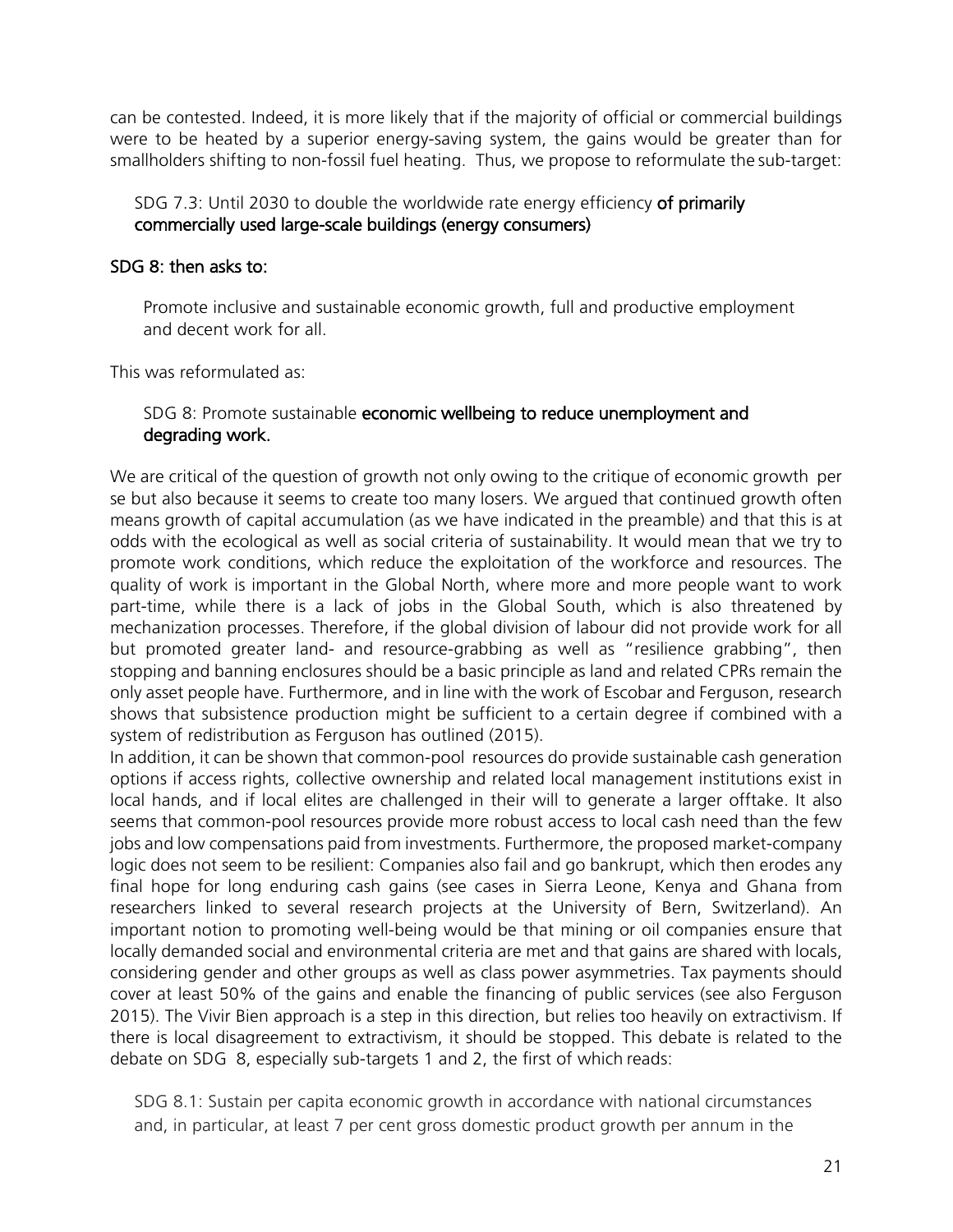can be contested. Indeed, it is more likely that if the majority of official or commercial buildings were to be heated by a superior energy-saving system, the gains would be greater than for smallholders shifting to non-fossil fuel heating. Thus, we propose to reformulate the sub-target:

> SDG 7.3: Until 2030 to double the worldwide rate energy efficiency **of primarily commercially used large-scale buildings (energy consumers)**

**SDG 8: then asks to:**

> Promote inclusive and sustainable economic growth, full and productive employment and decent work for all.

This was reformulated as:

> SDG 8: Promote sustainable **economic wellbeing to reduce unemployment and degrading work.**

We are critical of the question of growth not only owing to the critique of economic growth per se but also because it seems to create too many losers. We argued that continued growth often means growth of capital accumulation (as we have indicated in the preamble) and that this is at odds with the ecological as well as social criteria of sustainability. It would mean that we try to promote work conditions, which reduce the exploitation of the workforce and resources. The quality of work is important in the Global North, where more and more people want to work part-time, while there is a lack of jobs in the Global South, which is also threatened by mechanization processes. Therefore, if the global division of labour did not provide work for all but promoted greater land- and resource-grabbing as well as "resilience grabbing", then stopping and banning enclosures should be a basic principle as land and related CPRs remain the only asset people have. Furthermore, and in line with the work of Escobar and Ferguson, research shows that subsistence production might be sufficient to a certain degree if combined with a system of redistribution as Ferguson has outlined (2015).

In addition, it can be shown that common-pool resources do provide sustainable cash generation options if access rights, collective ownership and related local management institutions exist in local hands, and if local elites are challenged in their will to generate a larger offtake. It also seems that common-pool resources provide more robust access to local cash need than the few jobs and low compensations paid from investments. Furthermore, the proposed market-company logic does not seem to be resilient: Companies also fail and go bankrupt, which then erodes any final hope for long enduring cash gains (see cases in Sierra Leone, Kenya and Ghana from researchers linked to several research projects at the University of Bern, Switzerland). An important notion to promoting well-being would be that mining or oil companies ensure that locally demanded social and environmental criteria are met and that gains are shared with locals, considering gender and other groups as well as class power asymmetries. Tax payments should cover at least 50% of the gains and enable the financing of public services (see also Ferguson 2015). The Vivir Bien approach is a step in this direction, but relies too heavily on extractivism. If there is local disagreement to extractivism, it should be stopped. This debate is related to the debate on SDG 8, especially sub-targets 1 and 2, the first of which reads:

> SDG 8.1: Sustain per capita economic growth in accordance with national circumstances and, in particular, at least 7 per cent gross domestic product growth per annum in the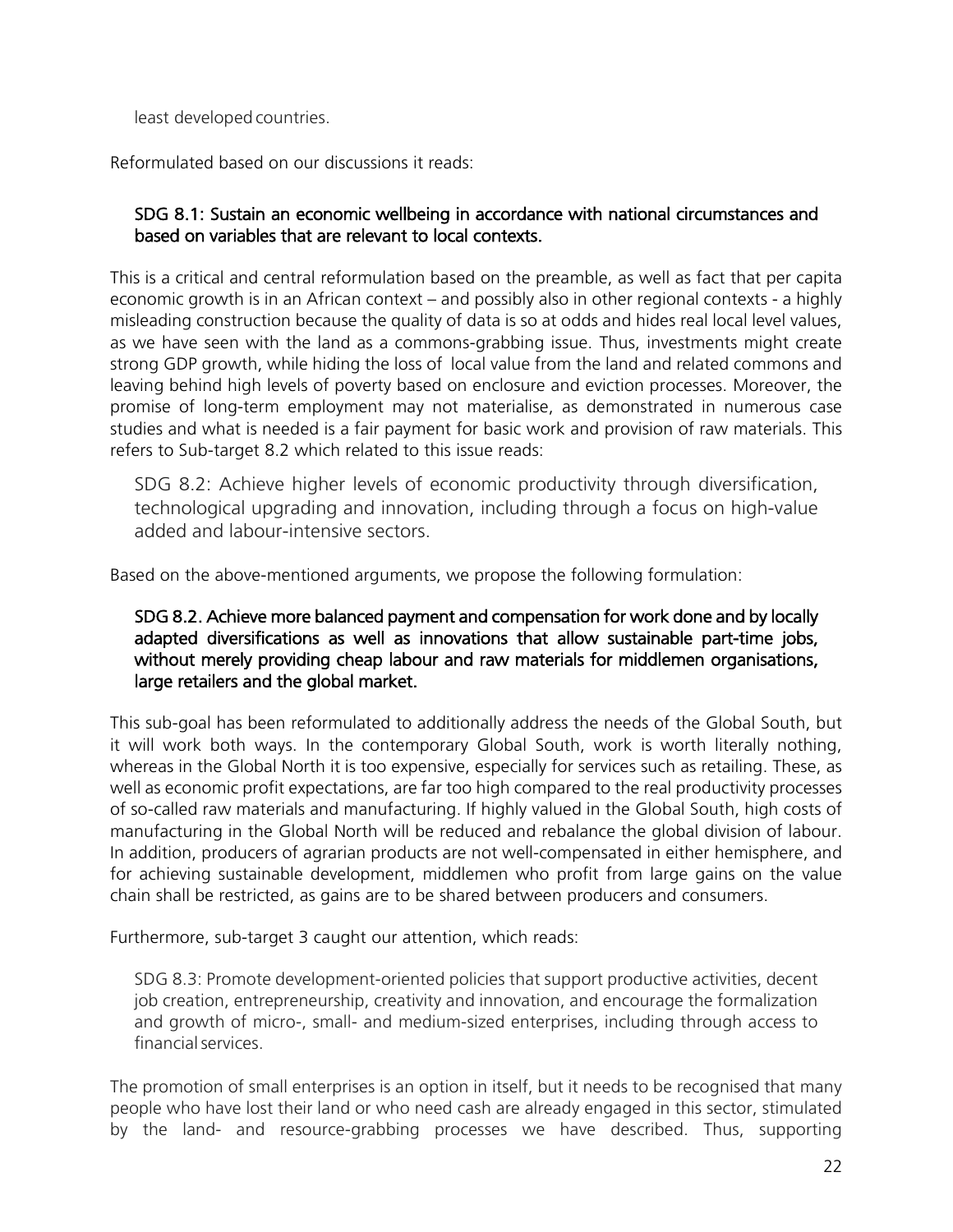least developed countries.

Reformulated based on our discussions it reads:

> **SDG 8.1: Sustain an economic wellbeing in accordance with national circumstances and based on variables that are relevant to local contexts.**

This is a critical and central reformulation based on the preamble, as well as fact that per capita economic growth is in an African context – and possibly also in other regional contexts - a highly misleading construction because the quality of data is so at odds and hides real local level values, as we have seen with the land as a commons-grabbing issue. Thus, investments might create strong GDP growth, while hiding the loss of local value from the land and related commons and leaving behind high levels of poverty based on enclosure and eviction processes. Moreover, the promise of long-term employment may not materialise, as demonstrated in numerous case studies and what is needed is a fair payment for basic work and provision of raw materials. This refers to Sub-target 8.2 which related to this issue reads:

> SDG 8.2: Achieve higher levels of economic productivity through diversification, technological upgrading and innovation, including through a focus on high-value added and labour-intensive sectors.

Based on the above-mentioned arguments, we propose the following formulation:

> **SDG 8.2. Achieve more balanced payment and compensation for work done and by locally adapted diversifications as well as innovations that allow sustainable part-time jobs, without merely providing cheap labour and raw materials for middlemen organisations, large retailers and the global market.**

This sub-goal has been reformulated to additionally address the needs of the Global South, but it will work both ways. In the contemporary Global South, work is worth literally nothing, whereas in the Global North it is too expensive, especially for services such as retailing. These, as well as economic profit expectations, are far too high compared to the real productivity processes of so-called raw materials and manufacturing. If highly valued in the Global South, high costs of manufacturing in the Global North will be reduced and rebalance the global division of labour. In addition, producers of agrarian products are not well-compensated in either hemisphere, and for achieving sustainable development, middlemen who profit from large gains on the value chain shall be restricted, as gains are to be shared between producers and consumers.

Furthermore, sub-target 3 caught our attention, which reads:

> SDG 8.3: Promote development-oriented policies that support productive activities, decent job creation, entrepreneurship, creativity and innovation, and encourage the formalization and growth of micro-, small- and medium-sized enterprises, including through access to financial services.

The promotion of small enterprises is an option in itself, but it needs to be recognised that many people who have lost their land or who need cash are already engaged in this sector, stimulated by the land- and resource-grabbing processes we have described. Thus, supporting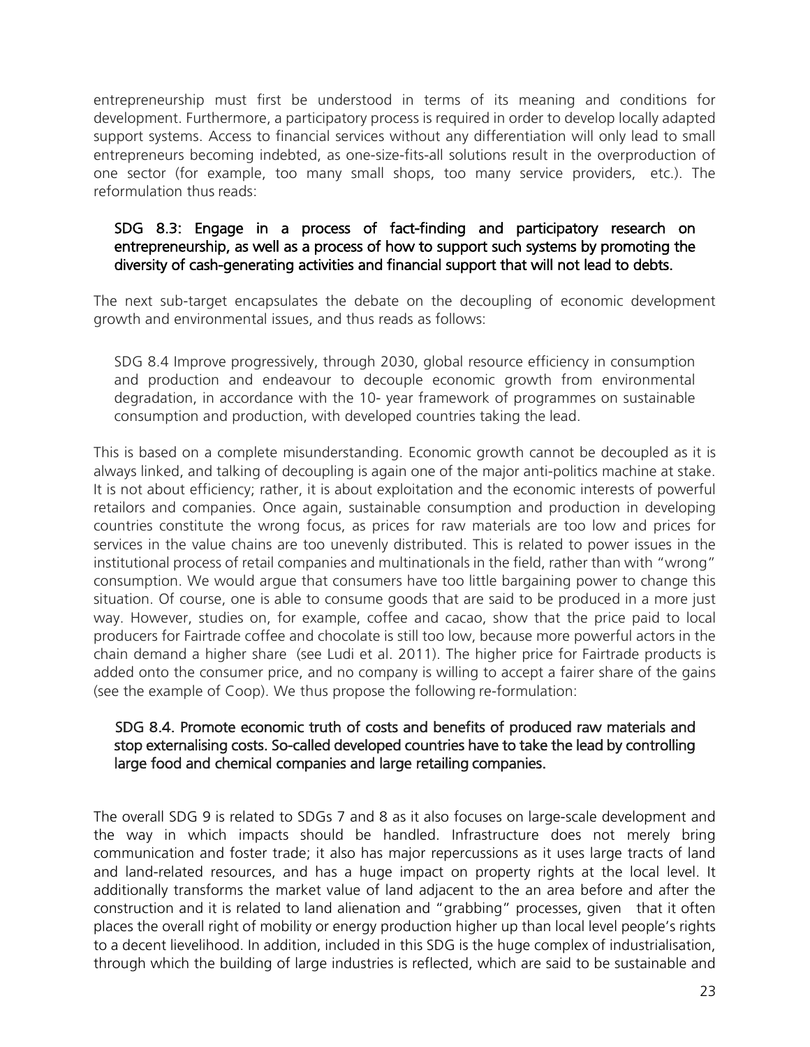entrepreneurship must first be understood in terms of its meaning and conditions for development. Furthermore, a participatory process is required in order to develop locally adapted support systems. Access to financial services without any differentiation will only lead to small entrepreneurs becoming indebted, as one-size-fits-all solutions result in the overproduction of one sector (for example, too many small shops, too many service providers, etc.). The reformulation thus reads:

> **SDG 8.3: Engage in a process of fact-finding and participatory research on entrepreneurship, as well as a process of how to support such systems by promoting the diversity of cash-generating activities and financial support that will not lead to debts.**

The next sub-target encapsulates the debate on the decoupling of economic development growth and environmental issues, and thus reads as follows:

> SDG 8.4 Improve progressively, through 2030, global resource efficiency in consumption and production and endeavour to decouple economic growth from environmental degradation, in accordance with the 10- year framework of programmes on sustainable consumption and production, with developed countries taking the lead.

This is based on a complete misunderstanding. Economic growth cannot be decoupled as it is always linked, and talking of decoupling is again one of the major anti-politics machine at stake. It is not about efficiency; rather, it is about exploitation and the economic interests of powerful retailors and companies. Once again, sustainable consumption and production in developing countries constitute the wrong focus, as prices for raw materials are too low and prices for services in the value chains are too unevenly distributed. This is related to power issues in the institutional process of retail companies and multinationals in the field, rather than with "wrong" consumption. We would argue that consumers have too little bargaining power to change this situation. Of course, one is able to consume goods that are said to be produced in a more just way. However, studies on, for example, coffee and cacao, show that the price paid to local producers for Fairtrade coffee and chocolate is still too low, because more powerful actors in the chain demand a higher share (see Ludi et al. 2011). The higher price for Fairtrade products is added onto the consumer price, and no company is willing to accept a fairer share of the gains (see the example of Coop). We thus propose the following re-formulation:

> **SDG 8.4. Promote economic truth of costs and benefits of produced raw materials and stop externalising costs. So-called developed countries have to take the lead by controlling large food and chemical companies and large retailing companies.**

The overall SDG 9 is related to SDGs 7 and 8 as it also focuses on large-scale development and the way in which impacts should be handled. Infrastructure does not merely bring communication and foster trade; it also has major repercussions as it uses large tracts of land and land-related resources, and has a huge impact on property rights at the local level. It additionally transforms the market value of land adjacent to the an area before and after the construction and it is related to land alienation and "grabbing" processes, given that it often places the overall right of mobility or energy production higher up than local level people's rights to a decent lievelihood. In addition, included in this SDG is the huge complex of industrialisation, through which the building of large industries is reflected, which are said to be sustainable and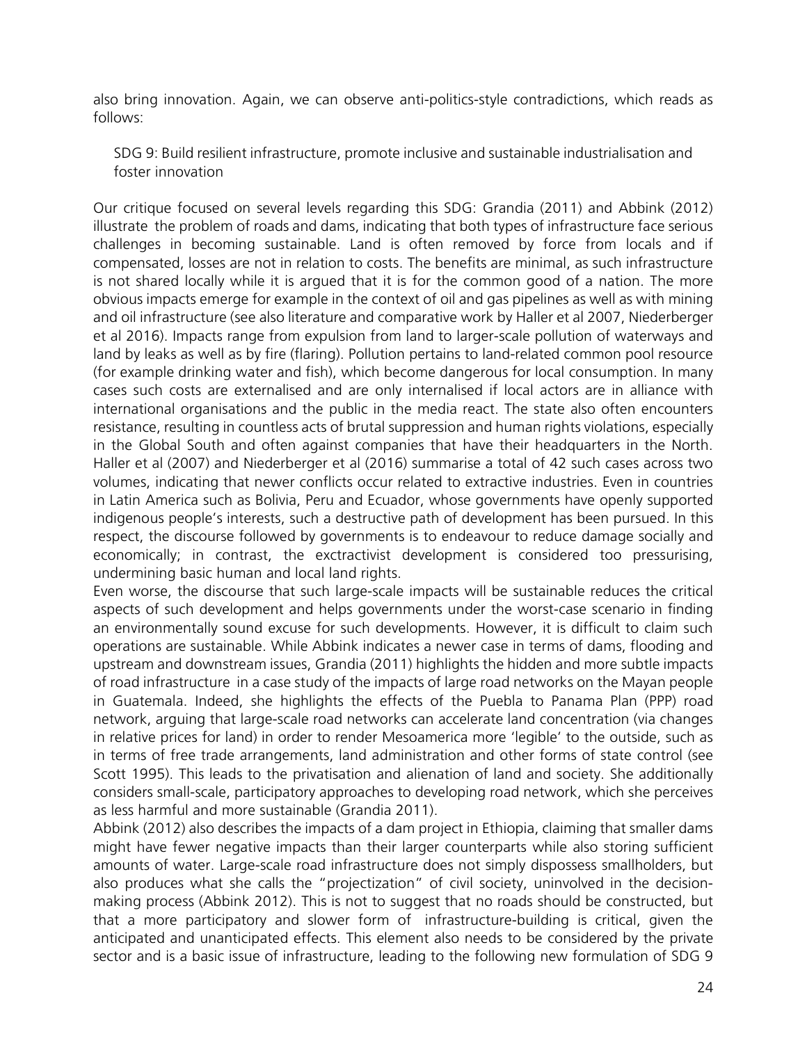also bring innovation. Again, we can observe anti-politics-style contradictions, which reads as follows:

> SDG 9: Build resilient infrastructure, promote inclusive and sustainable industrialisation and foster innovation

Our critique focused on several levels regarding this SDG: Grandia (2011) and Abbink (2012) illustrate the problem of roads and dams, indicating that both types of infrastructure face serious challenges in becoming sustainable. Land is often removed by force from locals and if compensated, losses are not in relation to costs. The benefits are minimal, as such infrastructure is not shared locally while it is argued that it is for the common good of a nation. The more obvious impacts emerge for example in the context of oil and gas pipelines as well as with mining and oil infrastructure (see also literature and comparative work by Haller et al 2007, Niederberger et al 2016). Impacts range from expulsion from land to larger-scale pollution of waterways and land by leaks as well as by fire (flaring). Pollution pertains to land-related common pool resource (for example drinking water and fish), which become dangerous for local consumption. In many cases such costs are externalised and are only internalised if local actors are in alliance with international organisations and the public in the media react. The state also often encounters resistance, resulting in countless acts of brutal suppression and human rights violations, especially in the Global South and often against companies that have their headquarters in the North. Haller et al (2007) and Niederberger et al (2016) summarise a total of 42 such cases across two volumes, indicating that newer conflicts occur related to extractive industries. Even in countries in Latin America such as Bolivia, Peru and Ecuador, whose governments have openly supported indigenous people's interests, such a destructive path of development has been pursued. In this respect, the discourse followed by governments is to endeavour to reduce damage socially and economically; in contrast, the exctractivist development is considered too pressurising, undermining basic human and local land rights.

Even worse, the discourse that such large-scale impacts will be sustainable reduces the critical aspects of such development and helps governments under the worst-case scenario in finding an environmentally sound excuse for such developments. However, it is difficult to claim such operations are sustainable. While Abbink indicates a newer case in terms of dams, flooding and upstream and downstream issues, Grandia (2011) highlights the hidden and more subtle impacts of road infrastructure in a case study of the impacts of large road networks on the Mayan people in Guatemala. Indeed, she highlights the effects of the Puebla to Panama Plan (PPP) road network, arguing that large-scale road networks can accelerate land concentration (via changes in relative prices for land) in order to render Mesoamerica more 'legible' to the outside, such as in terms of free trade arrangements, land administration and other forms of state control (see Scott 1995). This leads to the privatisation and alienation of land and society. She additionally considers small-scale, participatory approaches to developing road network, which she perceives as less harmful and more sustainable (Grandia 2011).

Abbink (2012) also describes the impacts of a dam project in Ethiopia, claiming that smaller dams might have fewer negative impacts than their larger counterparts while also storing sufficient amounts of water. Large-scale road infrastructure does not simply dispossess smallholders, but also produces what she calls the "projectization" of civil society, uninvolved in the decision-making process (Abbink 2012). This is not to suggest that no roads should be constructed, but that a more participatory and slower form of infrastructure-building is critical, given the anticipated and unanticipated effects. This element also needs to be considered by the private sector and is a basic issue of infrastructure, leading to the following new formulation of SDG 9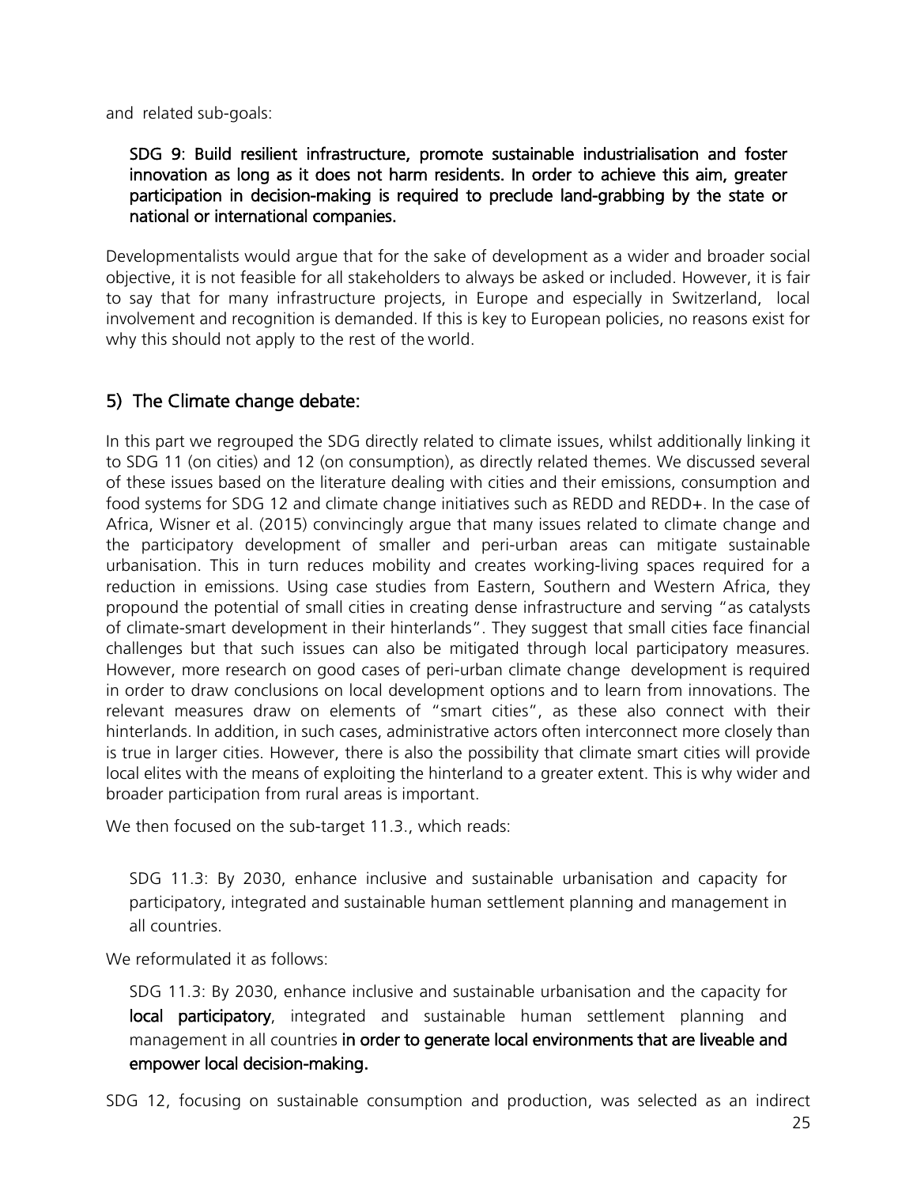and related sub-goals:

> **SDG 9: Build resilient infrastructure, promote sustainable industrialisation and foster innovation as long as it does not harm residents. In order to achieve this aim, greater participation in decision-making is required to preclude land-grabbing by the state or national or international companies.**

Developmentalists would argue that for the sake of development as a wider and broader social objective, it is not feasible for all stakeholders to always be asked or included. However, it is fair to say that for many infrastructure projects, in Europe and especially in Switzerland, local involvement and recognition is demanded. If this is key to European policies, no reasons exist for why this should not apply to the rest of the world.

## 5) The Climate change debate:

In this part we regrouped the SDG directly related to climate issues, whilst additionally linking it to SDG 11 (on cities) and 12 (on consumption), as directly related themes. We discussed several of these issues based on the literature dealing with cities and their emissions, consumption and food systems for SDG 12 and climate change initiatives such as REDD and REDD+. In the case of Africa, Wisner et al. (2015) convincingly argue that many issues related to climate change and the participatory development of smaller and peri-urban areas can mitigate sustainable urbanisation. This in turn reduces mobility and creates working-living spaces required for a reduction in emissions. Using case studies from Eastern, Southern and Western Africa, they propound the potential of small cities in creating dense infrastructure and serving "as catalysts of climate-smart development in their hinterlands". They suggest that small cities face financial challenges but that such issues can also be mitigated through local participatory measures. However, more research on good cases of peri-urban climate change development is required in order to draw conclusions on local development options and to learn from innovations. The relevant measures draw on elements of "smart cities", as these also connect with their hinterlands. In addition, in such cases, administrative actors often interconnect more closely than is true in larger cities. However, there is also the possibility that climate smart cities will provide local elites with the means of exploiting the hinterland to a greater extent. This is why wider and broader participation from rural areas is important.

We then focused on the sub-target 11.3., which reads:

> SDG 11.3: By 2030, enhance inclusive and sustainable urbanisation and capacity for participatory, integrated and sustainable human settlement planning and management in all countries.

We reformulated it as follows:

> SDG 11.3: By 2030, enhance inclusive and sustainable urbanisation and the capacity for **local participatory**, integrated and sustainable human settlement planning and management in all countries **in order to generate local environments that are liveable and empower local decision-making.**

SDG 12, focusing on sustainable consumption and production, was selected as an indirect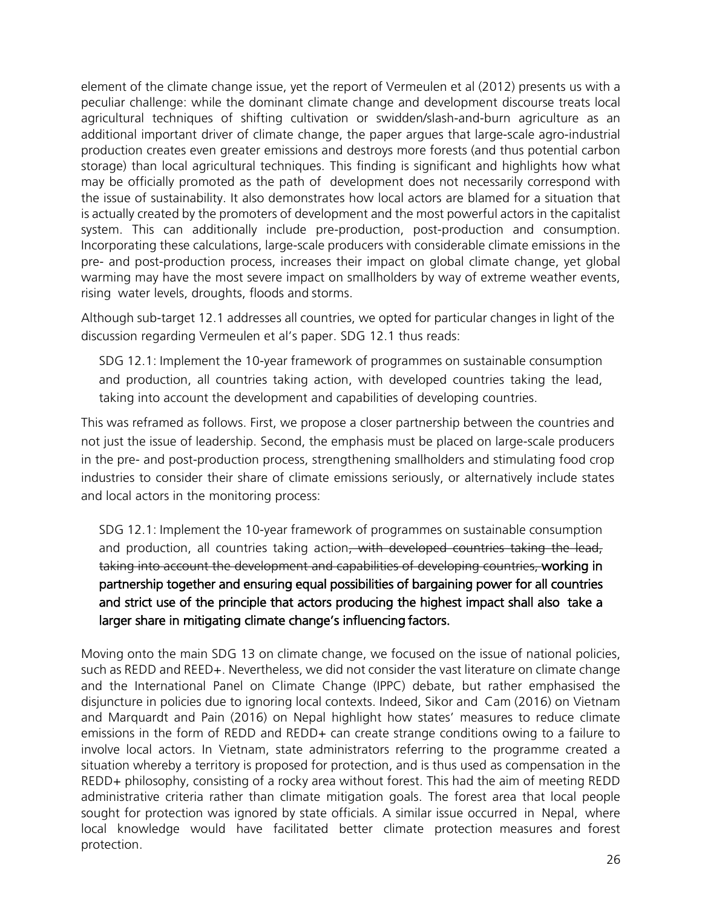element of the climate change issue, yet the report of Vermeulen et al (2012) presents us with a peculiar challenge: while the dominant climate change and development discourse treats local agricultural techniques of shifting cultivation or swidden/slash-and-burn agriculture as an additional important driver of climate change, the paper argues that large-scale agro-industrial production creates even greater emissions and destroys more forests (and thus potential carbon storage) than local agricultural techniques. This finding is significant and highlights how what may be officially promoted as the path of development does not necessarily correspond with the issue of sustainability. It also demonstrates how local actors are blamed for a situation that is actually created by the promoters of development and the most powerful actors in the capitalist system. This can additionally include pre-production, post-production and consumption. Incorporating these calculations, large-scale producers with considerable climate emissions in the pre- and post-production process, increases their impact on global climate change, yet global warming may have the most severe impact on smallholders by way of extreme weather events, rising water levels, droughts, floods and storms.

Although sub-target 12.1 addresses all countries, we opted for particular changes in light of the discussion regarding Vermeulen et al's paper. SDG 12.1 thus reads:

> SDG 12.1: Implement the 10-year framework of programmes on sustainable consumption and production, all countries taking action, with developed countries taking the lead, taking into account the development and capabilities of developing countries.

This was reframed as follows. First, we propose a closer partnership between the countries and not just the issue of leadership. Second, the emphasis must be placed on large-scale producers in the pre- and post-production process, strengthening smallholders and stimulating food crop industries to consider their share of climate emissions seriously, or alternatively include states and local actors in the monitoring process:

> SDG 12.1: Implement the 10-year framework of programmes on sustainable consumption and production, all countries taking action~~, with developed countries taking the lead, taking into account the development and capabilities of developing countries,~~ **working in partnership together and ensuring equal possibilities of bargaining power for all countries and strict use of the principle that actors producing the highest impact shall also take a larger share in mitigating climate change's influencing factors.**

Moving onto the main SDG 13 on climate change, we focused on the issue of national policies, such as REDD and REED+. Nevertheless, we did not consider the vast literature on climate change and the International Panel on Climate Change (IPPC) debate, but rather emphasised the disjuncture in policies due to ignoring local contexts. Indeed, Sikor and Cam (2016) on Vietnam and Marquardt and Pain (2016) on Nepal highlight how states' measures to reduce climate emissions in the form of REDD and REDD+ can create strange conditions owing to a failure to involve local actors. In Vietnam, state administrators referring to the programme created a situation whereby a territory is proposed for protection, and is thus used as compensation in the REDD+ philosophy, consisting of a rocky area without forest. This had the aim of meeting REDD administrative criteria rather than climate mitigation goals. The forest area that local people sought for protection was ignored by state officials. A similar issue occurred in Nepal, where local knowledge would have facilitated better climate protection measures and forest protection.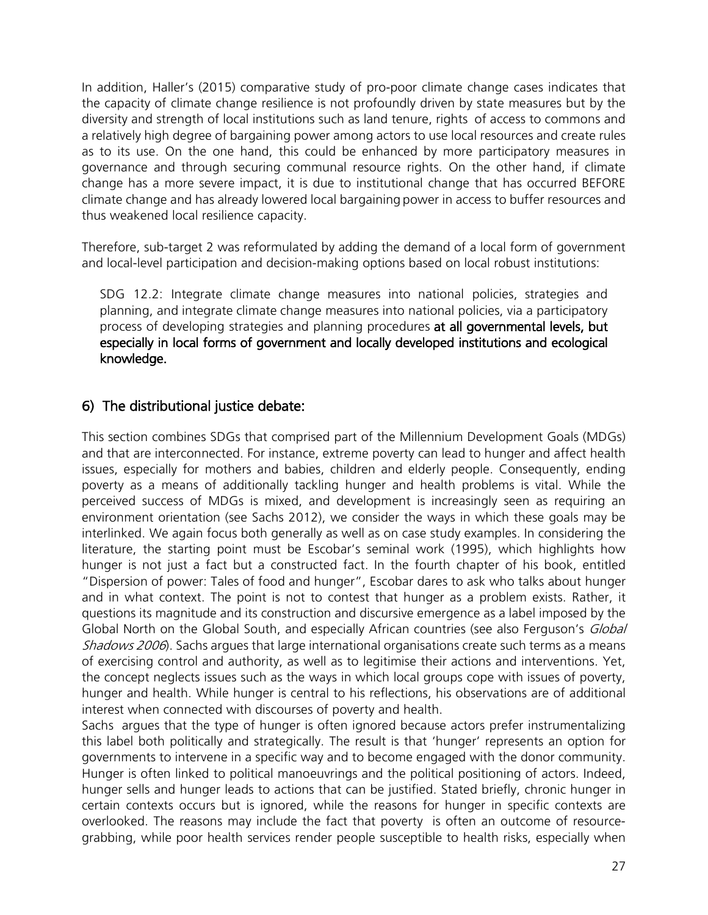In addition, Haller's (2015) comparative study of pro-poor climate change cases indicates that the capacity of climate change resilience is not profoundly driven by state measures but by the diversity and strength of local institutions such as land tenure, rights of access to commons and a relatively high degree of bargaining power among actors to use local resources and create rules as to its use. On the one hand, this could be enhanced by more participatory measures in governance and through securing communal resource rights. On the other hand, if climate change has a more severe impact, it is due to institutional change that has occurred BEFORE climate change and has already lowered local bargaining power in access to buffer resources and thus weakened local resilience capacity.

Therefore, sub-target 2 was reformulated by adding the demand of a local form of government and local-level participation and decision-making options based on local robust institutions:

> SDG 12.2: Integrate climate change measures into national policies, strategies and planning, and integrate climate change measures into national policies, via a participatory process of developing strategies and planning procedures **at all governmental levels, but especially in local forms of government and locally developed institutions and ecological knowledge.**

## 6) The distributional justice debate:

This section combines SDGs that comprised part of the Millennium Development Goals (MDGs) and that are interconnected. For instance, extreme poverty can lead to hunger and affect health issues, especially for mothers and babies, children and elderly people. Consequently, ending poverty as a means of additionally tackling hunger and health problems is vital. While the perceived success of MDGs is mixed, and development is increasingly seen as requiring an environment orientation (see Sachs 2012), we consider the ways in which these goals may be interlinked. We again focus both generally as well as on case study examples. In considering the literature, the starting point must be Escobar's seminal work (1995), which highlights how hunger is not just a fact but a constructed fact. In the fourth chapter of his book, entitled "Dispersion of power: Tales of food and hunger", Escobar dares to ask who talks about hunger and in what context. The point is not to contest that hunger as a problem exists. Rather, it questions its magnitude and its construction and discursive emergence as a label imposed by the Global North on the Global South, and especially African countries (see also Ferguson's *Global Shadows 2006*). Sachs argues that large international organisations create such terms as a means of exercising control and authority, as well as to legitimise their actions and interventions. Yet, the concept neglects issues such as the ways in which local groups cope with issues of poverty, hunger and health. While hunger is central to his reflections, his observations are of additional interest when connected with discourses of poverty and health.

Sachs argues that the type of hunger is often ignored because actors prefer instrumentalizing this label both politically and strategically. The result is that 'hunger' represents an option for governments to intervene in a specific way and to become engaged with the donor community. Hunger is often linked to political manoeuvrings and the political positioning of actors. Indeed, hunger sells and hunger leads to actions that can be justified. Stated briefly, chronic hunger in certain contexts occurs but is ignored, while the reasons for hunger in specific contexts are overlooked. The reasons may include the fact that poverty is often an outcome of resource-grabbing, while poor health services render people susceptible to health risks, especially when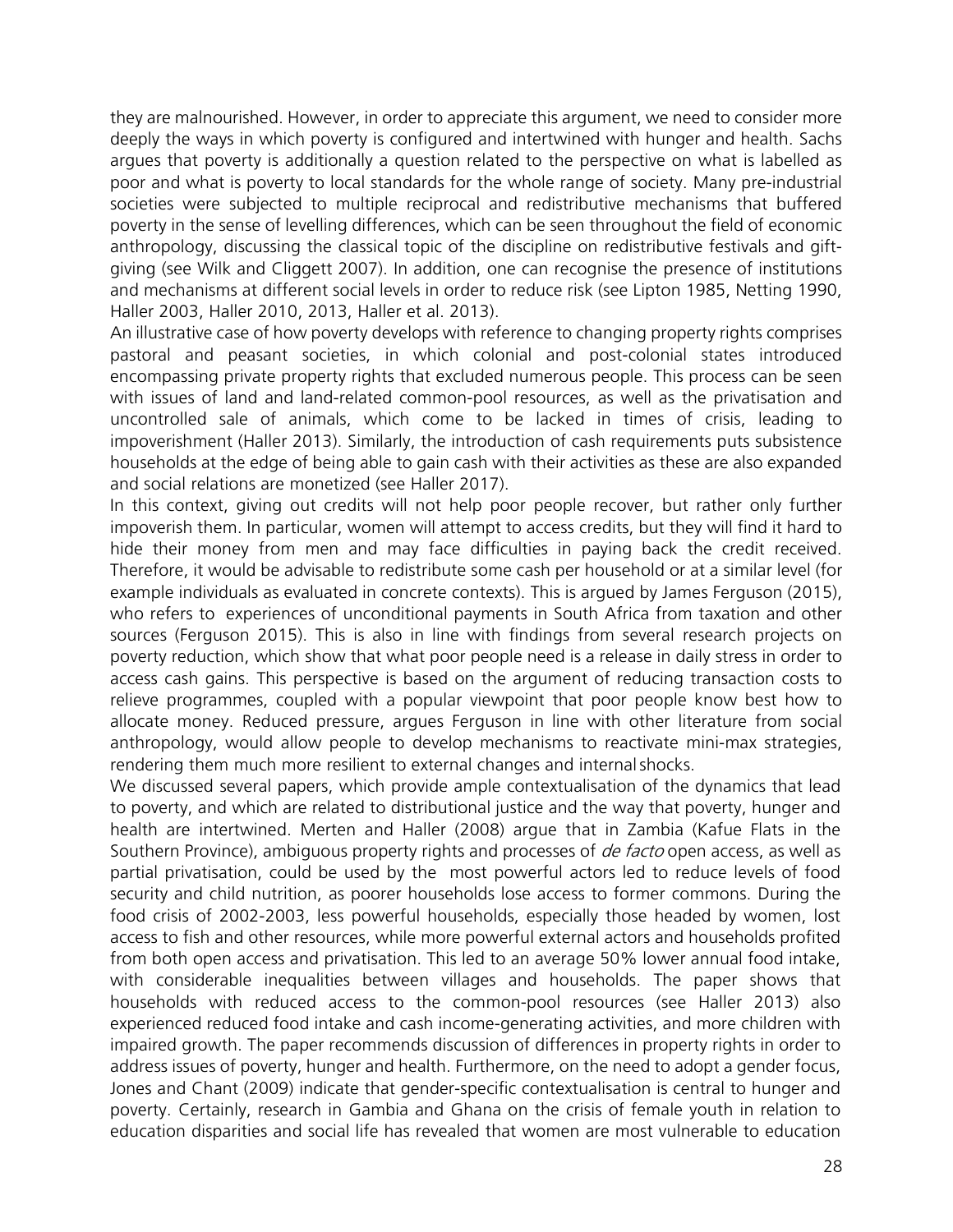they are malnourished. However, in order to appreciate this argument, we need to consider more deeply the ways in which poverty is configured and intertwined with hunger and health. Sachs argues that poverty is additionally a question related to the perspective on what is labelled as poor and what is poverty to local standards for the whole range of society. Many pre-industrial societies were subjected to multiple reciprocal and redistributive mechanisms that buffered poverty in the sense of levelling differences, which can be seen throughout the field of economic anthropology, discussing the classical topic of the discipline on redistributive festivals and gift-giving (see Wilk and Cliggett 2007). In addition, one can recognise the presence of institutions and mechanisms at different social levels in order to reduce risk (see Lipton 1985, Netting 1990, Haller 2003, Haller 2010, 2013, Haller et al. 2013).

An illustrative case of how poverty develops with reference to changing property rights comprises pastoral and peasant societies, in which colonial and post-colonial states introduced encompassing private property rights that excluded numerous people. This process can be seen with issues of land and land-related common-pool resources, as well as the privatisation and uncontrolled sale of animals, which come to be lacked in times of crisis, leading to impoverishment (Haller 2013). Similarly, the introduction of cash requirements puts subsistence households at the edge of being able to gain cash with their activities as these are also expanded and social relations are monetized (see Haller 2017).

In this context, giving out credits will not help poor people recover, but rather only further impoverish them. In particular, women will attempt to access credits, but they will find it hard to hide their money from men and may face difficulties in paying back the credit received. Therefore, it would be advisable to redistribute some cash per household or at a similar level (for example individuals as evaluated in concrete contexts). This is argued by James Ferguson (2015), who refers to experiences of unconditional payments in South Africa from taxation and other sources (Ferguson 2015). This is also in line with findings from several research projects on poverty reduction, which show that what poor people need is a release in daily stress in order to access cash gains. This perspective is based on the argument of reducing transaction costs to relieve programmes, coupled with a popular viewpoint that poor people know best how to allocate money. Reduced pressure, argues Ferguson in line with other literature from social anthropology, would allow people to develop mechanisms to reactivate mini-max strategies, rendering them much more resilient to external changes and internal shocks.

We discussed several papers, which provide ample contextualisation of the dynamics that lead to poverty, and which are related to distributional justice and the way that poverty, hunger and health are intertwined. Merten and Haller (2008) argue that in Zambia (Kafue Flats in the Southern Province), ambiguous property rights and processes of *de facto* open access, as well as partial privatisation, could be used by the most powerful actors led to reduce levels of food security and child nutrition, as poorer households lose access to former commons. During the food crisis of 2002-2003, less powerful households, especially those headed by women, lost access to fish and other resources, while more powerful external actors and households profited from both open access and privatisation. This led to an average 50% lower annual food intake, with considerable inequalities between villages and households. The paper shows that households with reduced access to the common-pool resources (see Haller 2013) also experienced reduced food intake and cash income-generating activities, and more children with impaired growth. The paper recommends discussion of differences in property rights in order to address issues of poverty, hunger and health. Furthermore, on the need to adopt a gender focus, Jones and Chant (2009) indicate that gender-specific contextualisation is central to hunger and poverty. Certainly, research in Gambia and Ghana on the crisis of female youth in relation to education disparities and social life has revealed that women are most vulnerable to education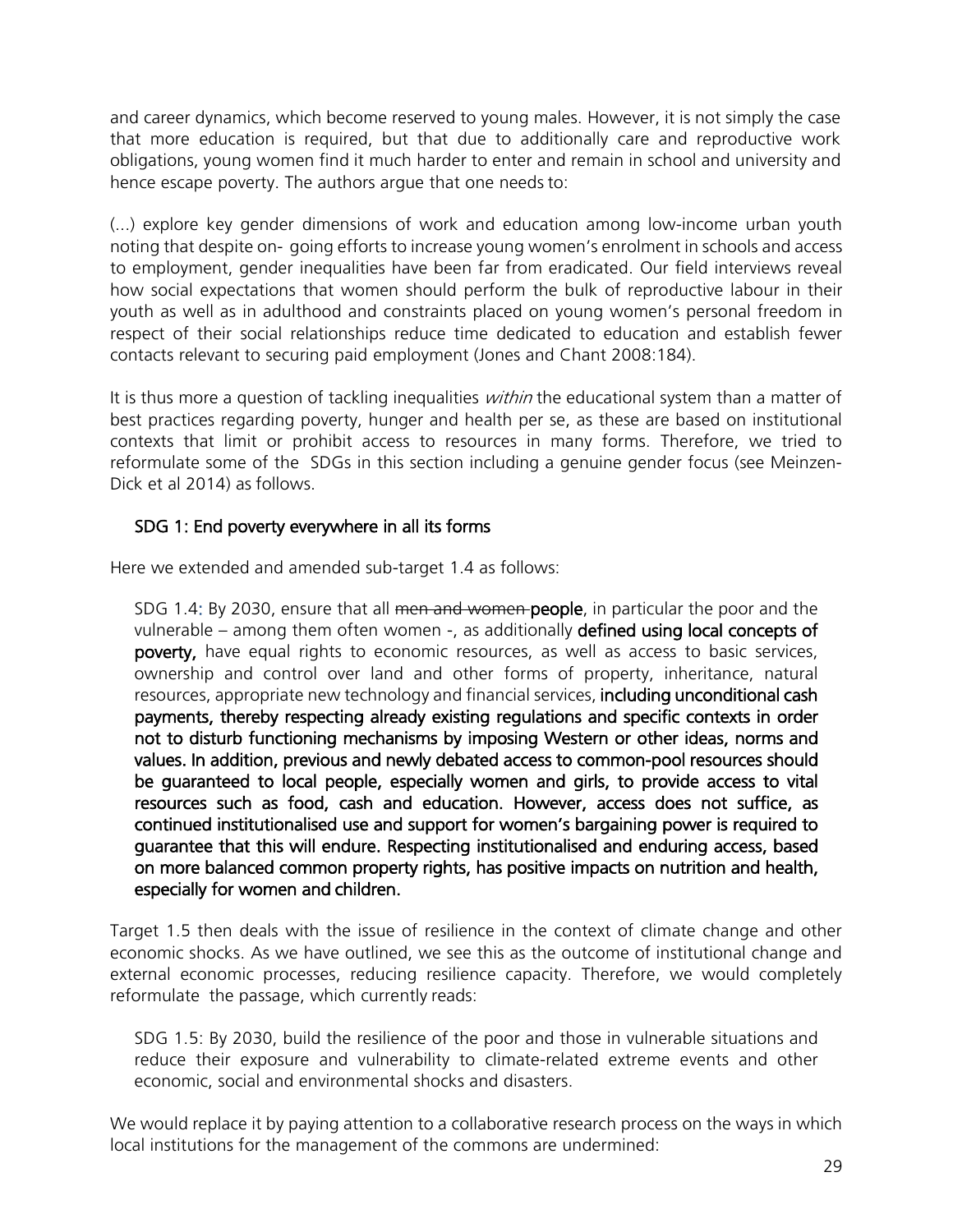and career dynamics, which become reserved to young males. However, it is not simply the case that more education is required, but that due to additionally care and reproductive work obligations, young women find it much harder to enter and remain in school and university and hence escape poverty. The authors argue that one needs to:

(...) explore key gender dimensions of work and education among low-income urban youth noting that despite on- going efforts to increase young women's enrolment in schools and access to employment, gender inequalities have been far from eradicated. Our field interviews reveal how social expectations that women should perform the bulk of reproductive labour in their youth as well as in adulthood and constraints placed on young women's personal freedom in respect of their social relationships reduce time dedicated to education and establish fewer contacts relevant to securing paid employment (Jones and Chant 2008:184).

It is thus more a question of tackling inequalities *within* the educational system than a matter of best practices regarding poverty, hunger and health per se, as these are based on institutional contexts that limit or prohibit access to resources in many forms. Therefore, we tried to reformulate some of the SDGs in this section including a genuine gender focus (see Meinzen-Dick et al 2014) as follows.

### SDG 1: End poverty everywhere in all its forms

Here we extended and amended sub-target 1.4 as follows:

> SDG 1.4: By 2030, ensure that all ~~men and women~~ **people**, in particular the poor and the vulnerable – among them often women -, as additionally **defined using local concepts of poverty,** have equal rights to economic resources, as well as access to basic services, ownership and control over land and other forms of property, inheritance, natural resources, appropriate new technology and financial services, **including unconditional cash payments, thereby respecting already existing regulations and specific contexts in order not to disturb functioning mechanisms by imposing Western or other ideas, norms and values. In addition, previous and newly debated access to common-pool resources should be guaranteed to local people, especially women and girls, to provide access to vital resources such as food, cash and education. However, access does not suffice, as continued institutionalised use and support for women's bargaining power is required to guarantee that this will endure. Respecting institutionalised and enduring access, based on more balanced common property rights, has positive impacts on nutrition and health, especially for women and children.**

Target 1.5 then deals with the issue of resilience in the context of climate change and other economic shocks. As we have outlined, we see this as the outcome of institutional change and external economic processes, reducing resilience capacity. Therefore, we would completely reformulate the passage, which currently reads:

> SDG 1.5: By 2030, build the resilience of the poor and those in vulnerable situations and reduce their exposure and vulnerability to climate-related extreme events and other economic, social and environmental shocks and disasters.

We would replace it by paying attention to a collaborative research process on the ways in which local institutions for the management of the commons are undermined: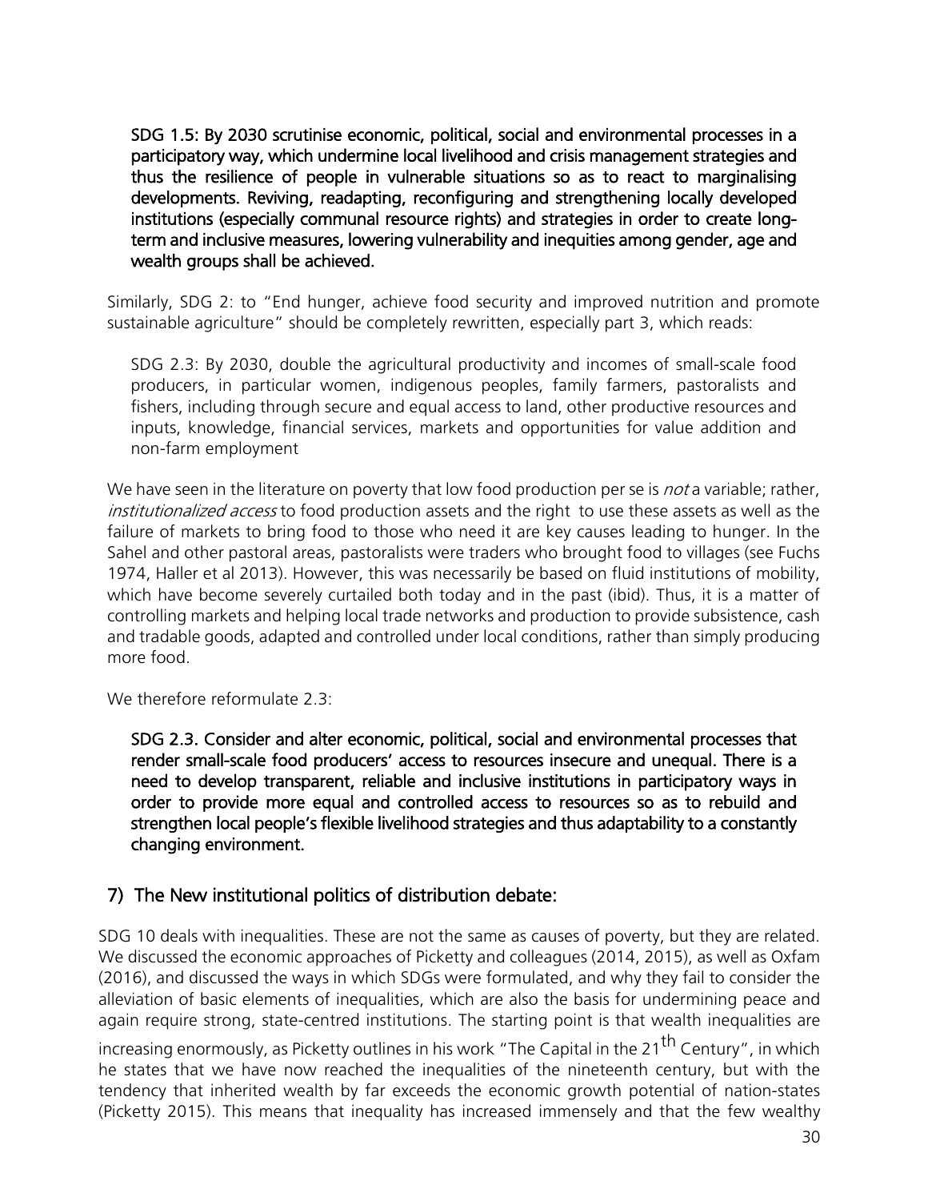> **SDG 1.5: By 2030 scrutinise economic, political, social and environmental processes in a participatory way, which undermine local livelihood and crisis management strategies and thus the resilience of people in vulnerable situations so as to react to marginalising developments. Reviving, readapting, reconfiguring and strengthening locally developed institutions (especially communal resource rights) and strategies in order to create long-term and inclusive measures, lowering vulnerability and inequities among gender, age and wealth groups shall be achieved.**

Similarly, SDG 2: to "End hunger, achieve food security and improved nutrition and promote sustainable agriculture" should be completely rewritten, especially part 3, which reads:

> SDG 2.3: By 2030, double the agricultural productivity and incomes of small-scale food producers, in particular women, indigenous peoples, family farmers, pastoralists and fishers, including through secure and equal access to land, other productive resources and inputs, knowledge, financial services, markets and opportunities for value addition and non-farm employment

We have seen in the literature on poverty that low food production per se is *not* a variable; rather, *institutionalized access* to food production assets and the right to use these assets as well as the failure of markets to bring food to those who need it are key causes leading to hunger. In the Sahel and other pastoral areas, pastoralists were traders who brought food to villages (see Fuchs 1974, Haller et al 2013). However, this was necessarily be based on fluid institutions of mobility, which have become severely curtailed both today and in the past (ibid). Thus, it is a matter of controlling markets and helping local trade networks and production to provide subsistence, cash and tradable goods, adapted and controlled under local conditions, rather than simply producing more food.

We therefore reformulate 2.3:

> **SDG 2.3. Consider and alter economic, political, social and environmental processes that render small-scale food producers' access to resources insecure and unequal. There is a need to develop transparent, reliable and inclusive institutions in participatory ways in order to provide more equal and controlled access to resources so as to rebuild and strengthen local people's flexible livelihood strategies and thus adaptability to a constantly changing environment.**

## 7) The New institutional politics of distribution debate:

SDG 10 deals with inequalities. These are not the same as causes of poverty, but they are related. We discussed the economic approaches of Picketty and colleagues (2014, 2015), as well as Oxfam (2016), and discussed the ways in which SDGs were formulated, and why they fail to consider the alleviation of basic elements of inequalities, which are also the basis for undermining peace and again require strong, state-centred institutions. The starting point is that wealth inequalities are increasing enormously, as Picketty outlines in his work "The Capital in the 21$^{th}$ Century", in which he states that we have now reached the inequalities of the nineteenth century, but with the tendency that inherited wealth by far exceeds the economic growth potential of nation-states (Picketty 2015). This means that inequality has increased immensely and that the few wealthy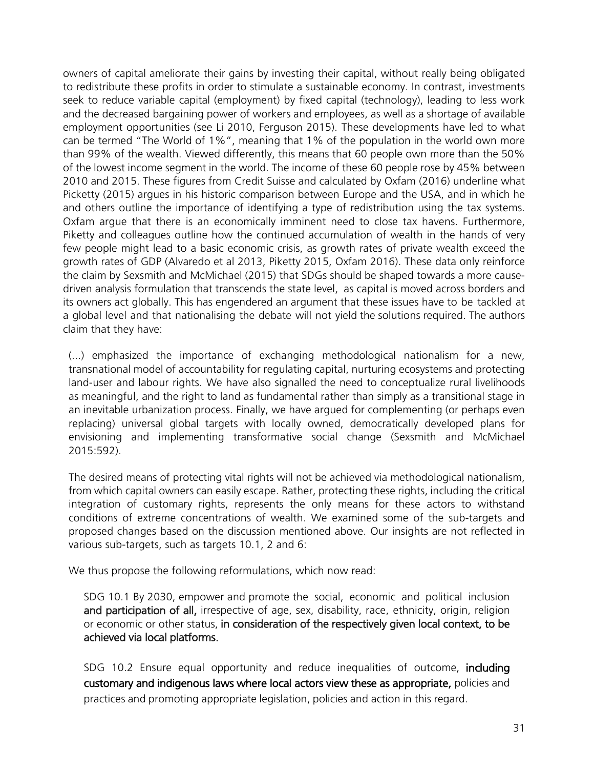owners of capital ameliorate their gains by investing their capital, without really being obligated to redistribute these profits in order to stimulate a sustainable economy. In contrast, investments seek to reduce variable capital (employment) by fixed capital (technology), leading to less work and the decreased bargaining power of workers and employees, as well as a shortage of available employment opportunities (see Li 2010, Ferguson 2015). These developments have led to what can be termed "The World of 1%", meaning that 1% of the population in the world own more than 99% of the wealth. Viewed differently, this means that 60 people own more than the 50% of the lowest income segment in the world. The income of these 60 people rose by 45% between 2010 and 2015. These figures from Credit Suisse and calculated by Oxfam (2016) underline what Picketty (2015) argues in his historic comparison between Europe and the USA, and in which he and others outline the importance of identifying a type of redistribution using the tax systems. Oxfam argue that there is an economically imminent need to close tax havens. Furthermore, Piketty and colleagues outline how the continued accumulation of wealth in the hands of very few people might lead to a basic economic crisis, as growth rates of private wealth exceed the growth rates of GDP (Alvaredo et al 2013, Piketty 2015, Oxfam 2016). These data only reinforce the claim by Sexsmith and McMichael (2015) that SDGs should be shaped towards a more cause-driven analysis formulation that transcends the state level, as capital is moved across borders and its owners act globally. This has engendered an argument that these issues have to be tackled at a global level and that nationalising the debate will not yield the solutions required. The authors claim that they have:

> (...) emphasized the importance of exchanging methodological nationalism for a new, transnational model of accountability for regulating capital, nurturing ecosystems and protecting land-user and labour rights. We have also signalled the need to conceptualize rural livelihoods as meaningful, and the right to land as fundamental rather than simply as a transitional stage in an inevitable urbanization process. Finally, we have argued for complementing (or perhaps even replacing) universal global targets with locally owned, democratically developed plans for envisioning and implementing transformative social change (Sexsmith and McMichael 2015:592).

The desired means of protecting vital rights will not be achieved via methodological nationalism, from which capital owners can easily escape. Rather, protecting these rights, including the critical integration of customary rights, represents the only means for these actors to withstand conditions of extreme concentrations of wealth. We examined some of the sub-targets and proposed changes based on the discussion mentioned above. Our insights are not reflected in various sub-targets, such as targets 10.1, 2 and 6:

We thus propose the following reformulations, which now read:

> SDG 10.1 By 2030, empower and promote the social, economic and political inclusion **and participation of all,** irrespective of age, sex, disability, race, ethnicity, origin, religion or economic or other status, **in consideration of the respectively given local context, to be achieved via local platforms.**
>
> SDG 10.2 Ensure equal opportunity and reduce inequalities of outcome, **including customary and indigenous laws where local actors view these as appropriate,** policies and practices and promoting appropriate legislation, policies and action in this regard.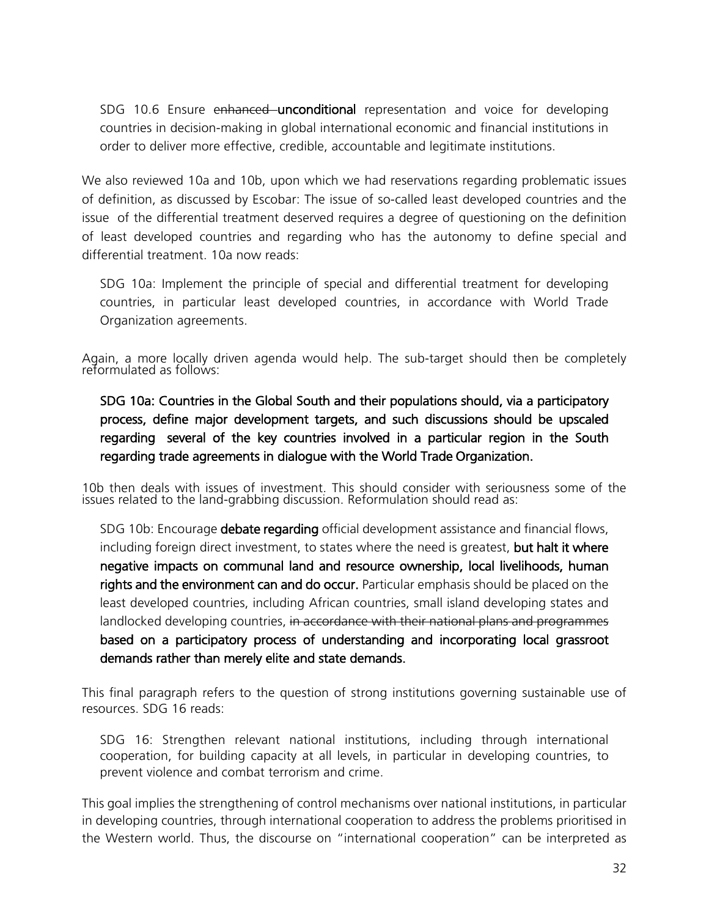> SDG 10.6 Ensure ~~enhanced~~ **unconditional** representation and voice for developing countries in decision-making in global international economic and financial institutions in order to deliver more effective, credible, accountable and legitimate institutions.

We also reviewed 10a and 10b, upon which we had reservations regarding problematic issues of definition, as discussed by Escobar: The issue of so-called least developed countries and the issue of the differential treatment deserved requires a degree of questioning on the definition of least developed countries and regarding who has the autonomy to define special and differential treatment. 10a now reads:

> SDG 10a: Implement the principle of special and differential treatment for developing countries, in particular least developed countries, in accordance with World Trade Organization agreements.

Again, a more locally driven agenda would help. The sub-target should then be completely reformulated as follows:

> **SDG 10a: Countries in the Global South and their populations should, via a participatory process, define major development targets, and such discussions should be upscaled regarding several of the key countries involved in a particular region in the South regarding trade agreements in dialogue with the World Trade Organization.**

10b then deals with issues of investment. This should consider with seriousness some of the issues related to the land-grabbing discussion. Reformulation should read as:

> SDG 10b: Encourage **debate regarding** official development assistance and financial flows, including foreign direct investment, to states where the need is greatest, **but halt it where negative impacts on communal land and resource ownership, local livelihoods, human rights and the environment can and do occur.** Particular emphasis should be placed on the least developed countries, including African countries, small island developing states and landlocked developing countries, ~~in accordance with their national plans and programmes~~ **based on a participatory process of understanding and incorporating local grassroot demands rather than merely elite and state demands.**

This final paragraph refers to the question of strong institutions governing sustainable use of resources. SDG 16 reads:

> SDG 16: Strengthen relevant national institutions, including through international cooperation, for building capacity at all levels, in particular in developing countries, to prevent violence and combat terrorism and crime.

This goal implies the strengthening of control mechanisms over national institutions, in particular in developing countries, through international cooperation to address the problems prioritised in the Western world. Thus, the discourse on "international cooperation" can be interpreted as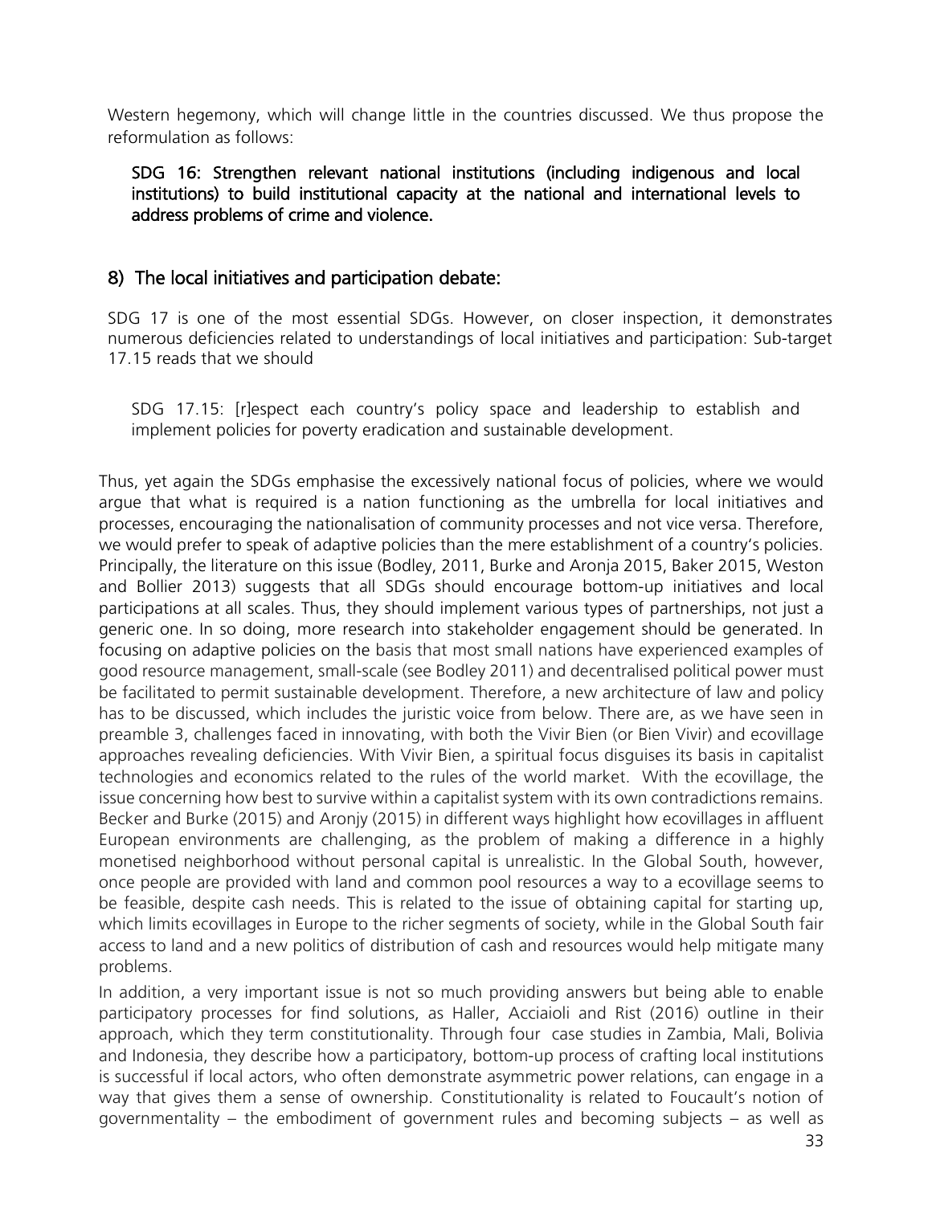Western hegemony, which will change little in the countries discussed. We thus propose the reformulation as follows:

> **SDG 16: Strengthen relevant national institutions (including indigenous and local institutions) to build institutional capacity at the national and international levels to address problems of crime and violence.**

## 8) The local initiatives and participation debate:

SDG 17 is one of the most essential SDGs. However, on closer inspection, it demonstrates numerous deficiencies related to understandings of local initiatives and participation: Sub-target 17.15 reads that we should

> SDG 17.15: [r]espect each country's policy space and leadership to establish and implement policies for poverty eradication and sustainable development.

Thus, yet again the SDGs emphasise the excessively national focus of policies, where we would argue that what is required is a nation functioning as the umbrella for local initiatives and processes, encouraging the nationalisation of community processes and not vice versa. Therefore, we would prefer to speak of adaptive policies than the mere establishment of a country's policies. Principally, the literature on this issue (Bodley, 2011, Burke and Aronja 2015, Baker 2015, Weston and Bollier 2013) suggests that all SDGs should encourage bottom-up initiatives and local participations at all scales. Thus, they should implement various types of partnerships, not just a generic one. In so doing, more research into stakeholder engagement should be generated. In focusing on adaptive policies on the basis that most small nations have experienced examples of good resource management, small-scale (see Bodley 2011) and decentralised political power must be facilitated to permit sustainable development. Therefore, a new architecture of law and policy has to be discussed, which includes the juristic voice from below. There are, as we have seen in preamble 3, challenges faced in innovating, with both the Vivir Bien (or Bien Vivir) and ecovillage approaches revealing deficiencies. With Vivir Bien, a spiritual focus disguises its basis in capitalist technologies and economics related to the rules of the world market. With the ecovillage, the issue concerning how best to survive within a capitalist system with its own contradictions remains. Becker and Burke (2015) and Aronjy (2015) in different ways highlight how ecovillages in affluent European environments are challenging, as the problem of making a difference in a highly monetised neighborhood without personal capital is unrealistic. In the Global South, however, once people are provided with land and common pool resources a way to a ecovillage seems to be feasible, despite cash needs. This is related to the issue of obtaining capital for starting up, which limits ecovillages in Europe to the richer segments of society, while in the Global South fair access to land and a new politics of distribution of cash and resources would help mitigate many problems.

In addition, a very important issue is not so much providing answers but being able to enable participatory processes for find solutions, as Haller, Acciaioli and Rist (2016) outline in their approach, which they term constitutionality. Through four case studies in Zambia, Mali, Bolivia and Indonesia, they describe how a participatory, bottom-up process of crafting local institutions is successful if local actors, who often demonstrate asymmetric power relations, can engage in a way that gives them a sense of ownership. Constitutionality is related to Foucault's notion of governmentality – the embodiment of government rules and becoming subjects – as well as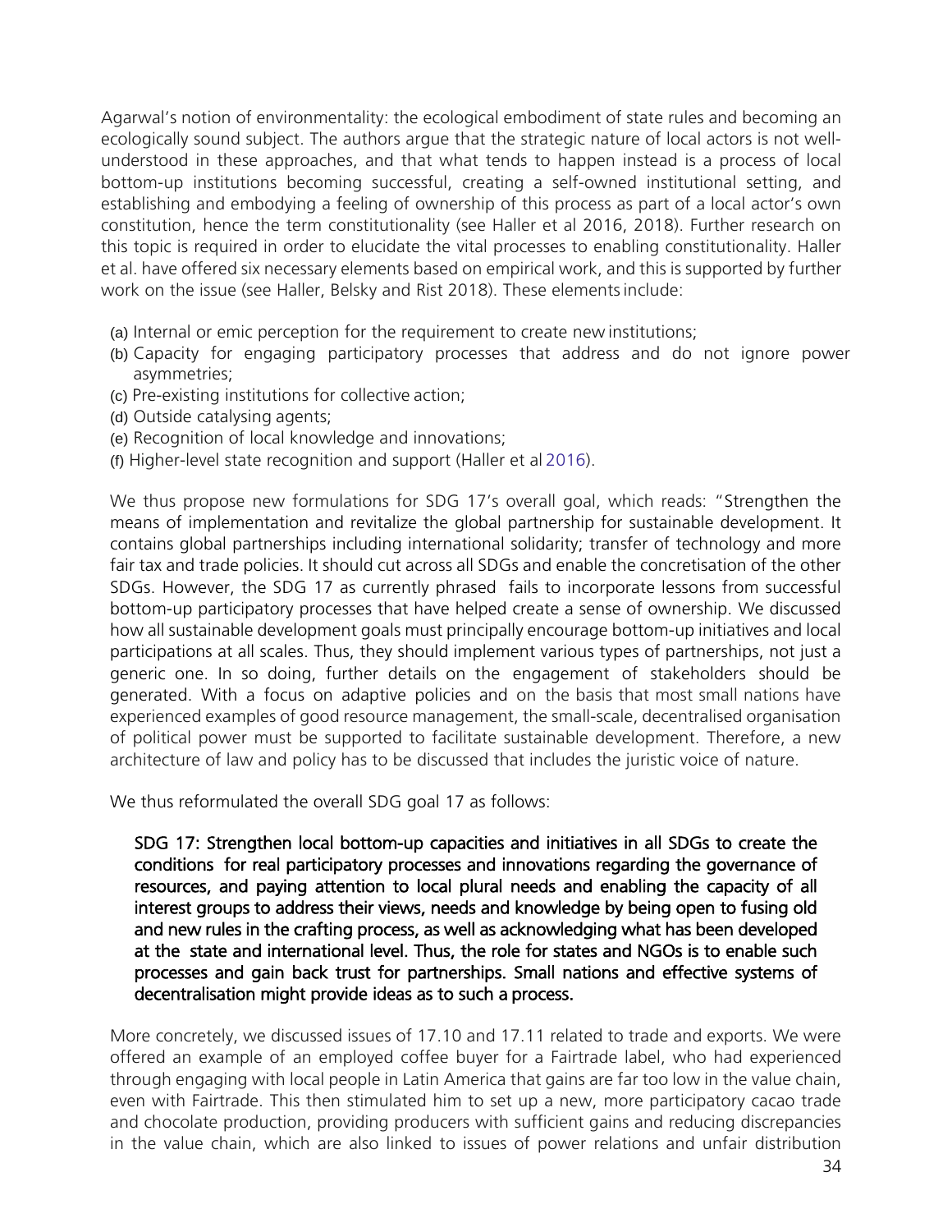Agarwal's notion of environmentality: the ecological embodiment of state rules and becoming an ecologically sound subject. The authors argue that the strategic nature of local actors is not well-understood in these approaches, and that what tends to happen instead is a process of local bottom-up institutions becoming successful, creating a self-owned institutional setting, and establishing and embodying a feeling of ownership of this process as part of a local actor's own constitution, hence the term constitutionality (see Haller et al 2016, 2018). Further research on this topic is required in order to elucidate the vital processes to enabling constitutionality. Haller et al. have offered six necessary elements based on empirical work, and this is supported by further work on the issue (see Haller, Belsky and Rist 2018). These elements include:

(a) Internal or emic perception for the requirement to create new institutions;
(b) Capacity for engaging participatory processes that address and do not ignore power asymmetries;
(c) Pre-existing institutions for collective action;
(d) Outside catalysing agents;
(e) Recognition of local knowledge and innovations;
(f) Higher-level state recognition and support (Haller et al 2016).

We thus propose new formulations for SDG 17's overall goal, which reads: "Strengthen the means of implementation and revitalize the global partnership for sustainable development. It contains global partnerships including international solidarity; transfer of technology and more fair tax and trade policies. It should cut across all SDGs and enable the concretisation of the other SDGs. However, the SDG 17 as currently phrased fails to incorporate lessons from successful bottom-up participatory processes that have helped create a sense of ownership. We discussed how all sustainable development goals must principally encourage bottom-up initiatives and local participations at all scales. Thus, they should implement various types of partnerships, not just a generic one. In so doing, further details on the engagement of stakeholders should be generated. With a focus on adaptive policies and on the basis that most small nations have experienced examples of good resource management, the small-scale, decentralised organisation of political power must be supported to facilitate sustainable development. Therefore, a new architecture of law and policy has to be discussed that includes the juristic voice of nature.

We thus reformulated the overall SDG goal 17 as follows:

> SDG 17: Strengthen local bottom-up capacities and initiatives in all SDGs to create the conditions for real participatory processes and innovations regarding the governance of resources, and paying attention to local plural needs and enabling the capacity of all interest groups to address their views, needs and knowledge by being open to fusing old and new rules in the crafting process, as well as acknowledging what has been developed at the state and international level. Thus, the role for states and NGOs is to enable such processes and gain back trust for partnerships. Small nations and effective systems of decentralisation might provide ideas as to such a process.

More concretely, we discussed issues of 17.10 and 17.11 related to trade and exports. We were offered an example of an employed coffee buyer for a Fairtrade label, who had experienced through engaging with local people in Latin America that gains are far too low in the value chain, even with Fairtrade. This then stimulated him to set up a new, more participatory cacao trade and chocolate production, providing producers with sufficient gains and reducing discrepancies in the value chain, which are also linked to issues of power relations and unfair distribution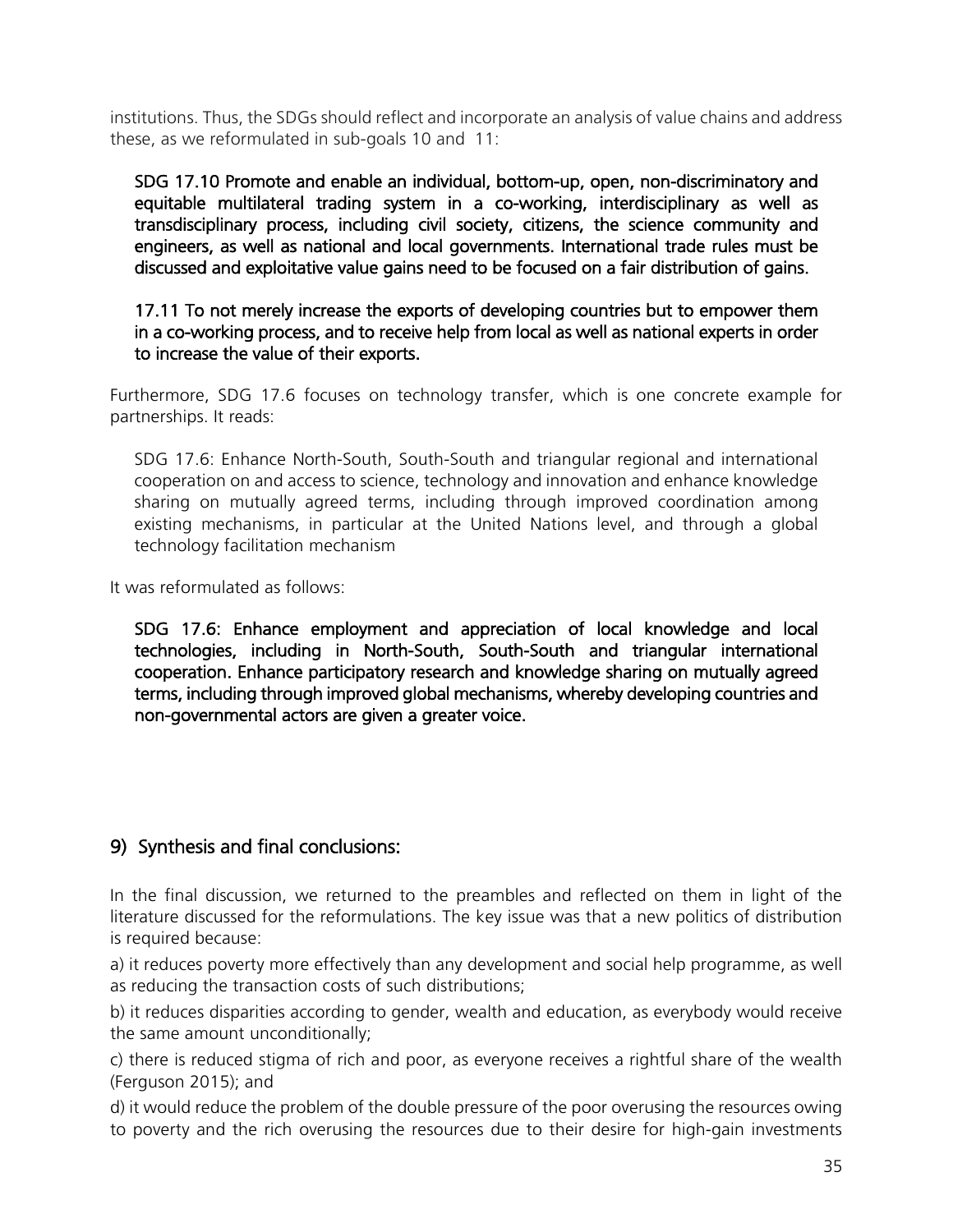institutions. Thus, the SDGs should reflect and incorporate an analysis of value chains and address these, as we reformulated in sub-goals 10 and 11:

> **SDG 17.10 Promote and enable an individual, bottom-up, open, non-discriminatory and equitable multilateral trading system in a co-working, interdisciplinary as well as transdisciplinary process, including civil society, citizens, the science community and engineers, as well as national and local governments. International trade rules must be discussed and exploitative value gains need to be focused on a fair distribution of gains.**
>
> **17.11 To not merely increase the exports of developing countries but to empower them in a co-working process, and to receive help from local as well as national experts in order to increase the value of their exports.**

Furthermore, SDG 17.6 focuses on technology transfer, which is one concrete example for partnerships. It reads:

> SDG 17.6: Enhance North-South, South-South and triangular regional and international cooperation on and access to science, technology and innovation and enhance knowledge sharing on mutually agreed terms, including through improved coordination among existing mechanisms, in particular at the United Nations level, and through a global technology facilitation mechanism

It was reformulated as follows:

> **SDG 17.6: Enhance employment and appreciation of local knowledge and local technologies, including in North-South, South-South and triangular international cooperation. Enhance participatory research and knowledge sharing on mutually agreed terms, including through improved global mechanisms, whereby developing countries and non-governmental actors are given a greater voice.**

## 9) Synthesis and final conclusions:

In the final discussion, we returned to the preambles and reflected on them in light of the literature discussed for the reformulations. The key issue was that a new politics of distribution is required because:

a) it reduces poverty more effectively than any development and social help programme, as well as reducing the transaction costs of such distributions;

b) it reduces disparities according to gender, wealth and education, as everybody would receive the same amount unconditionally;

c) there is reduced stigma of rich and poor, as everyone receives a rightful share of the wealth (Ferguson 2015); and

d) it would reduce the problem of the double pressure of the poor overusing the resources owing to poverty and the rich overusing the resources due to their desire for high-gain investments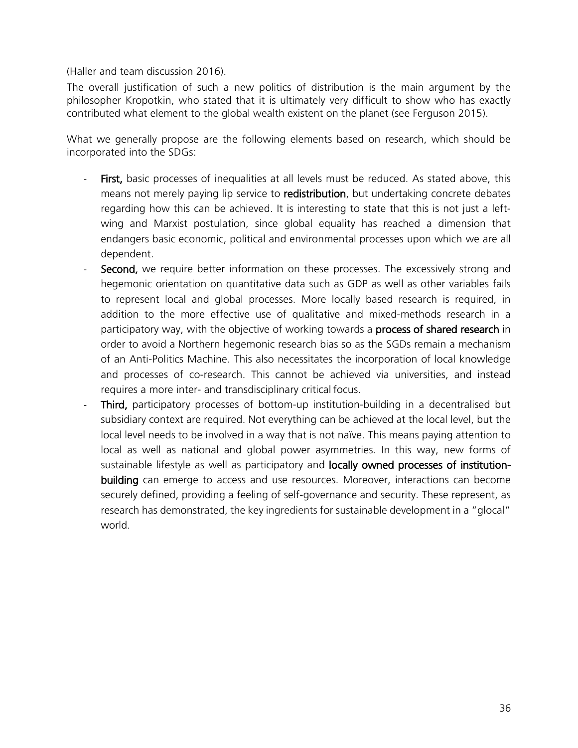(Haller and team discussion 2016).

The overall justification of such a new politics of distribution is the main argument by the philosopher Kropotkin, who stated that it is ultimately very difficult to show who has exactly contributed what element to the global wealth existent on the planet (see Ferguson 2015).

What we generally propose are the following elements based on research, which should be incorporated into the SDGs:

- **First,** basic processes of inequalities at all levels must be reduced. As stated above, this means not merely paying lip service to **redistribution**, but undertaking concrete debates regarding how this can be achieved. It is interesting to state that this is not just a left-wing and Marxist postulation, since global equality has reached a dimension that endangers basic economic, political and environmental processes upon which we are all dependent.
- **Second,** we require better information on these processes. The excessively strong and hegemonic orientation on quantitative data such as GDP as well as other variables fails to represent local and global processes. More locally based research is required, in addition to the more effective use of qualitative and mixed-methods research in a participatory way, with the objective of working towards a **process of shared research** in order to avoid a Northern hegemonic research bias so as the SGDs remain a mechanism of an Anti-Politics Machine. This also necessitates the incorporation of local knowledge and processes of co-research. This cannot be achieved via universities, and instead requires a more inter- and transdisciplinary critical focus.
- **Third,** participatory processes of bottom-up institution-building in a decentralised but subsidiary context are required. Not everything can be achieved at the local level, but the local level needs to be involved in a way that is not naïve. This means paying attention to local as well as national and global power asymmetries. In this way, new forms of sustainable lifestyle as well as participatory and **locally owned processes of institution-building** can emerge to access and use resources. Moreover, interactions can become securely defined, providing a feeling of self-governance and security. These represent, as research has demonstrated, the key ingredients for sustainable development in a "glocal" world.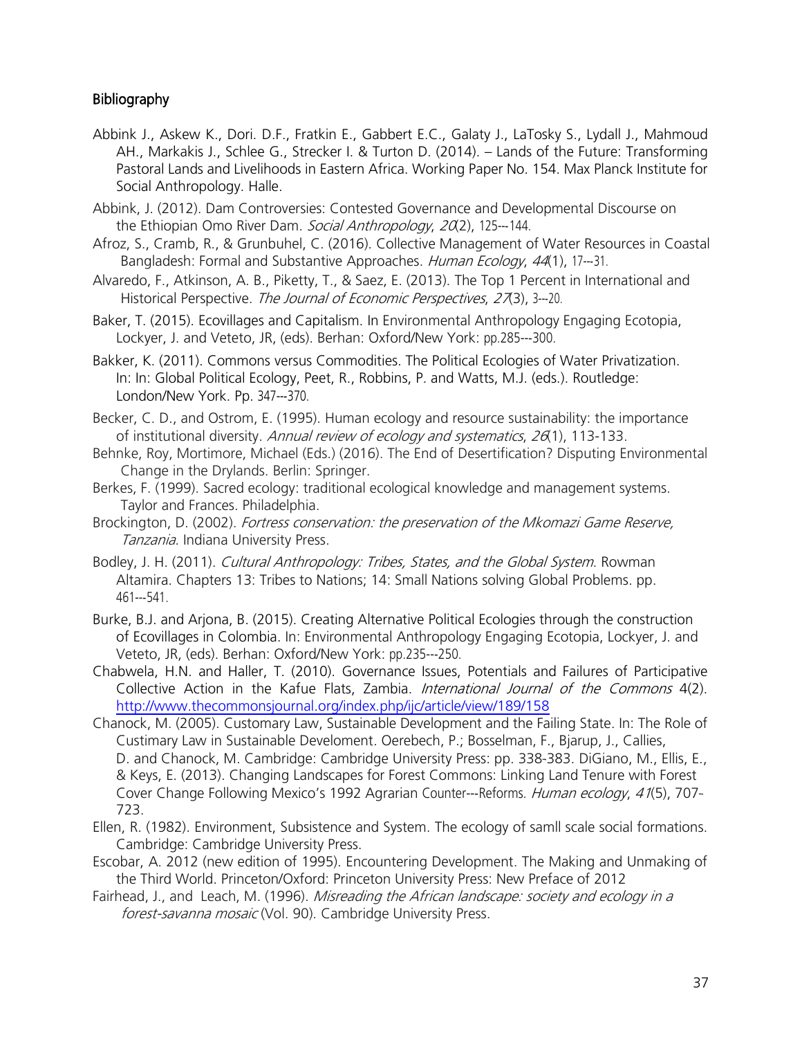## Bibliography

Abbink J., Askew K., Dori. D.F., Fratkin E., Gabbert E.C., Galaty J., LaTosky S., Lydall J., Mahmoud AH., Markakis J., Schlee G., Strecker I. & Turton D. (2014). – Lands of the Future: Transforming Pastoral Lands and Livelihoods in Eastern Africa. Working Paper No. 154. Max Planck Institute for Social Anthropology. Halle.

Abbink, J. (2012). Dam Controversies: Contested Governance and Developmental Discourse on the Ethiopian Omo River Dam. *Social Anthropology*, *20*(2), 125---144.

Afroz, S., Cramb, R., & Grunbuhel, C. (2016). Collective Management of Water Resources in Coastal Bangladesh: Formal and Substantive Approaches. *Human Ecology*, *44*(1), 17---31.

Alvaredo, F., Atkinson, A. B., Piketty, T., & Saez, E. (2013). The Top 1 Percent in International and Historical Perspective. *The Journal of Economic Perspectives*, *27*(3), 3---20.

Baker, T. (2015). Ecovillages and Capitalism. In Environmental Anthropology Engaging Ecotopia, Lockyer, J. and Veteto, JR, (eds). Berhan: Oxford/New York: pp.285---300.

Bakker, K. (2011). Commons versus Commodities. The Political Ecologies of Water Privatization. In: In: Global Political Ecology, Peet, R., Robbins, P. and Watts, M.J. (eds.). Routledge: London/New York. Pp. 347---370.

Becker, C. D., and Ostrom, E. (1995). Human ecology and resource sustainability: the importance of institutional diversity. *Annual review of ecology and systematics*, *26*(1), 113-133.

Behnke, Roy, Mortimore, Michael (Eds.) (2016). The End of Desertification? Disputing Environmental Change in the Drylands. Berlin: Springer.

Berkes, F. (1999). Sacred ecology: traditional ecological knowledge and management systems. Taylor and Frances. Philadelphia.

Brockington, D. (2002). *Fortress conservation: the preservation of the Mkomazi Game Reserve, Tanzania*. Indiana University Press.

Bodley, J. H. (2011). *Cultural Anthropology: Tribes, States, and the Global System*. Rowman Altamira. Chapters 13: Tribes to Nations; 14: Small Nations solving Global Problems. pp. 461---541.

Burke, B.J. and Arjona, B. (2015). Creating Alternative Political Ecologies through the construction of Ecovillages in Colombia. In: Environmental Anthropology Engaging Ecotopia, Lockyer, J. and Veteto, JR, (eds). Berhan: Oxford/New York: pp.235---250.

Chabwela, H.N. and Haller, T. (2010). Governance Issues, Potentials and Failures of Participative Collective Action in the Kafue Flats, Zambia. *International Journal of the Commons* 4(2). http://www.thecommonsjournal.org/index.php/ijc/article/view/189/158

Chanock, M. (2005). Customary Law, Sustainable Development and the Failing State. In: The Role of Customary Law in Sustainable Develoment. Oerebech, P.; Bosselman, F., Bjarup, J., Callies, D. and Chanock, M. Cambridge: Cambridge University Press: pp. 338-383. DiGiano, M., Ellis, E., & Keys, E. (2013). Changing Landscapes for Forest Commons: Linking Land Tenure with Forest Cover Change Following Mexico's 1992 Agrarian Counter---Reforms. *Human ecology*, *41*(5), 707-723.

Ellen, R. (1982). Environment, Subsistence and System. The ecology of samll scale social formations. Cambridge: Cambridge University Press.

Escobar, A. 2012 (new edition of 1995). Encountering Development. The Making and Unmaking of the Third World. Princeton/Oxford: Princeton University Press: New Preface of 2012

Fairhead, J., and Leach, M. (1996). *Misreading the African landscape: society and ecology in a forest-savanna mosaic* (Vol. 90). Cambridge University Press.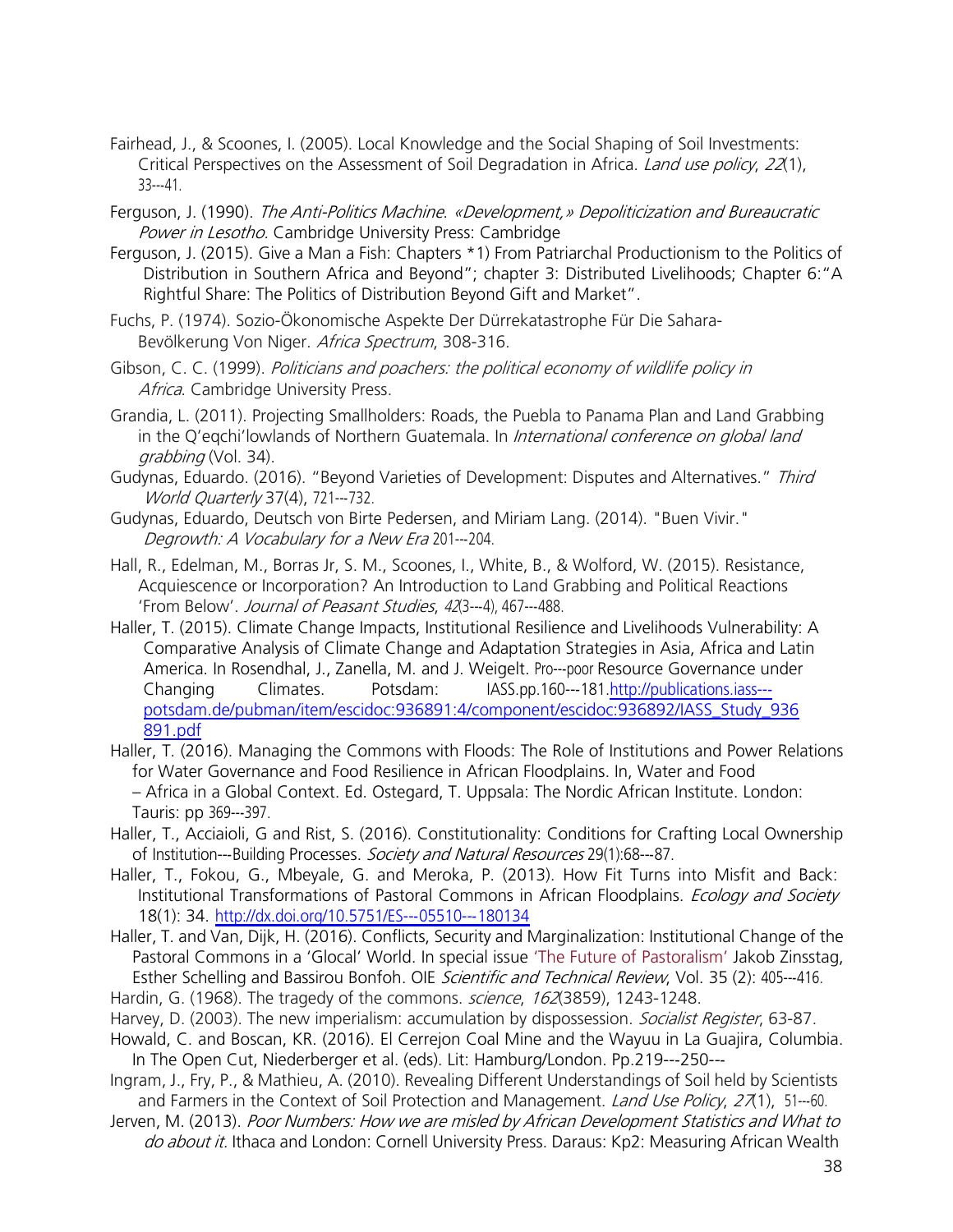Fairhead, J., & Scoones, I. (2005). Local Knowledge and the Social Shaping of Soil Investments: Critical Perspectives on the Assessment of Soil Degradation in Africa. *Land use policy*, *22*(1), 33---41.

Ferguson, J. (1990). *The Anti-Politics Machine. «Development,» Depoliticization and Bureaucratic Power in Lesotho*. Cambridge University Press: Cambridge

Ferguson, J. (2015). Give a Man a Fish: Chapters *1) From Patriarchal Productionism to the Politics of Distribution in Southern Africa and Beyond"; chapter 3: Distributed Livelihoods; Chapter 6:"A Rightful Share: The Politics of Distribution Beyond Gift and Market".

Fuchs, P. (1974). Sozio-Ökonomische Aspekte Der Dürrekatastrophe Für Die Sahara-Bevölkerung Von Niger. *Africa Spectrum*, 308-316.

Gibson, C. C. (1999). *Politicians and poachers: the political economy of wildlife policy in Africa*. Cambridge University Press.

Grandia, L. (2011). Projecting Smallholders: Roads, the Puebla to Panama Plan and Land Grabbing in the Q'eqchi'lowlands of Northern Guatemala. In *International conference on global land grabbing* (Vol. 34).

Gudynas, Eduardo. (2016). "Beyond Varieties of Development: Disputes and Alternatives." *Third World Quarterly* 37(4), 721---732.

Gudynas, Eduardo, Deutsch von Birte Pedersen, and Miriam Lang. (2014). "Buen Vivir." *Degrowth: A Vocabulary for a New Era* 201---204.

Hall, R., Edelman, M., Borras Jr, S. M., Scoones, I., White, B., & Wolford, W. (2015). Resistance, Acquiescence or Incorporation? An Introduction to Land Grabbing and Political Reactions 'From Below'. *Journal of Peasant Studies*, *42*(3---4), 467---488.

Haller, T. (2015). Climate Change Impacts, Institutional Resilience and Livelihoods Vulnerability: A Comparative Analysis of Climate Change and Adaptation Strategies in Asia, Africa and Latin America. In Rosendhal, J., Zanella, M. and J. Weigelt. Pro---poor Resource Governance under Changing Climates. Potsdam: IASS.pp.160---181.http://publications.iass---potsdam.de/pubman/item/escidoc:936891:4/component/escidoc:936892/IASS_Study_936891.pdf

Haller, T. (2016). Managing the Commons with Floods: The Role of Institutions and Power Relations for Water Governance and Food Resilience in African Floodplains. In, Water and Food – Africa in a Global Context. Ed. Ostegard, T. Uppsala: The Nordic African Institute. London: Tauris: pp 369---397.

Haller, T., Acciaioli, G and Rist, S. (2016). Constitutionality: Conditions for Crafting Local Ownership of Institution---Building Processes. *Society and Natural Resources* 29(1):68---87.

Haller, T., Fokou, G., Mbeyale, G. and Meroka, P. (2013). How Fit Turns into Misfit and Back: Institutional Transformations of Pastoral Commons in African Floodplains. *Ecology and Society* 18(1): 34. http://dx.doi.org/10.5751/ES---05510---180134

Haller, T. and Van, Dijk, H. (2016). Conflicts, Security and Marginalization: Institutional Change of the Pastoral Commons in a 'Glocal' World. In special issue 'The Future of Pastoralism' Jakob Zinsstag, Esther Schelling and Bassirou Bonfoh. OIE *Scientific and Technical Review*, Vol. 35 (2): 405---416.

Hardin, G. (1968). The tragedy of the commons. *science*, *162*(3859), 1243-1248.

Harvey, D. (2003). The new imperialism: accumulation by dispossession. *Socialist Register*, 63-87.

Howald, C. and Boscan, KR. (2016). El Cerrejon Coal Mine and the Wayuu in La Guajira, Columbia. In The Open Cut, Niederberger et al. (eds). Lit: Hamburg/London. Pp.219---250---

Ingram, J., Fry, P., & Mathieu, A. (2010). Revealing Different Understandings of Soil held by Scientists and Farmers in the Context of Soil Protection and Management. *Land Use Policy*, *27*(1), 51---60.

Jerven, M. (2013). *Poor Numbers: How we are misled by African Development Statistics and What to do about it*. Ithaca and London: Cornell University Press. Daraus: Kp2: Measuring African Wealth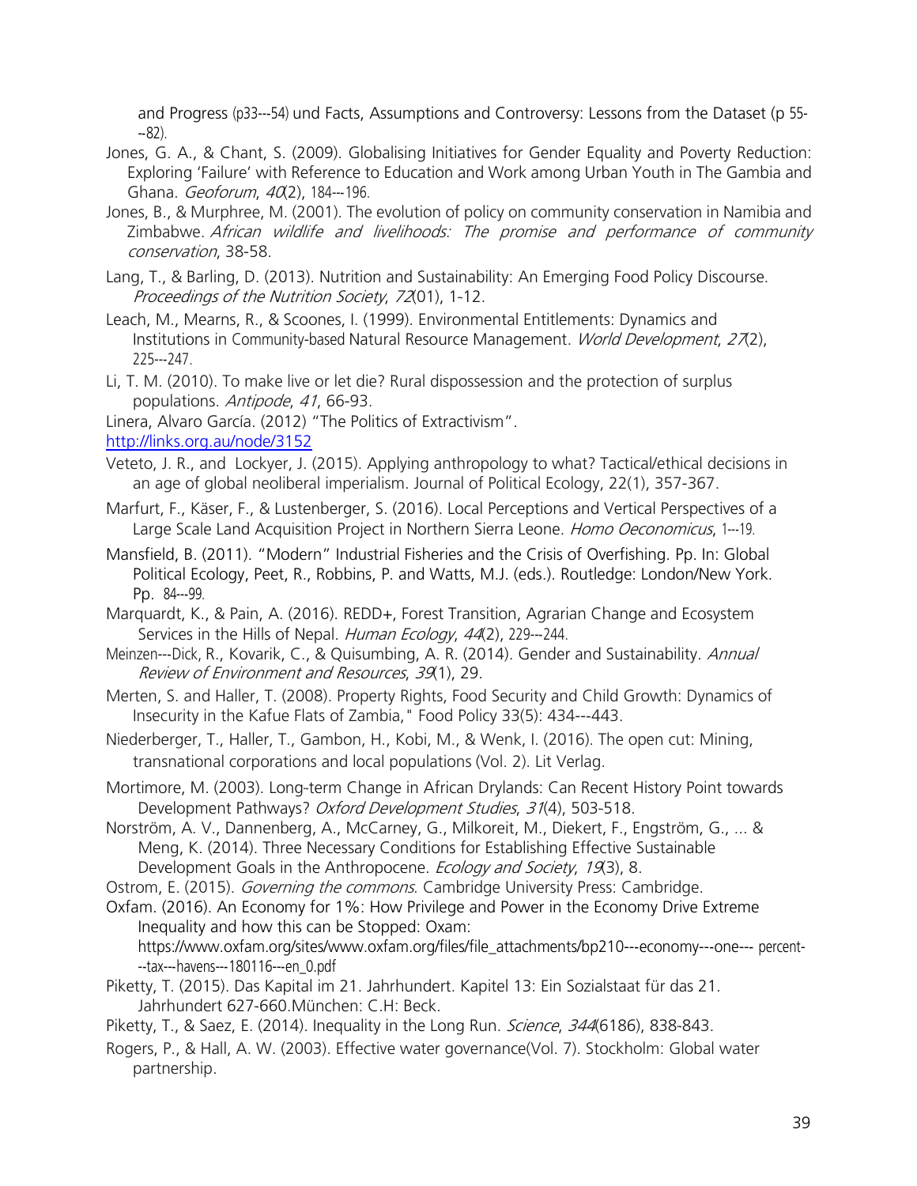and Progress (p33---54) und Facts, Assumptions and Controversy: Lessons from the Dataset (p 55---82).

Jones, G. A., & Chant, S. (2009). Globalising Initiatives for Gender Equality and Poverty Reduction: Exploring 'Failure' with Reference to Education and Work among Urban Youth in The Gambia and Ghana. *Geoforum*, *40*(2), 184---196.

Jones, B., & Murphree, M. (2001). The evolution of policy on community conservation in Namibia and Zimbabwe. *African wildlife and livelihoods: The promise and performance of community conservation*, 38-58.

Lang, T., & Barling, D. (2013). Nutrition and Sustainability: An Emerging Food Policy Discourse. *Proceedings of the Nutrition Society*, *72*(01), 1-12.

Leach, M., Mearns, R., & Scoones, I. (1999). Environmental Entitlements: Dynamics and Institutions in Community-based Natural Resource Management. *World Development*, *27*(2), 225---247.

Li, T. M. (2010). To make live or let die? Rural dispossession and the protection of surplus populations. *Antipode*, *41*, 66-93.

Linera, Alvaro García. (2012) "The Politics of Extractivism". http://links.org.au/node/3152

Veteto, J. R., and Lockyer, J. (2015). Applying anthropology to what? Tactical/ethical decisions in an age of global neoliberal imperialism. Journal of Political Ecology, 22(1), 357-367.

Marfurt, F., Käser, F., & Lustenberger, S. (2016). Local Perceptions and Vertical Perspectives of a Large Scale Land Acquisition Project in Northern Sierra Leone. *Homo Oeconomicus*, 1---19.

Mansfield, B. (2011). "Modern" Industrial Fisheries and the Crisis of Overfishing. Pp. In: Global Political Ecology, Peet, R., Robbins, P. and Watts, M.J. (eds.). Routledge: London/New York. Pp. 84---99.

Marquardt, K., & Pain, A. (2016). REDD+, Forest Transition, Agrarian Change and Ecosystem Services in the Hills of Nepal. *Human Ecology*, *44*(2), 229---244.

Meinzen---Dick, R., Kovarik, C., & Quisumbing, A. R. (2014). Gender and Sustainability. *Annual Review of Environment and Resources*, *39*(1), 29.

Merten, S. and Haller, T. (2008). Property Rights, Food Security and Child Growth: Dynamics of Insecurity in the Kafue Flats of Zambia," Food Policy 33(5): 434---443.

Niederberger, T., Haller, T., Gambon, H., Kobi, M., & Wenk, I. (2016). The open cut: Mining, transnational corporations and local populations (Vol. 2). Lit Verlag.

Mortimore, M. (2003). Long-term Change in African Drylands: Can Recent History Point towards Development Pathways? *Oxford Development Studies*, *31*(4), 503-518.

Norström, A. V., Dannenberg, A., McCarney, G., Milkoreit, M., Diekert, F., Engström, G., ... & Meng, K. (2014). Three Necessary Conditions for Establishing Effective Sustainable Development Goals in the Anthropocene. *Ecology and Society*, *19*(3), 8.

Ostrom, E. (2015). *Governing the commons*. Cambridge University Press: Cambridge.

Oxfam. (2016). An Economy for 1%: How Privilege and Power in the Economy Drive Extreme Inequality and how this can be Stopped: Oxam: https://www.oxfam.org/sites/www.oxfam.org/files/file_attachments/bp210---economy---one--- percent---tax---havens---180116---en_0.pdf

Piketty, T. (2015). Das Kapital im 21. Jahrhundert. Kapitel 13: Ein Sozialstaat für das 21. Jahrhundert 627-660.München: C.H: Beck.

Piketty, T., & Saez, E. (2014). Inequality in the Long Run. *Science*, *344*(6186), 838-843.

Rogers, P., & Hall, A. W. (2003). Effective water governance(Vol. 7). Stockholm: Global water partnership.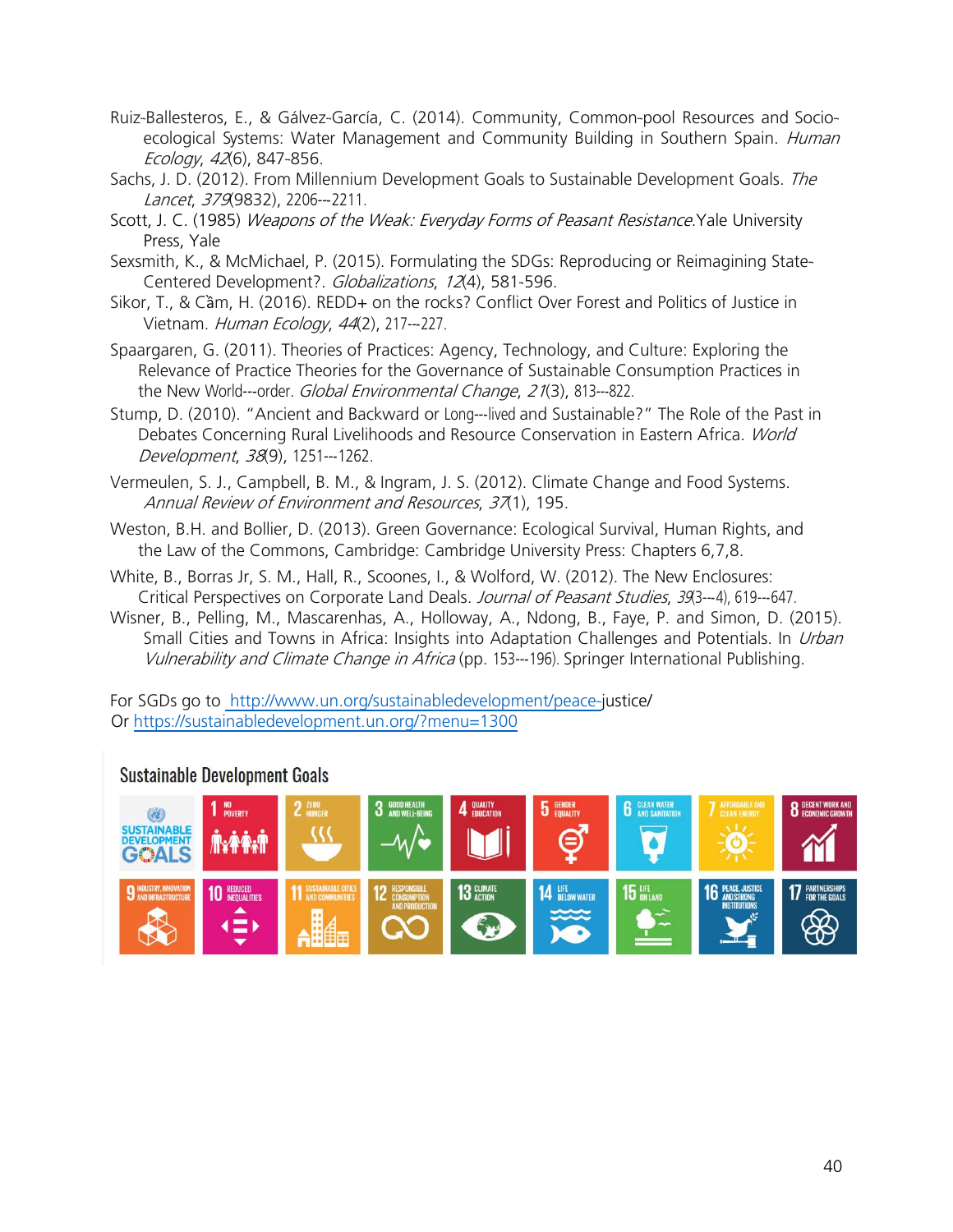Ruiz-Ballesteros, E., & Gálvez-García, C. (2014). Community, Common-pool Resources and Socio-ecological Systems: Water Management and Community Building in Southern Spain. *Human Ecology*, *42*(6), 847-856.

Sachs, J. D. (2012). From Millennium Development Goals to Sustainable Development Goals. *The Lancet*, *379*(9832), 2206---2211.

Scott, J. C. (1985) *Weapons of the Weak: Everyday Forms of Peasant Resistance*.Yale University Press, Yale

Sexsmith, K., & McMichael, P. (2015). Formulating the SDGs: Reproducing or Reimagining State-Centered Development?. *Globalizations*, *12*(4), 581-596.

Sikor, T., & Cầm, H. (2016). REDD+ on the rocks? Conflict Over Forest and Politics of Justice in Vietnam. *Human Ecology*, *44*(2), 217---227.

Spaargaren, G. (2011). Theories of Practices: Agency, Technology, and Culture: Exploring the Relevance of Practice Theories for the Governance of Sustainable Consumption Practices in the New World---order. *Global Environmental Change*, *21*(3), 813---822.

Stump, D. (2010). "Ancient and Backward or Long---lived and Sustainable?" The Role of the Past in Debates Concerning Rural Livelihoods and Resource Conservation in Eastern Africa. *World Development*, *38*(9), 1251---1262.

Vermeulen, S. J., Campbell, B. M., & Ingram, J. S. (2012). Climate Change and Food Systems. *Annual Review of Environment and Resources*, *37*(1), 195.

Weston, B.H. and Bollier, D. (2013). Green Governance: Ecological Survival, Human Rights, and the Law of the Commons, Cambridge: Cambridge University Press: Chapters 6,7,8.

White, B., Borras Jr, S. M., Hall, R., Scoones, I., & Wolford, W. (2012). The New Enclosures: Critical Perspectives on Corporate Land Deals. *Journal of Peasant Studies*, *39*(3---4), 619---647.

Wisner, B., Pelling, M., Mascarenhas, A., Holloway, A., Ndong, B., Faye, P. and Simon, D. (2015). Small Cities and Towns in Africa: Insights into Adaptation Challenges and Potentials. In *Urban Vulnerability and Climate Change in Africa* (pp. 153---196). Springer International Publishing.

For SGDs go to http://www.un.org/sustainabledevelopment/peace-justice/
Or https://sustainabledevelopment.un.org/?menu=1300

Sustainable Development Goals

SUSTAINABLE DEVELOPMENT GOALS

1 NO POVERTY
2 ZERO HUNGER
3 GOOD HEALTH AND WELL-BEING
4 QUALITY EDUCATION
5 GENDER EQUALITY
6 CLEAN WATER AND SANITATION
7 AFFORDABLE AND CLEAN ENERGY
8 DECENT WORK AND ECONOMIC GROWTH
9 INDUSTRY, INNOVATION AND INFRASTRUCTURE
10 REDUCED INEQUALITIES
11 SUSTAINABLE CITIES AND COMMUNITIES
12 RESPONSIBLE CONSUMPTION AND PRODUCTION
13 CLIMATE ACTION
14 LIFE BELOW WATER
15 LIFE ON LAND
16 PEACE, JUSTICE AND STRONG INSTITUTIONS
17 PARTNERSHIPS FOR THE GOALS